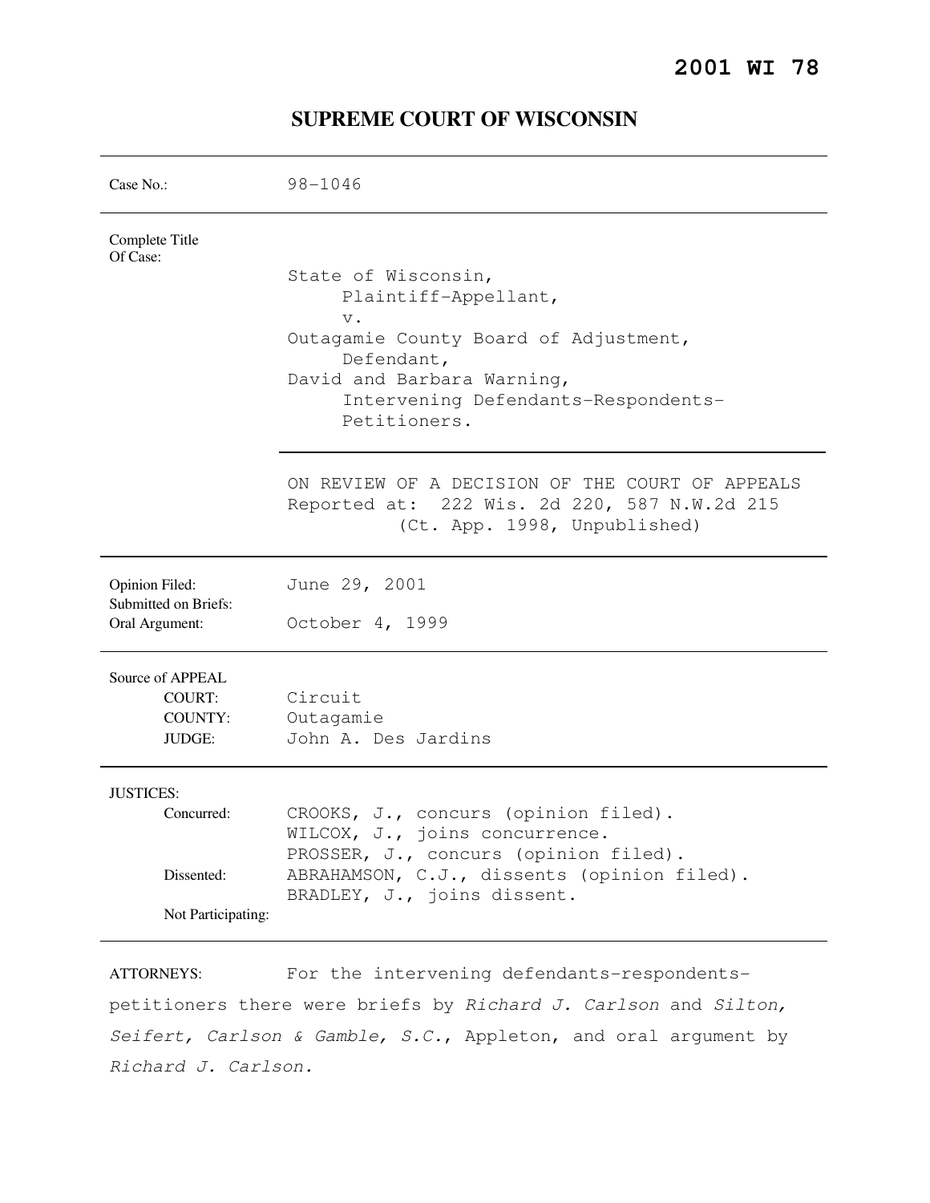**2001 WI 78**

# SUPREME COURT OF WISCONSIN

| | |
|---|---|
| Case No.: | 98-1046 |
| Complete Title Of Case: | State of Wisconsin,<br>Plaintiff-Appellant,<br>v.<br>Outagamie County Board of Adjustment,<br>Defendant,<br>David and Barbara Warning,<br>Intervening Defendants-Respondents-Petitioners. |
| | ON REVIEW OF A DECISION OF THE COURT OF APPEALS<br>Reported at: 222 Wis. 2d 220, 587 N.W.2d 215<br>(Ct. App. 1998, Unpublished) |
| Opinion Filed: | June 29, 2001 |
| Submitted on Briefs: | |
| Oral Argument: | October 4, 1999 |
| Source of APPEAL | |
| COURT: | Circuit |
| COUNTY: | Outagamie |
| JUDGE: | John A. Des Jardins |
| JUSTICES: | |
| Concurred: | CROOKS, J., concurs (opinion filed).<br>WILCOX, J., joins concurrence.<br>PROSSER, J., concurs (opinion filed). |
| Dissented: | ABRAHAMSON, C.J., dissents (opinion filed).<br>BRADLEY, J., joins dissent. |
| Not Participating: | |

ATTORNEYS: For the intervening defendants-respondents-petitioners there were briefs by *Richard J. Carlson* and *Silton, Seifert, Carlson & Gamble, S.C.*, Appleton, and oral argument by *Richard J. Carlson.*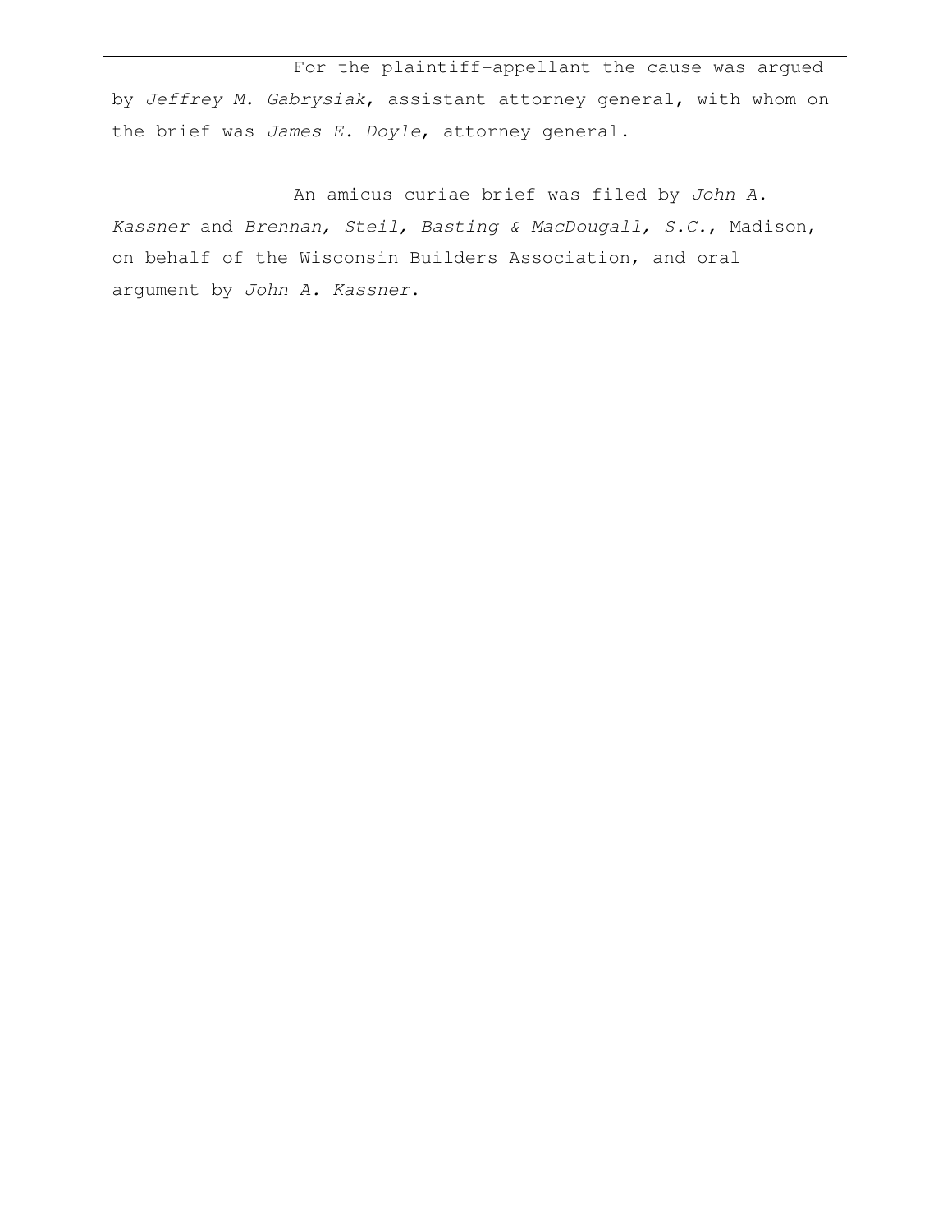---

For the plaintiff-appellant the cause was argued by *Jeffrey M. Gabrysiak*, assistant attorney general, with whom on the brief was *James E. Doyle*, attorney general.

An amicus curiae brief was filed by *John A. Kassner* and *Brennan, Steil, Basting & MacDougall, S.C.*, Madison, on behalf of the Wisconsin Builders Association, and oral argument by *John A. Kassner*.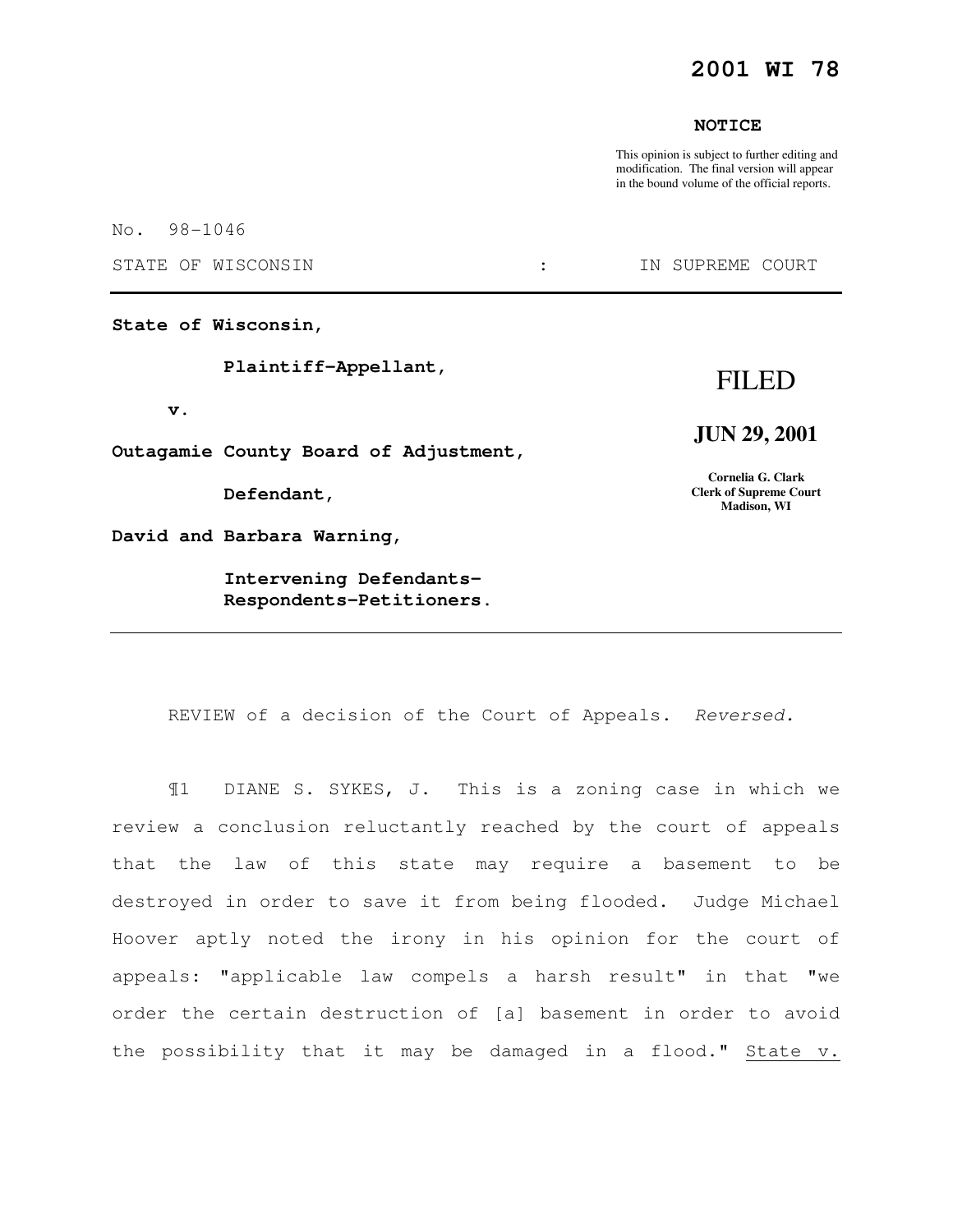# 2001 WI 78

**NOTICE**

This opinion is subject to further editing and modification. The final version will appear in the bound volume of the official reports.

No. 98-1046

STATE OF WISCONSIN : IN SUPREME COURT

---

**State of Wisconsin,**

**Plaintiff-Appellant,**

**v.**

**Outagamie County Board of Adjustment,**

**Defendant,**

**David and Barbara Warning,**

**Intervening Defendants-Respondents-Petitioners.**

FILED

**JUN 29, 2001**

**Cornelia G. Clark**
**Clerk of Supreme Court**
**Madison, WI**

---

REVIEW of a decision of the Court of Appeals. *Reversed.*

¶1 DIANE S. SYKES, J. This is a zoning case in which we review a conclusion reluctantly reached by the court of appeals that the law of this state may require a basement to be destroyed in order to save it from being flooded. Judge Michael Hoover aptly noted the irony in his opinion for the court of appeals: "applicable law compels a harsh result" in that "we order the certain destruction of [a] basement in order to avoid the possibility that it may be damaged in a flood." State v.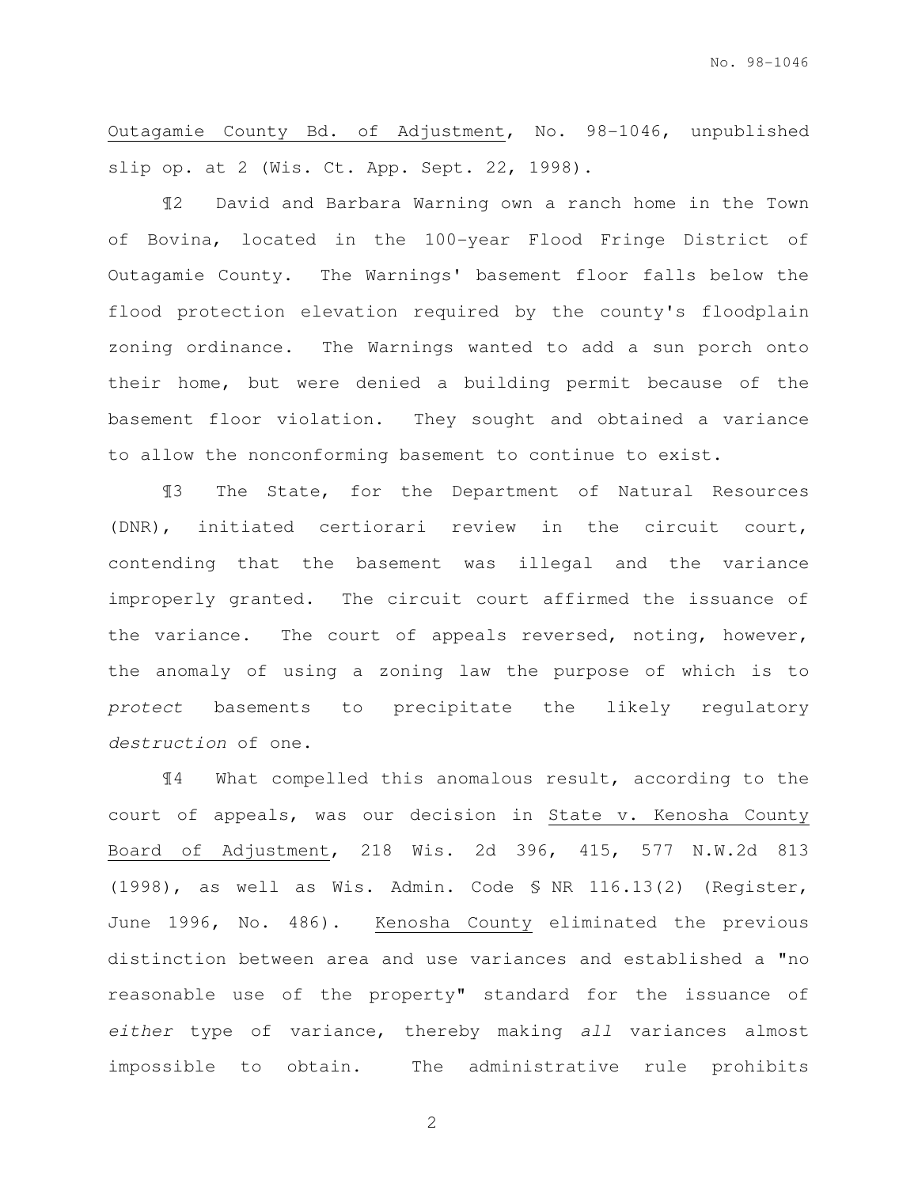Outagamie County Bd. of Adjustment, No. 98-1046, unpublished slip op. at 2 (Wis. Ct. App. Sept. 22, 1998).

¶2 David and Barbara Warning own a ranch home in the Town of Bovina, located in the 100-year Flood Fringe District of Outagamie County. The Warnings' basement floor falls below the flood protection elevation required by the county's floodplain zoning ordinance. The Warnings wanted to add a sun porch onto their home, but were denied a building permit because of the basement floor violation. They sought and obtained a variance to allow the nonconforming basement to continue to exist.

¶3 The State, for the Department of Natural Resources (DNR), initiated certiorari review in the circuit court, contending that the basement was illegal and the variance improperly granted. The circuit court affirmed the issuance of the variance. The court of appeals reversed, noting, however, the anomaly of using a zoning law the purpose of which is to *protect* basements to precipitate the likely regulatory *destruction* of one.

¶4 What compelled this anomalous result, according to the court of appeals, was our decision in State v. Kenosha County Board of Adjustment, 218 Wis. 2d 396, 415, 577 N.W.2d 813 (1998), as well as Wis. Admin. Code § NR 116.13(2) (Register, June 1996, No. 486). Kenosha County eliminated the previous distinction between area and use variances and established a "no reasonable use of the property" standard for the issuance of *either* type of variance, thereby making *all* variances almost impossible to obtain. The administrative rule prohibits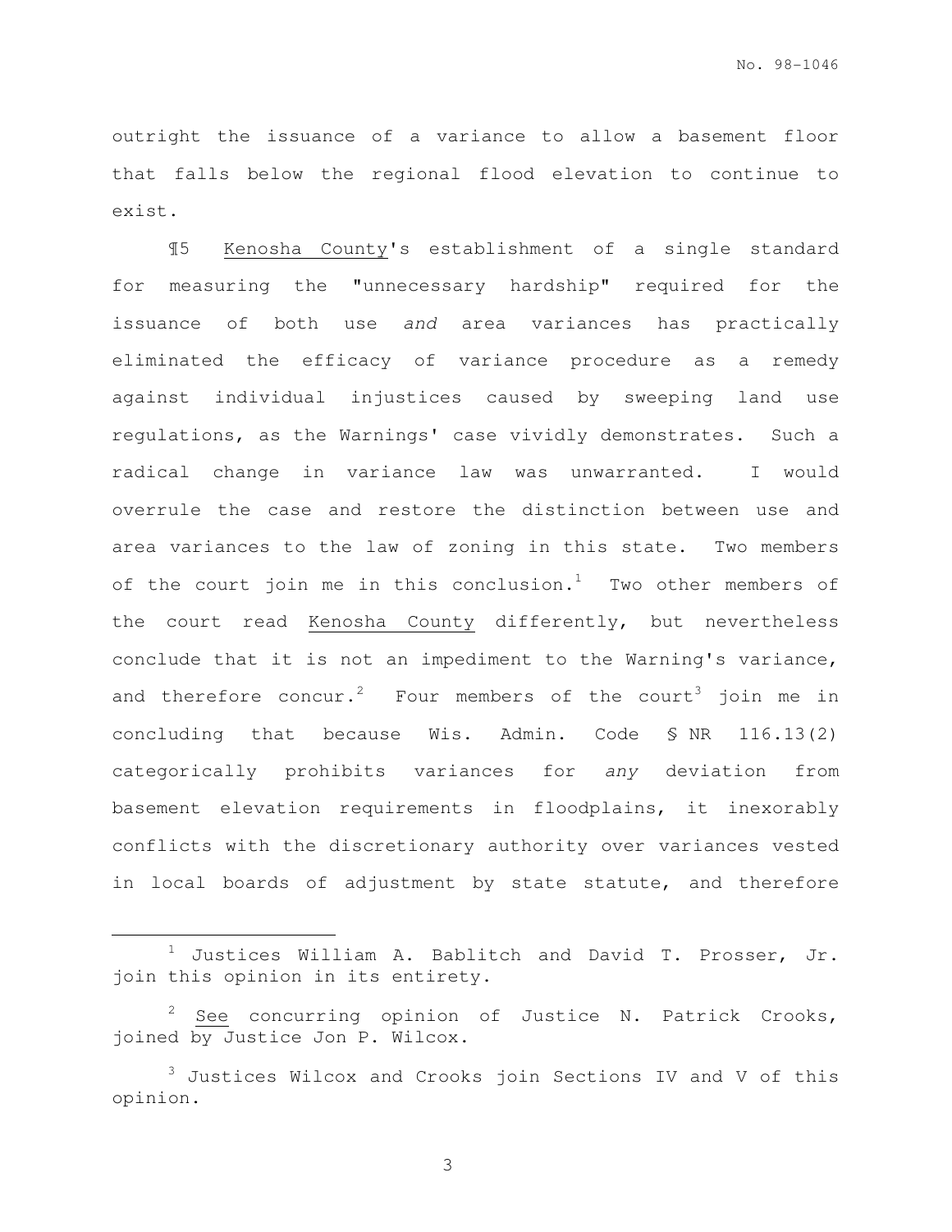outright the issuance of a variance to allow a basement floor that falls below the regional flood elevation to continue to exist.

¶5 Kenosha County's establishment of a single standard for measuring the "unnecessary hardship" required for the issuance of both use *and* area variances has practically eliminated the efficacy of variance procedure as a remedy against individual injustices caused by sweeping land use regulations, as the Warnings' case vividly demonstrates. Such a radical change in variance law was unwarranted. I would overrule the case and restore the distinction between use and area variances to the law of zoning in this state. Two members of the court join me in this conclusion.[1] Two other members of the court read Kenosha County differently, but nevertheless conclude that it is not an impediment to the Warning's variance, and therefore concur.[2] Four members of the court[3] join me in concluding that because Wis. Admin. Code § NR 116.13(2) categorically prohibits variances for *any* deviation from basement elevation requirements in floodplains, it inexorably conflicts with the discretionary authority over variances vested in local boards of adjustment by state statute, and therefore

---

[1] Justices William A. Bablitch and David T. Prosser, Jr. join this opinion in its entirety.

[2] See concurring opinion of Justice N. Patrick Crooks, joined by Justice Jon P. Wilcox.

[3] Justices Wilcox and Crooks join Sections IV and V of this opinion.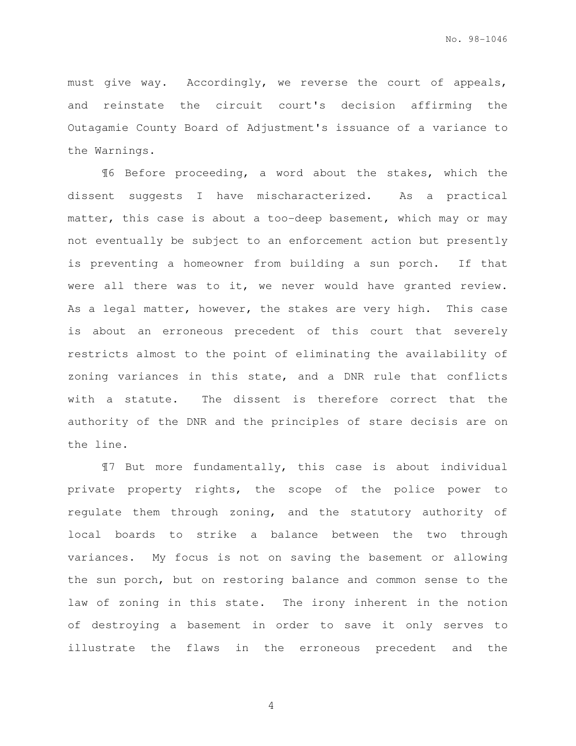must give way. Accordingly, we reverse the court of appeals, and reinstate the circuit court's decision affirming the Outagamie County Board of Adjustment's issuance of a variance to the Warnings.

¶6 Before proceeding, a word about the stakes, which the dissent suggests I have mischaracterized. As a practical matter, this case is about a too-deep basement, which may or may not eventually be subject to an enforcement action but presently is preventing a homeowner from building a sun porch. If that were all there was to it, we never would have granted review. As a legal matter, however, the stakes are very high. This case is about an erroneous precedent of this court that severely restricts almost to the point of eliminating the availability of zoning variances in this state, and a DNR rule that conflicts with a statute. The dissent is therefore correct that the authority of the DNR and the principles of stare decisis are on the line.

¶7 But more fundamentally, this case is about individual private property rights, the scope of the police power to regulate them through zoning, and the statutory authority of local boards to strike a balance between the two through variances. My focus is not on saving the basement or allowing the sun porch, but on restoring balance and common sense to the law of zoning in this state. The irony inherent in the notion of destroying a basement in order to save it only serves to illustrate the flaws in the erroneous precedent and the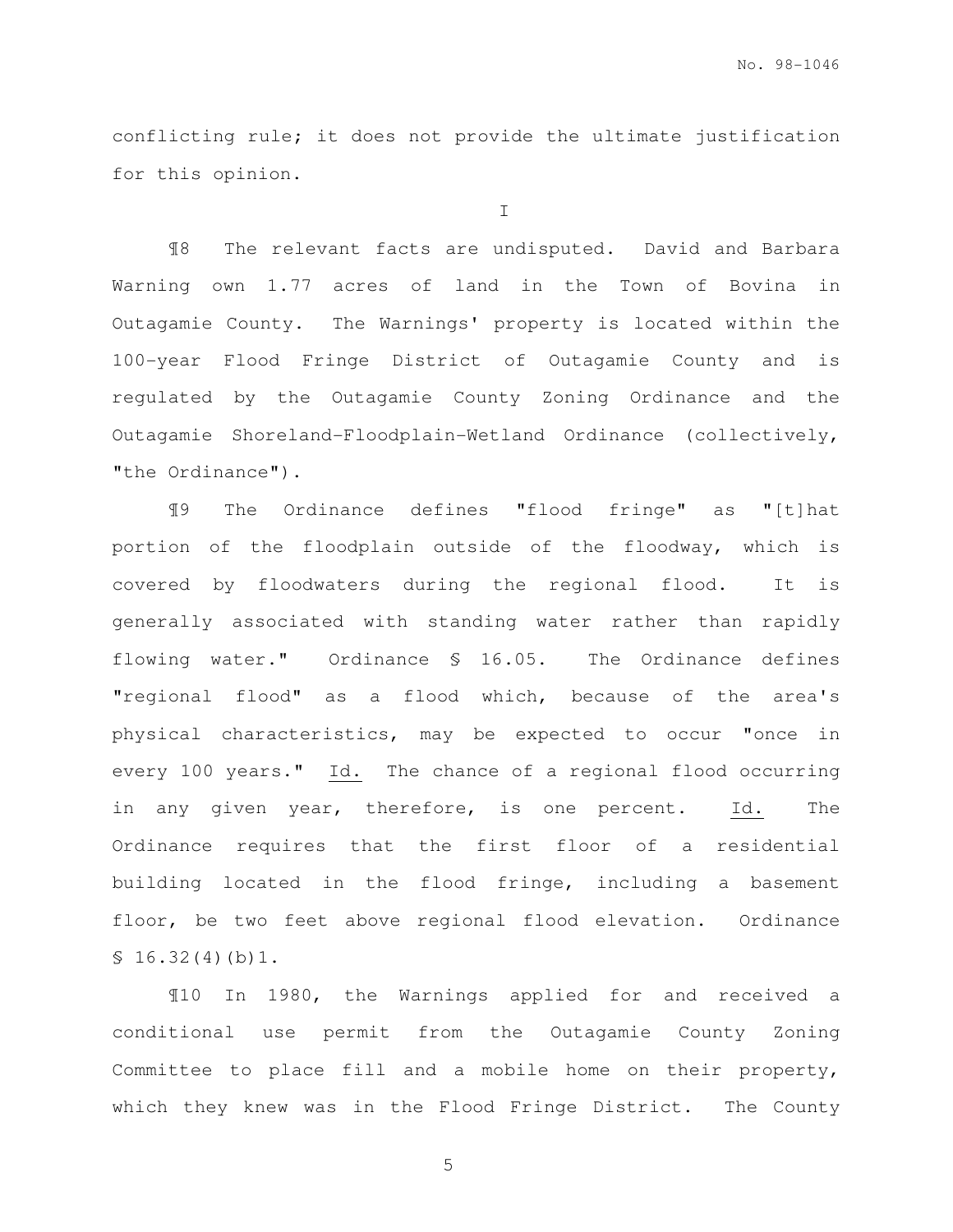conflicting rule; it does not provide the ultimate justification for this opinion.

I

¶8 The relevant facts are undisputed. David and Barbara Warning own 1.77 acres of land in the Town of Bovina in Outagamie County. The Warnings' property is located within the 100-year Flood Fringe District of Outagamie County and is regulated by the Outagamie County Zoning Ordinance and the Outagamie Shoreland-Floodplain-Wetland Ordinance (collectively, "the Ordinance").

¶9 The Ordinance defines "flood fringe" as "[t]hat portion of the floodplain outside of the floodway, which is covered by floodwaters during the regional flood. It is generally associated with standing water rather than rapidly flowing water." Ordinance § 16.05. The Ordinance defines "regional flood" as a flood which, because of the area's physical characteristics, may be expected to occur "once in every 100 years." Id. The chance of a regional flood occurring in any given year, therefore, is one percent. Id. The Ordinance requires that the first floor of a residential building located in the flood fringe, including a basement floor, be two feet above regional flood elevation. Ordinance § 16.32(4)(b)1.

¶10 In 1980, the Warnings applied for and received a conditional use permit from the Outagamie County Zoning Committee to place fill and a mobile home on their property, which they knew was in the Flood Fringe District. The County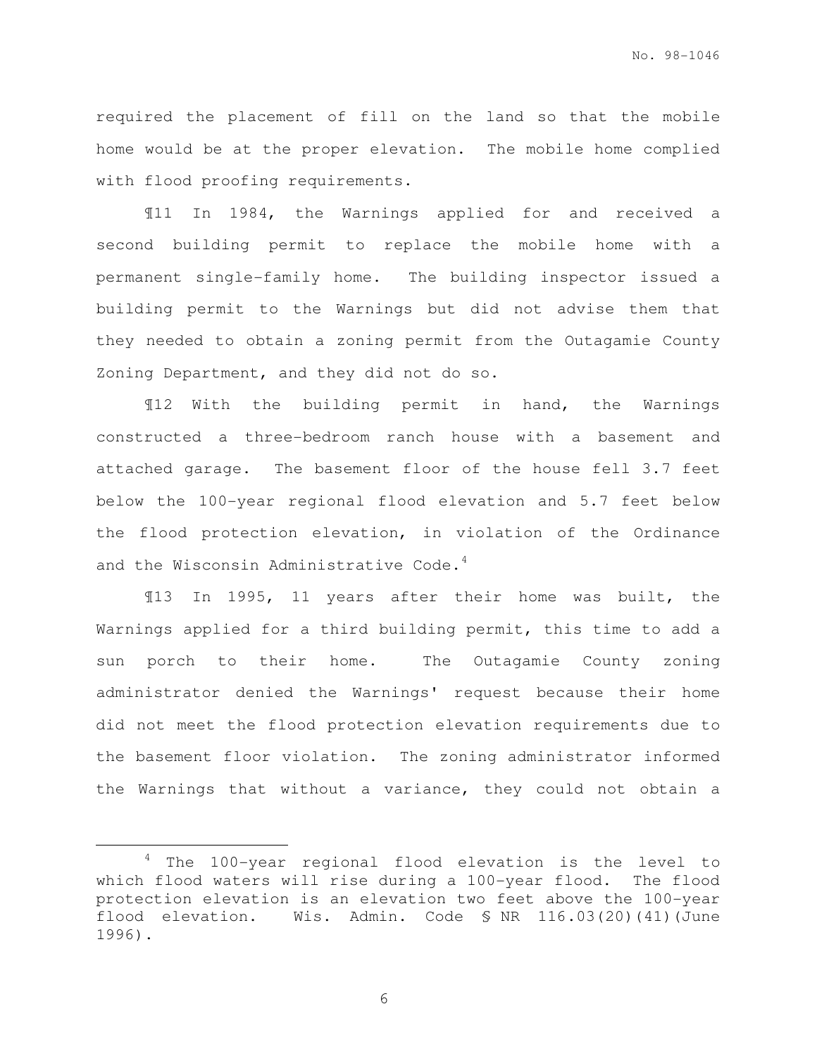required the placement of fill on the land so that the mobile home would be at the proper elevation. The mobile home complied with flood proofing requirements.

¶11 In 1984, the Warnings applied for and received a second building permit to replace the mobile home with a permanent single-family home. The building inspector issued a building permit to the Warnings but did not advise them that they needed to obtain a zoning permit from the Outagamie County Zoning Department, and they did not do so.

¶12 With the building permit in hand, the Warnings constructed a three-bedroom ranch house with a basement and attached garage. The basement floor of the house fell 3.7 feet below the 100-year regional flood elevation and 5.7 feet below the flood protection elevation, in violation of the Ordinance and the Wisconsin Administrative Code.[4]

¶13 In 1995, 11 years after their home was built, the Warnings applied for a third building permit, this time to add a sun porch to their home. The Outagamie County zoning administrator denied the Warnings' request because their home did not meet the flood protection elevation requirements due to the basement floor violation. The zoning administrator informed the Warnings that without a variance, they could not obtain a

---

[4] The 100-year regional flood elevation is the level to which flood waters will rise during a 100-year flood. The flood protection elevation is an elevation two feet above the 100-year flood elevation. Wis. Admin. Code § NR 116.03(20)(41)(June 1996).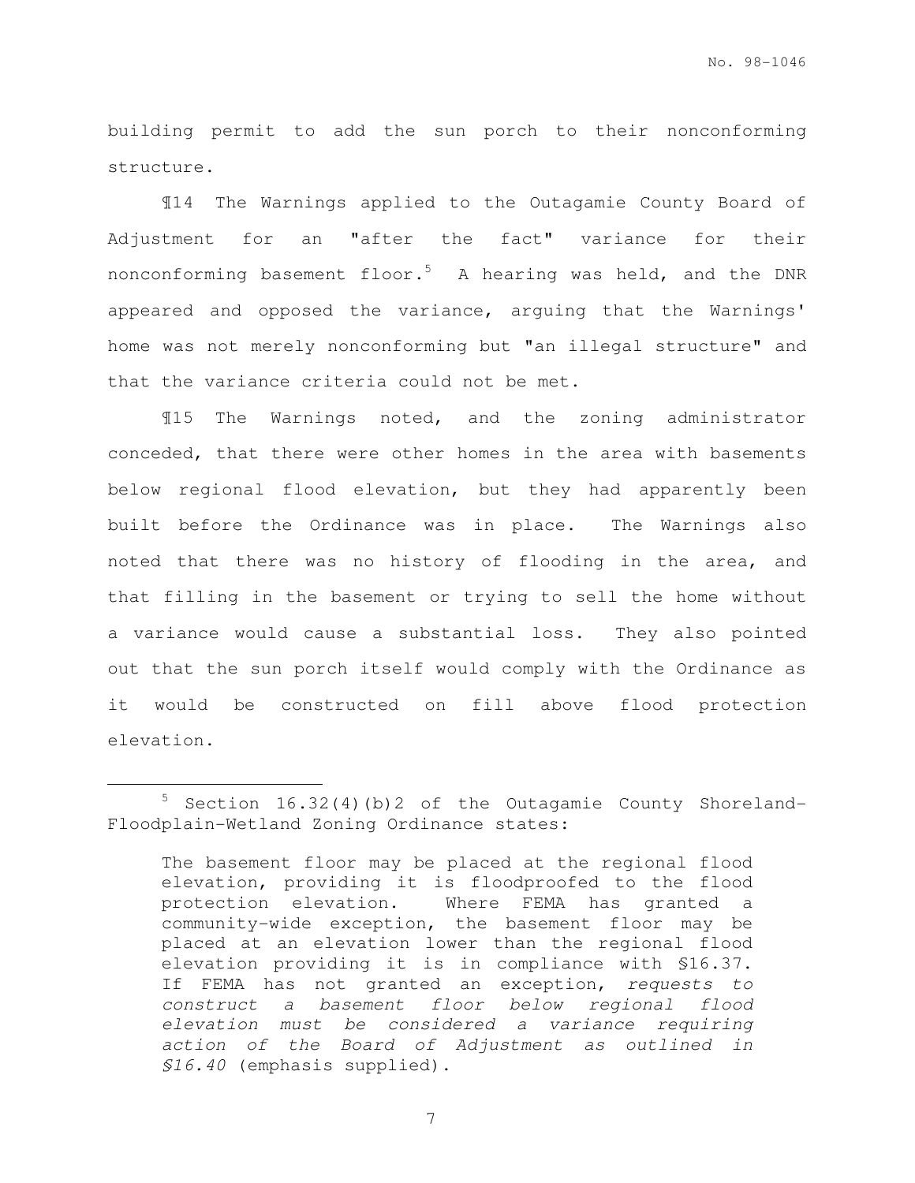building permit to add the sun porch to their nonconforming structure.

¶14 The Warnings applied to the Outagamie County Board of Adjustment for an "after the fact" variance for their nonconforming basement floor.[5] A hearing was held, and the DNR appeared and opposed the variance, arguing that the Warnings' home was not merely nonconforming but "an illegal structure" and that the variance criteria could not be met.

¶15 The Warnings noted, and the zoning administrator conceded, that there were other homes in the area with basements below regional flood elevation, but they had apparently been built before the Ordinance was in place. The Warnings also noted that there was no history of flooding in the area, and that filling in the basement or trying to sell the home without a variance would cause a substantial loss. They also pointed out that the sun porch itself would comply with the Ordinance as it would be constructed on fill above flood protection elevation.

---

[5] Section 16.32(4)(b)2 of the Outagamie County Shoreland-Floodplain-Wetland Zoning Ordinance states:

> The basement floor may be placed at the regional flood elevation, providing it is floodproofed to the flood protection elevation. Where FEMA has granted a community-wide exception, the basement floor may be placed at an elevation lower than the regional flood elevation providing it is in compliance with §16.37. If FEMA has not granted an exception, *requests to construct a basement floor below regional flood elevation must be considered a variance requiring action of the Board of Adjustment as outlined in §16.40* (emphasis supplied).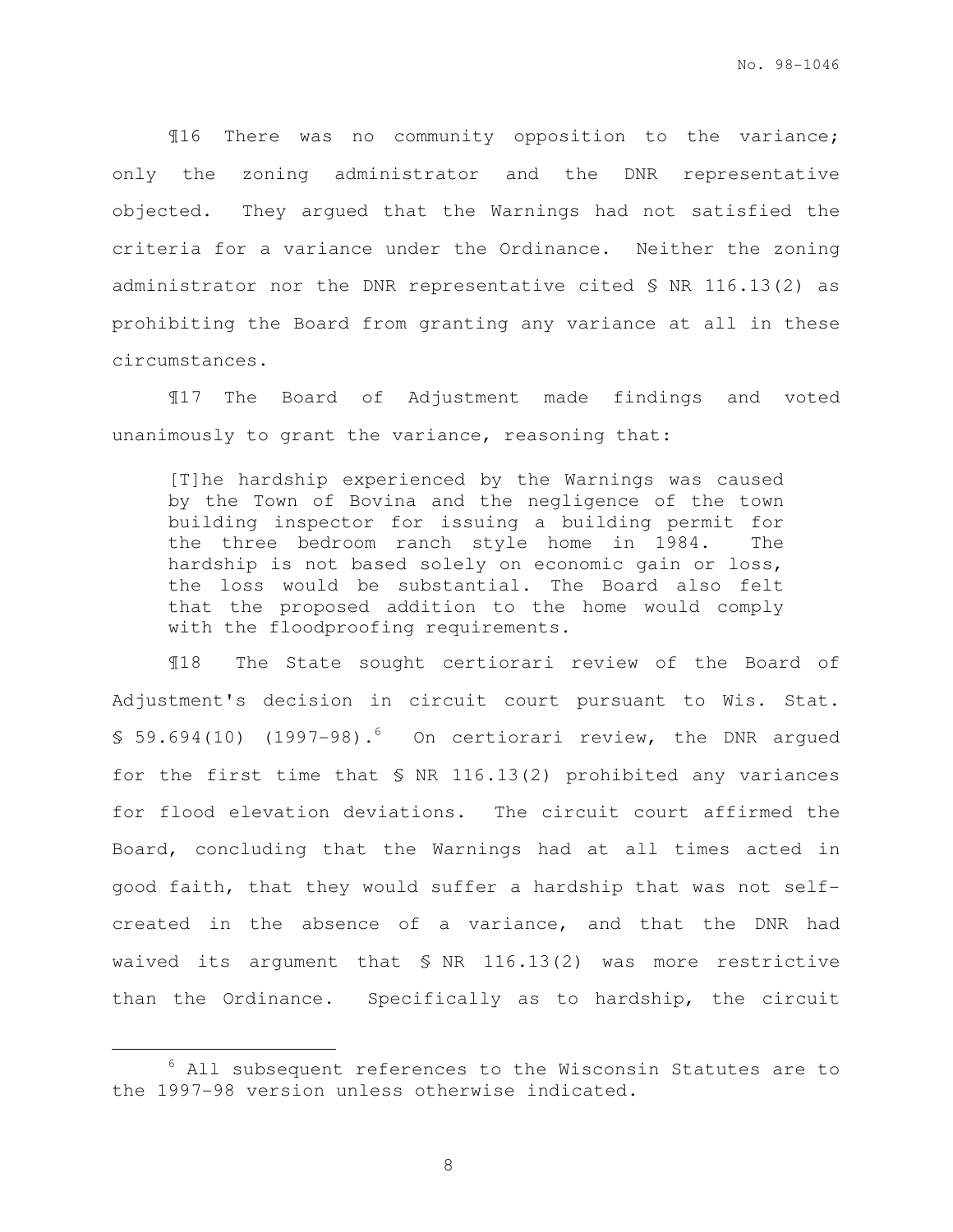¶16 There was no community opposition to the variance; only the zoning administrator and the DNR representative objected. They argued that the Warnings had not satisfied the criteria for a variance under the Ordinance. Neither the zoning administrator nor the DNR representative cited § NR 116.13(2) as prohibiting the Board from granting any variance at all in these circumstances.

¶17 The Board of Adjustment made findings and voted unanimously to grant the variance, reasoning that:

> [T]he hardship experienced by the Warnings was caused by the Town of Bovina and the negligence of the town building inspector for issuing a building permit for the three bedroom ranch style home in 1984. The hardship is not based solely on economic gain or loss, the loss would be substantial. The Board also felt that the proposed addition to the home would comply with the floodproofing requirements.

¶18 The State sought certiorari review of the Board of Adjustment's decision in circuit court pursuant to Wis. Stat. § 59.694(10) (1997-98).[6] On certiorari review, the DNR argued for the first time that § NR 116.13(2) prohibited any variances for flood elevation deviations. The circuit court affirmed the Board, concluding that the Warnings had at all times acted in good faith, that they would suffer a hardship that was not self-created in the absence of a variance, and that the DNR had waived its argument that § NR 116.13(2) was more restrictive than the Ordinance. Specifically as to hardship, the circuit

[6] All subsequent references to the Wisconsin Statutes are to the 1997-98 version unless otherwise indicated.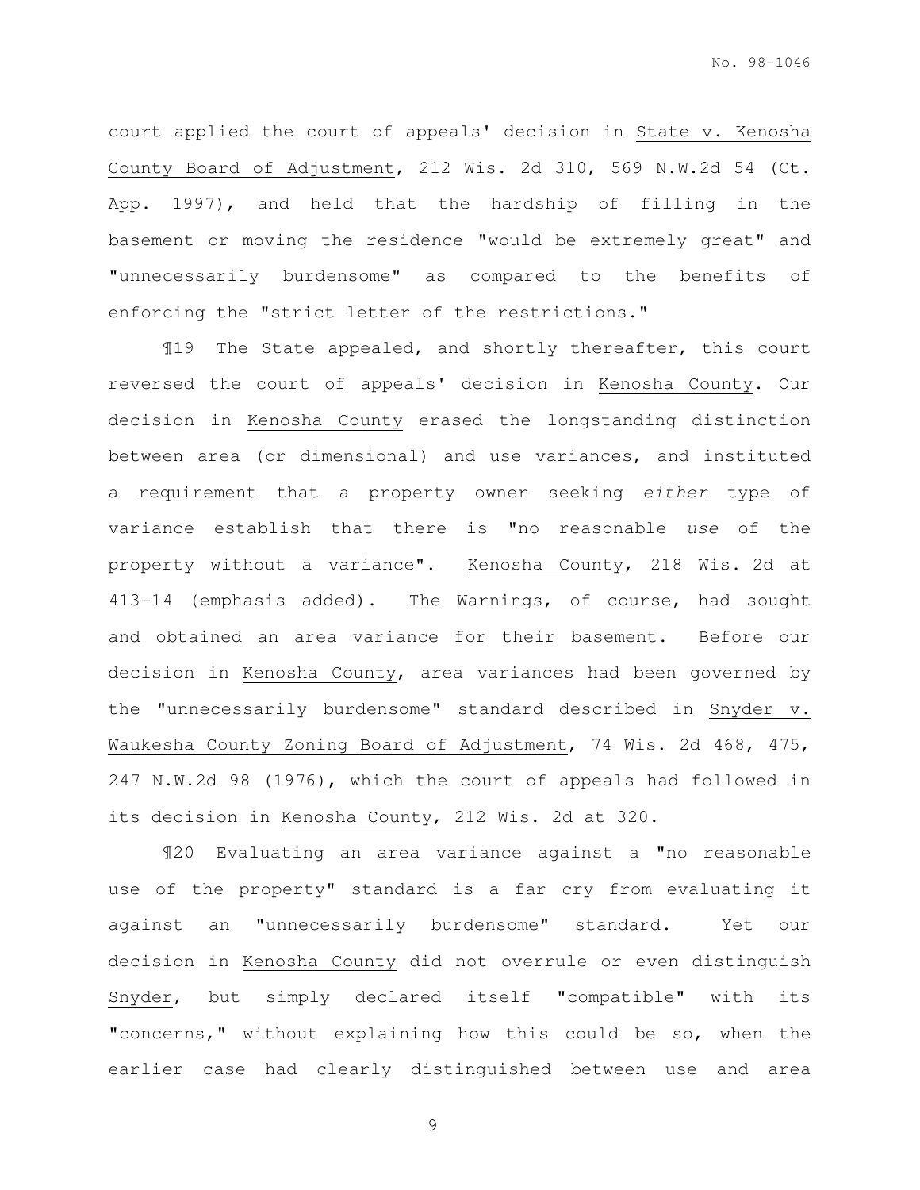court applied the court of appeals' decision in State v. Kenosha County Board of Adjustment, 212 Wis. 2d 310, 569 N.W.2d 54 (Ct. App. 1997), and held that the hardship of filling in the basement or moving the residence "would be extremely great" and "unnecessarily burdensome" as compared to the benefits of enforcing the "strict letter of the restrictions."

¶19 The State appealed, and shortly thereafter, this court reversed the court of appeals' decision in Kenosha County. Our decision in Kenosha County erased the longstanding distinction between area (or dimensional) and use variances, and instituted a requirement that a property owner seeking *either* type of variance establish that there is "no reasonable *use* of the property without a variance". Kenosha County, 218 Wis. 2d at 413-14 (emphasis added). The Warnings, of course, had sought and obtained an area variance for their basement. Before our decision in Kenosha County, area variances had been governed by the "unnecessarily burdensome" standard described in Snyder v. Waukesha County Zoning Board of Adjustment, 74 Wis. 2d 468, 475, 247 N.W.2d 98 (1976), which the court of appeals had followed in its decision in Kenosha County, 212 Wis. 2d at 320.

¶20 Evaluating an area variance against a "no reasonable use of the property" standard is a far cry from evaluating it against an "unnecessarily burdensome" standard. Yet our decision in Kenosha County did not overrule or even distinguish Snyder, but simply declared itself "compatible" with its "concerns," without explaining how this could be so, when the earlier case had clearly distinguished between use and area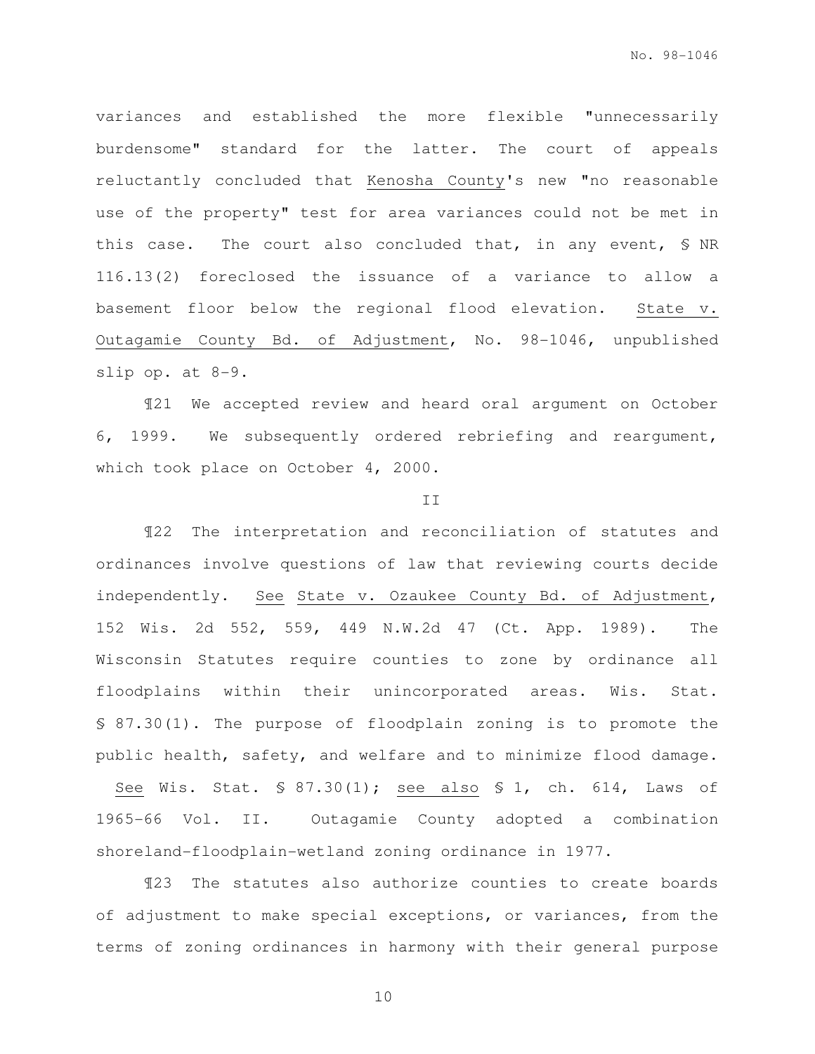variances and established the more flexible "unnecessarily burdensome" standard for the latter. The court of appeals reluctantly concluded that Kenosha County's new "no reasonable use of the property" test for area variances could not be met in this case. The court also concluded that, in any event, § NR 116.13(2) foreclosed the issuance of a variance to allow a basement floor below the regional flood elevation. State v. Outagamie County Bd. of Adjustment, No. 98-1046, unpublished slip op. at 8-9.

¶21 We accepted review and heard oral argument on October 6, 1999. We subsequently ordered rebriefing and reargument, which took place on October 4, 2000.

## II

¶22 The interpretation and reconciliation of statutes and ordinances involve questions of law that reviewing courts decide independently. See State v. Ozaukee County Bd. of Adjustment, 152 Wis. 2d 552, 559, 449 N.W.2d 47 (Ct. App. 1989). The Wisconsin Statutes require counties to zone by ordinance all floodplains within their unincorporated areas. Wis. Stat. § 87.30(1). The purpose of floodplain zoning is to promote the public health, safety, and welfare and to minimize flood damage. See Wis. Stat. § 87.30(1); see also § 1, ch. 614, Laws of 1965-66 Vol. II. Outagamie County adopted a combination shoreland-floodplain-wetland zoning ordinance in 1977.

¶23 The statutes also authorize counties to create boards of adjustment to make special exceptions, or variances, from the terms of zoning ordinances in harmony with their general purpose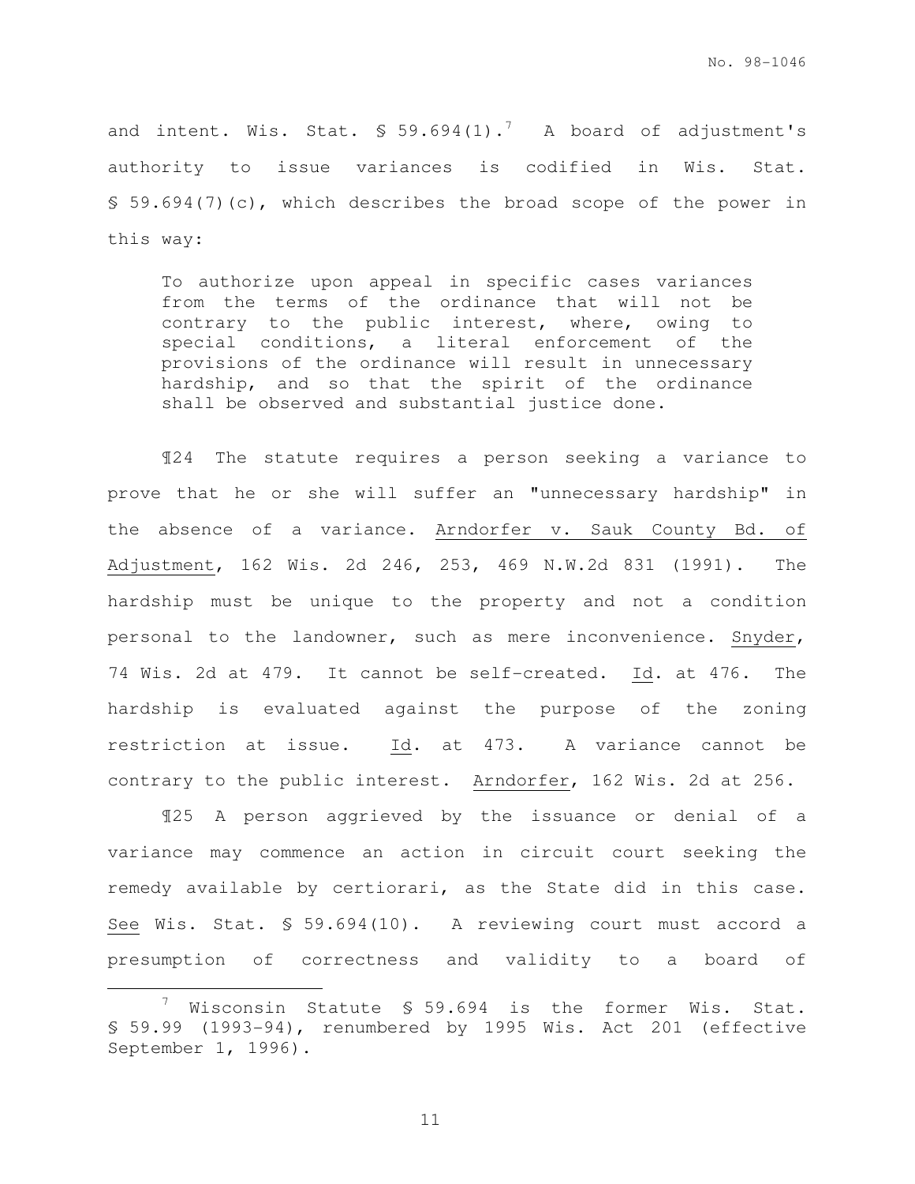and intent. Wis. Stat. § 59.694(1).[7] A board of adjustment's authority to issue variances is codified in Wis. Stat. § 59.694(7)(c), which describes the broad scope of the power in this way:

> To authorize upon appeal in specific cases variances from the terms of the ordinance that will not be contrary to the public interest, where, owing to special conditions, a literal enforcement of the provisions of the ordinance will result in unnecessary hardship, and so that the spirit of the ordinance shall be observed and substantial justice done.

¶24 The statute requires a person seeking a variance to prove that he or she will suffer an "unnecessary hardship" in the absence of a variance. Arndorfer v. Sauk County Bd. of Adjustment, 162 Wis. 2d 246, 253, 469 N.W.2d 831 (1991). The hardship must be unique to the property and not a condition personal to the landowner, such as mere inconvenience. Snyder, 74 Wis. 2d at 479. It cannot be self-created. Id. at 476. The hardship is evaluated against the purpose of the zoning restriction at issue. Id. at 473. A variance cannot be contrary to the public interest. Arndorfer, 162 Wis. 2d at 256.

¶25 A person aggrieved by the issuance or denial of a variance may commence an action in circuit court seeking the remedy available by certiorari, as the State did in this case. See Wis. Stat. § 59.694(10). A reviewing court must accord a presumption of correctness and validity to a board of

[7] Wisconsin Statute § 59.694 is the former Wis. Stat. § 59.99 (1993-94), renumbered by 1995 Wis. Act 201 (effective September 1, 1996).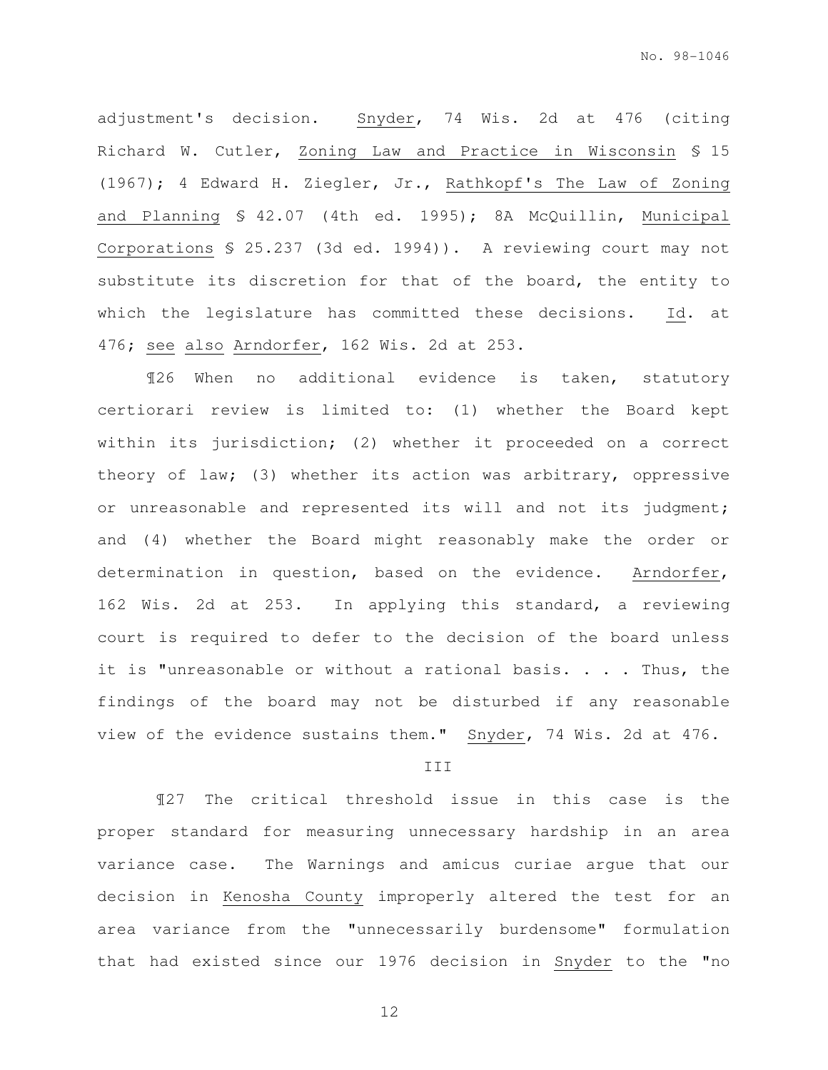adjustment's decision. Snyder, 74 Wis. 2d at 476 (citing Richard W. Cutler, Zoning Law and Practice in Wisconsin § 15 (1967); 4 Edward H. Ziegler, Jr., Rathkopf's The Law of Zoning and Planning § 42.07 (4th ed. 1995); 8A McQuillin, Municipal Corporations § 25.237 (3d ed. 1994)). A reviewing court may not substitute its discretion for that of the board, the entity to which the legislature has committed these decisions. Id. at 476; see also Arndorfer, 162 Wis. 2d at 253.

¶26 When no additional evidence is taken, statutory certiorari review is limited to: (1) whether the Board kept within its jurisdiction; (2) whether it proceeded on a correct theory of law; (3) whether its action was arbitrary, oppressive or unreasonable and represented its will and not its judgment; and (4) whether the Board might reasonably make the order or determination in question, based on the evidence. Arndorfer, 162 Wis. 2d at 253. In applying this standard, a reviewing court is required to defer to the decision of the board unless it is "unreasonable or without a rational basis. . . . Thus, the findings of the board may not be disturbed if any reasonable view of the evidence sustains them." Snyder, 74 Wis. 2d at 476.

## III

¶27 The critical threshold issue in this case is the proper standard for measuring unnecessary hardship in an area variance case. The Warnings and amicus curiae argue that our decision in Kenosha County improperly altered the test for an area variance from the "unnecessarily burdensome" formulation that had existed since our 1976 decision in Snyder to the "no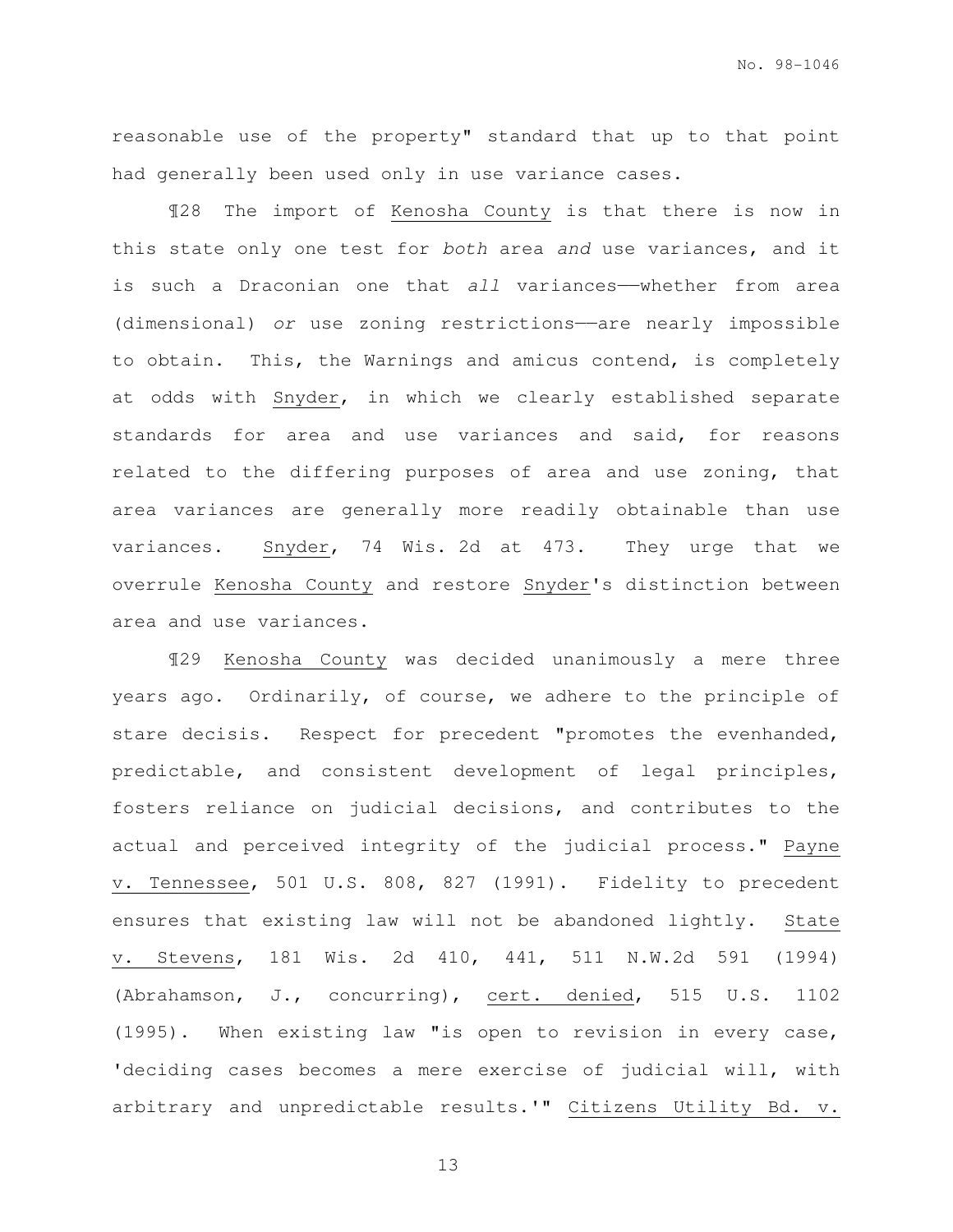reasonable use of the property" standard that up to that point had generally been used only in use variance cases.

¶28 The import of Kenosha County is that there is now in this state only one test for *both* area *and* use variances, and it is such a Draconian one that *all* variances——whether from area (dimensional) *or* use zoning restrictions——are nearly impossible to obtain. This, the Warnings and amicus contend, is completely at odds with Snyder, in which we clearly established separate standards for area and use variances and said, for reasons related to the differing purposes of area and use zoning, that area variances are generally more readily obtainable than use variances. Snyder, 74 Wis. 2d at 473. They urge that we overrule Kenosha County and restore Snyder's distinction between area and use variances.

¶29 Kenosha County was decided unanimously a mere three years ago. Ordinarily, of course, we adhere to the principle of stare decisis. Respect for precedent "promotes the evenhanded, predictable, and consistent development of legal principles, fosters reliance on judicial decisions, and contributes to the actual and perceived integrity of the judicial process." Payne v. Tennessee, 501 U.S. 808, 827 (1991). Fidelity to precedent ensures that existing law will not be abandoned lightly. State v. Stevens, 181 Wis. 2d 410, 441, 511 N.W.2d 591 (1994) (Abrahamson, J., concurring), cert. denied, 515 U.S. 1102 (1995). When existing law "is open to revision in every case, 'deciding cases becomes a mere exercise of judicial will, with arbitrary and unpredictable results.'" Citizens Utility Bd. v.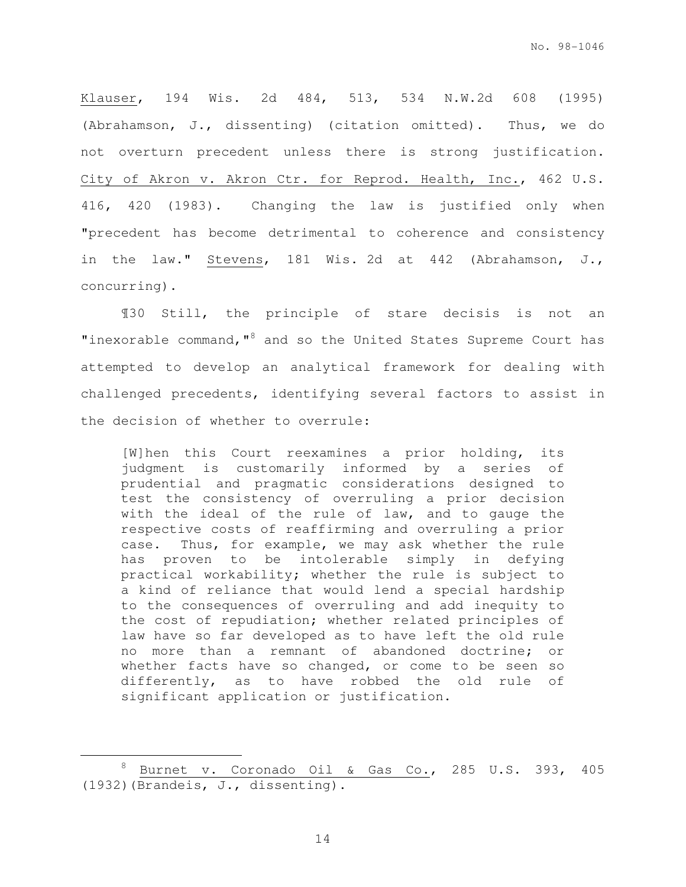Klauser, 194 Wis. 2d 484, 513, 534 N.W.2d 608 (1995) (Abrahamson, J., dissenting) (citation omitted). Thus, we do not overturn precedent unless there is strong justification. City of Akron v. Akron Ctr. for Reprod. Health, Inc., 462 U.S. 416, 420 (1983). Changing the law is justified only when "precedent has become detrimental to coherence and consistency in the law." Stevens, 181 Wis. 2d at 442 (Abrahamson, J., concurring).

¶30 Still, the principle of stare decisis is not an "inexorable command,"[8] and so the United States Supreme Court has attempted to develop an analytical framework for dealing with challenged precedents, identifying several factors to assist in the decision of whether to overrule:

> [W]hen this Court reexamines a prior holding, its judgment is customarily informed by a series of prudential and pragmatic considerations designed to test the consistency of overruling a prior decision with the ideal of the rule of law, and to gauge the respective costs of reaffirming and overruling a prior case. Thus, for example, we may ask whether the rule has proven to be intolerable simply in defying practical workability; whether the rule is subject to a kind of reliance that would lend a special hardship to the consequences of overruling and add inequity to the cost of repudiation; whether related principles of law have so far developed as to have left the old rule no more than a remnant of abandoned doctrine; or whether facts have so changed, or come to be seen so differently, as to have robbed the old rule of significant application or justification.

[8] Burnet v. Coronado Oil & Gas Co., 285 U.S. 393, 405 (1932)(Brandeis, J., dissenting).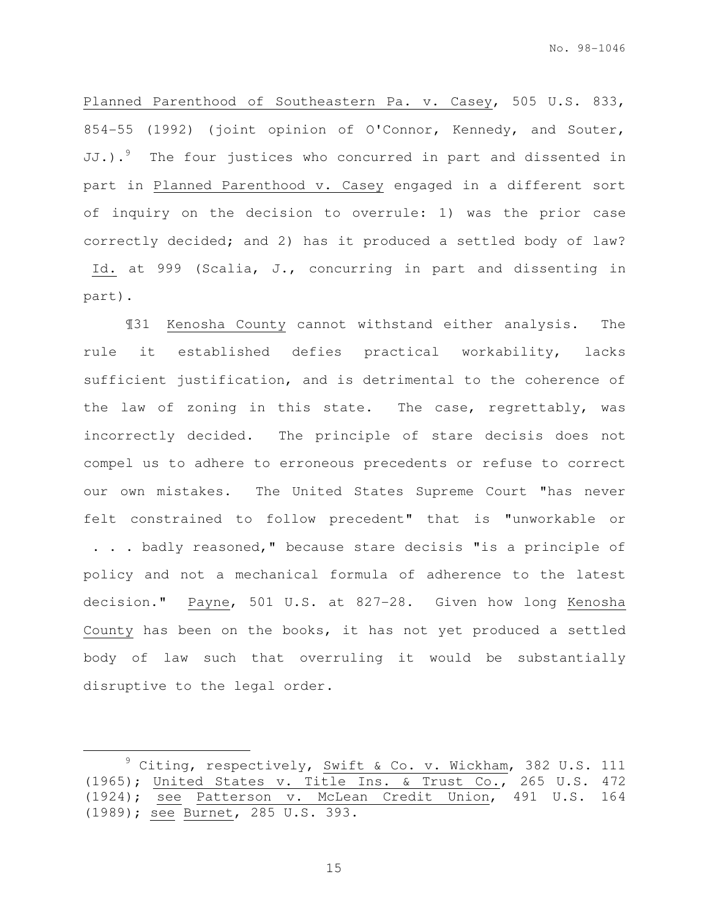Planned Parenthood of Southeastern Pa. v. Casey, 505 U.S. 833, 854-55 (1992) (joint opinion of O'Connor, Kennedy, and Souter, JJ.).[9] The four justices who concurred in part and dissented in part in Planned Parenthood v. Casey engaged in a different sort of inquiry on the decision to overrule: 1) was the prior case correctly decided; and 2) has it produced a settled body of law? Id. at 999 (Scalia, J., concurring in part and dissenting in part).

¶31 Kenosha County cannot withstand either analysis. The rule it established defies practical workability, lacks sufficient justification, and is detrimental to the coherence of the law of zoning in this state. The case, regrettably, was incorrectly decided. The principle of stare decisis does not compel us to adhere to erroneous precedents or refuse to correct our own mistakes. The United States Supreme Court "has never felt constrained to follow precedent" that is "unworkable or . . . badly reasoned," because stare decisis "is a principle of policy and not a mechanical formula of adherence to the latest decision." Payne, 501 U.S. at 827-28. Given how long Kenosha County has been on the books, it has not yet produced a settled body of law such that overruling it would be substantially disruptive to the legal order.

---

[9] Citing, respectively, Swift & Co. v. Wickham, 382 U.S. 111 (1965); United States v. Title Ins. & Trust Co., 265 U.S. 472 (1924); see Patterson v. McLean Credit Union, 491 U.S. 164 (1989); see Burnet, 285 U.S. 393.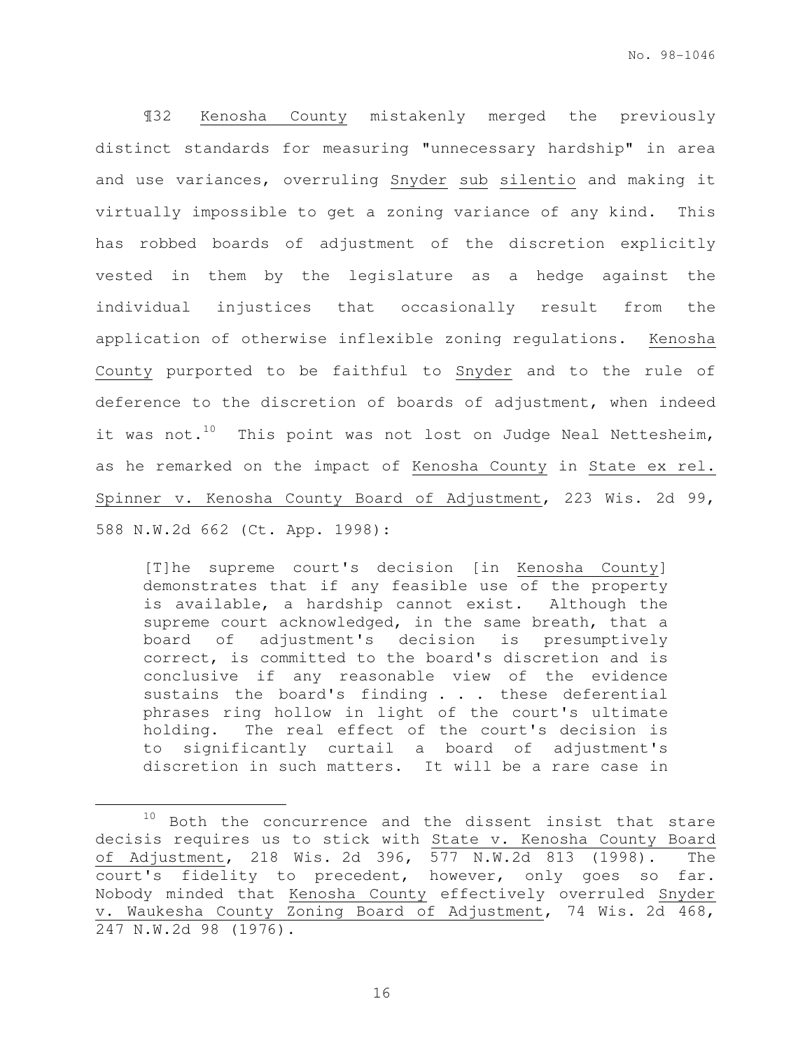¶32 Kenosha County mistakenly merged the previously distinct standards for measuring "unnecessary hardship" in area and use variances, overruling Snyder sub silentio and making it virtually impossible to get a zoning variance of any kind. This has robbed boards of adjustment of the discretion explicitly vested in them by the legislature as a hedge against the individual injustices that occasionally result from the application of otherwise inflexible zoning regulations. Kenosha County purported to be faithful to Snyder and to the rule of deference to the discretion of boards of adjustment, when indeed it was not.[10] This point was not lost on Judge Neal Nettesheim, as he remarked on the impact of Kenosha County in State ex rel. Spinner v. Kenosha County Board of Adjustment, 223 Wis. 2d 99, 588 N.W.2d 662 (Ct. App. 1998):

> [T]he supreme court's decision [in Kenosha County] demonstrates that if any feasible use of the property is available, a hardship cannot exist. Although the supreme court acknowledged, in the same breath, that a board of adjustment's decision is presumptively correct, is committed to the board's discretion and is conclusive if any reasonable view of the evidence sustains the board's finding . . . these deferential phrases ring hollow in light of the court's ultimate holding. The real effect of the court's decision is to significantly curtail a board of adjustment's discretion in such matters. It will be a rare case in

---

[10] Both the concurrence and the dissent insist that stare decisis requires us to stick with State v. Kenosha County Board of Adjustment, 218 Wis. 2d 396, 577 N.W.2d 813 (1998). The court's fidelity to precedent, however, only goes so far. Nobody minded that Kenosha County effectively overruled Snyder v. Waukesha County Zoning Board of Adjustment, 74 Wis. 2d 468, 247 N.W.2d 98 (1976).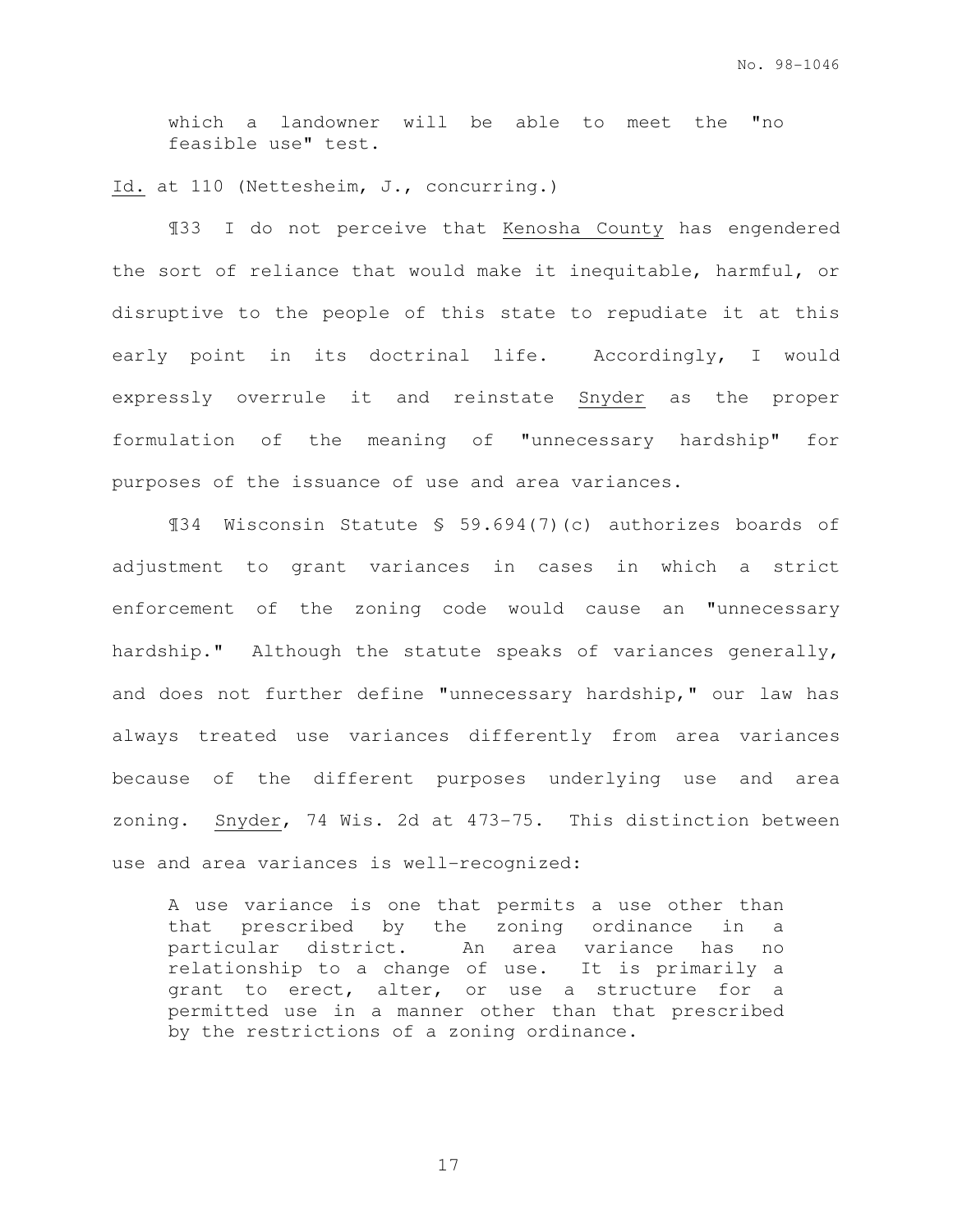> which a landowner will be able to meet the "no feasible use" test.

Id. at 110 (Nettesheim, J., concurring.)

¶33 I do not perceive that Kenosha County has engendered the sort of reliance that would make it inequitable, harmful, or disruptive to the people of this state to repudiate it at this early point in its doctrinal life. Accordingly, I would expressly overrule it and reinstate Snyder as the proper formulation of the meaning of "unnecessary hardship" for purposes of the issuance of use and area variances.

¶34 Wisconsin Statute § 59.694(7)(c) authorizes boards of adjustment to grant variances in cases in which a strict enforcement of the zoning code would cause an "unnecessary hardship." Although the statute speaks of variances generally, and does not further define "unnecessary hardship," our law has always treated use variances differently from area variances because of the different purposes underlying use and area zoning. Snyder, 74 Wis. 2d at 473-75. This distinction between use and area variances is well-recognized:

> A use variance is one that permits a use other than that prescribed by the zoning ordinance in a particular district. An area variance has no relationship to a change of use. It is primarily a grant to erect, alter, or use a structure for a permitted use in a manner other than that prescribed by the restrictions of a zoning ordinance.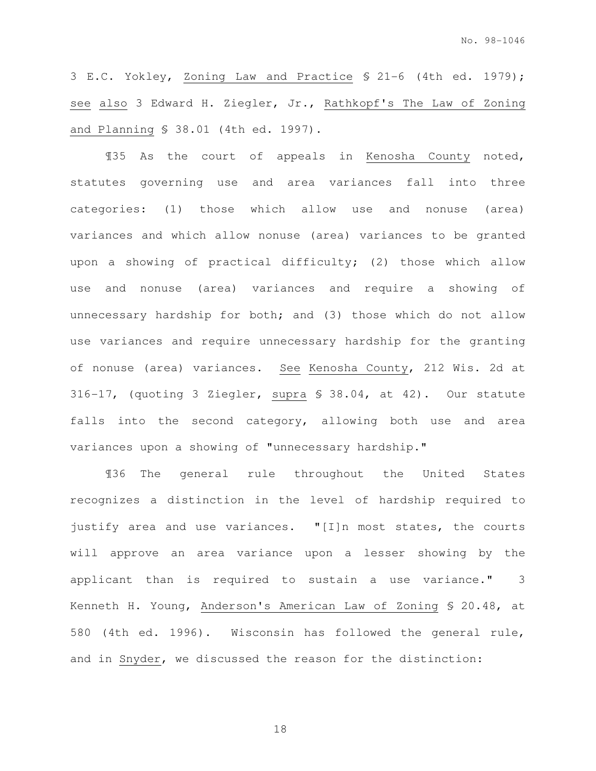3 E.C. Yokley, Zoning Law and Practice § 21-6 (4th ed. 1979); see also 3 Edward H. Ziegler, Jr., Rathkopf's The Law of Zoning and Planning § 38.01 (4th ed. 1997).

¶35 As the court of appeals in Kenosha County noted, statutes governing use and area variances fall into three categories: (1) those which allow use and nonuse (area) variances and which allow nonuse (area) variances to be granted upon a showing of practical difficulty; (2) those which allow use and nonuse (area) variances and require a showing of unnecessary hardship for both; and (3) those which do not allow use variances and require unnecessary hardship for the granting of nonuse (area) variances. See Kenosha County, 212 Wis. 2d at 316-17, (quoting 3 Ziegler, supra § 38.04, at 42). Our statute falls into the second category, allowing both use and area variances upon a showing of "unnecessary hardship."

¶36 The general rule throughout the United States recognizes a distinction in the level of hardship required to justify area and use variances. "[I]n most states, the courts will approve an area variance upon a lesser showing by the applicant than is required to sustain a use variance." 3 Kenneth H. Young, Anderson's American Law of Zoning § 20.48, at 580 (4th ed. 1996). Wisconsin has followed the general rule, and in Snyder, we discussed the reason for the distinction: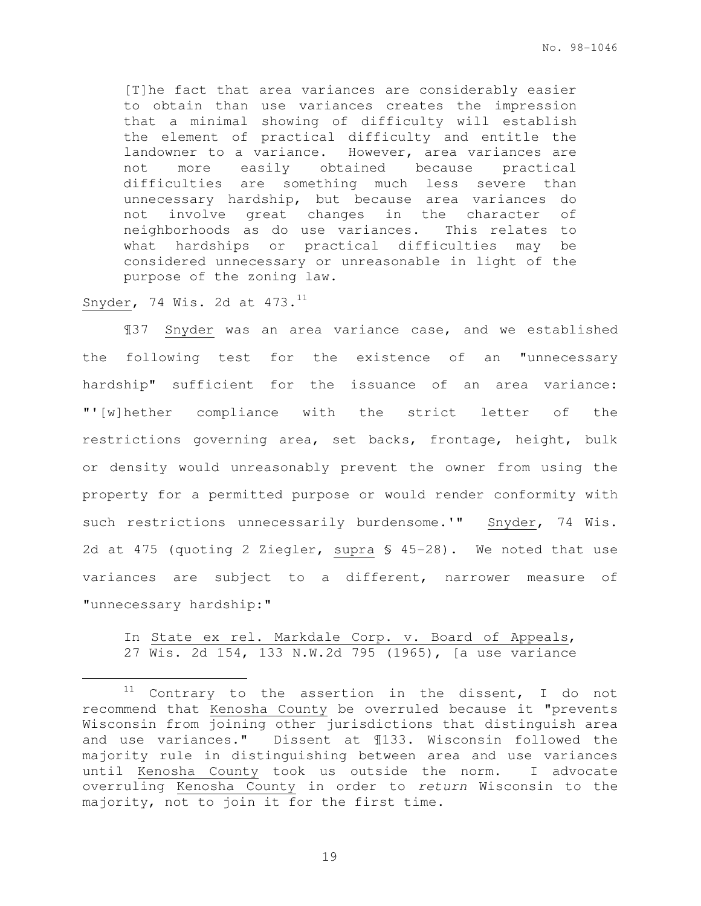> [T]he fact that area variances are considerably easier to obtain than use variances creates the impression that a minimal showing of difficulty will establish the element of practical difficulty and entitle the landowner to a variance. However, area variances are not more easily obtained because practical difficulties are something much less severe than unnecessary hardship, but because area variances do not involve great changes in the character of neighborhoods as do use variances. This relates to what hardships or practical difficulties may be considered unnecessary or unreasonable in light of the purpose of the zoning law.

Snyder, 74 Wis. 2d at 473.[11]

¶37 Snyder was an area variance case, and we established the following test for the existence of an "unnecessary hardship" sufficient for the issuance of an area variance: "'[w]hether compliance with the strict letter of the restrictions governing area, set backs, frontage, height, bulk or density would unreasonably prevent the owner from using the property for a permitted purpose or would render conformity with such restrictions unnecessarily burdensome.'" Snyder, 74 Wis. 2d at 475 (quoting 2 Ziegler, *supra* § 45-28). We noted that use variances are subject to a different, narrower measure of "unnecessary hardship:"

> In State ex rel. Markdale Corp. v. Board of Appeals, 27 Wis. 2d 154, 133 N.W.2d 795 (1965), [a use variance

---

[11] Contrary to the assertion in the dissent, I do not recommend that Kenosha County be overruled because it "prevents Wisconsin from joining other jurisdictions that distinguish area and use variances." Dissent at ¶133. Wisconsin followed the majority rule in distinguishing between area and use variances until Kenosha County took us outside the norm. I advocate overruling Kenosha County in order to *return* Wisconsin to the majority, not to join it for the first time.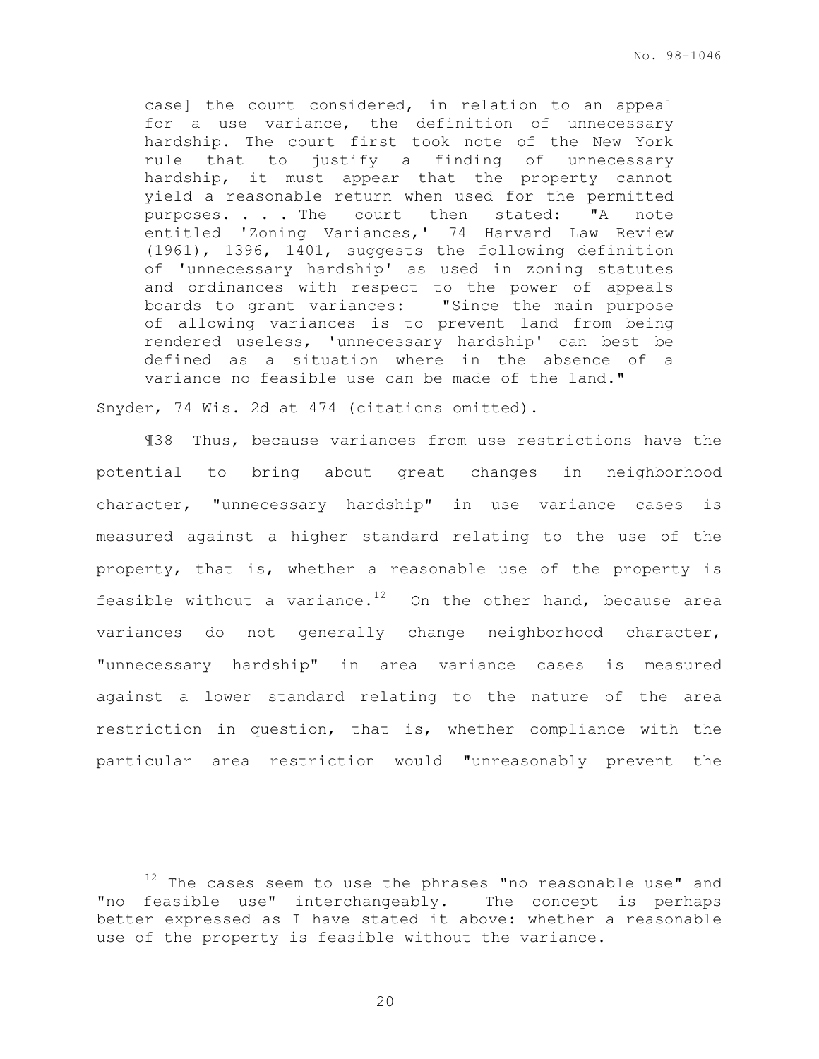> case] the court considered, in relation to an appeal for a use variance, the definition of unnecessary hardship. The court first took note of the New York rule that to justify a finding of unnecessary hardship, it must appear that the property cannot yield a reasonable return when used for the permitted purposes. . . . The court then stated: "A note entitled 'Zoning Variances,' 74 Harvard Law Review (1961), 1396, 1401, suggests the following definition of 'unnecessary hardship' as used in zoning statutes and ordinances with respect to the power of appeals boards to grant variances: "Since the main purpose of allowing variances is to prevent land from being rendered useless, 'unnecessary hardship' can best be defined as a situation where in the absence of a variance no feasible use can be made of the land."

Snyder, 74 Wis. 2d at 474 (citations omitted).

¶38 Thus, because variances from use restrictions have the potential to bring about great changes in neighborhood character, "unnecessary hardship" in use variance cases is measured against a higher standard relating to the use of the property, that is, whether a reasonable use of the property is feasible without a variance.[12] On the other hand, because area variances do not generally change neighborhood character, "unnecessary hardship" in area variance cases is measured against a lower standard relating to the nature of the area restriction in question, that is, whether compliance with the particular area restriction would "unreasonably prevent the

---

[12] The cases seem to use the phrases "no reasonable use" and "no feasible use" interchangeably. The concept is perhaps better expressed as I have stated it above: whether a reasonable use of the property is feasible without the variance.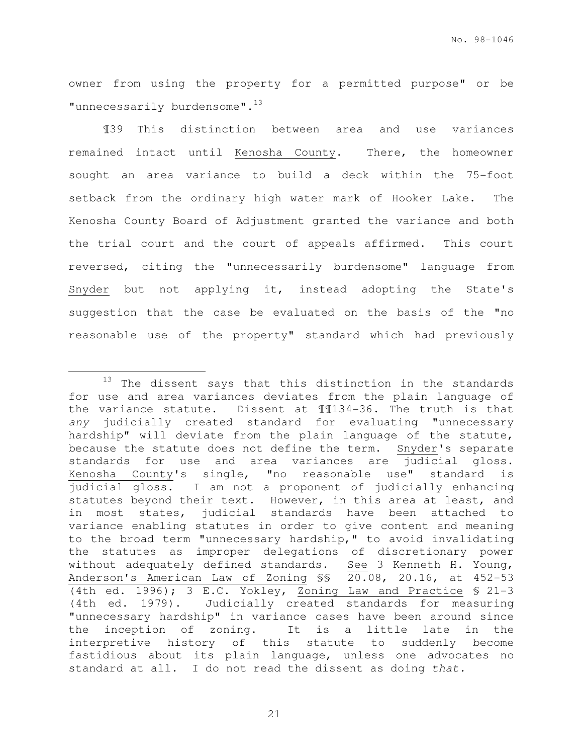owner from using the property for a permitted purpose" or be "unnecessarily burdensome".[13]

¶39 This distinction between area and use variances remained intact until Kenosha County. There, the homeowner sought an area variance to build a deck within the 75-foot setback from the ordinary high water mark of Hooker Lake. The Kenosha County Board of Adjustment granted the variance and both the trial court and the court of appeals affirmed. This court reversed, citing the "unnecessarily burdensome" language from Snyder but not applying it, instead adopting the State's suggestion that the case be evaluated on the basis of the "no reasonable use of the property" standard which had previously

---

[13] The dissent says that this distinction in the standards for use and area variances deviates from the plain language of the variance statute. Dissent at ¶¶134-36. The truth is that *any* judicially created standard for evaluating "unnecessary hardship" will deviate from the plain language of the statute, because the statute does not define the term. Snyder's separate standards for use and area variances are judicial gloss. Kenosha County's single, "no reasonable use" standard is judicial gloss. I am not a proponent of judicially enhancing statutes beyond their text. However, in this area at least, and in most states, judicial standards have been attached to variance enabling statutes in order to give content and meaning to the broad term "unnecessary hardship," to avoid invalidating the statutes as improper delegations of discretionary power without adequately defined standards. See 3 Kenneth H. Young, Anderson's American Law of Zoning §§ 20.08, 20.16, at 452-53 (4th ed. 1996); 3 E.C. Yokley, Zoning Law and Practice § 21-3 (4th ed. 1979). Judicially created standards for measuring "unnecessary hardship" in variance cases have been around since the inception of zoning. It is a little late in the interpretive history of this statute to suddenly become fastidious about its plain language, unless one advocates no standard at all. I do not read the dissent as doing *that*.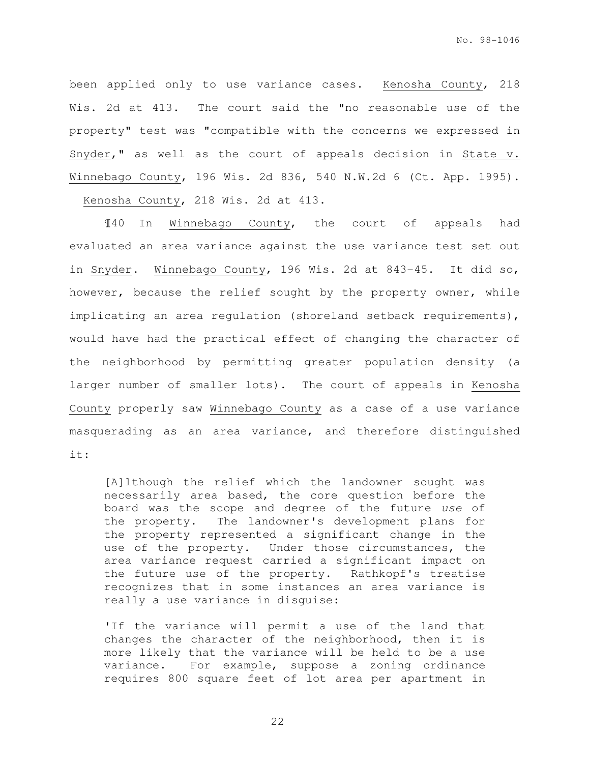been applied only to use variance cases. Kenosha County, 218 Wis. 2d at 413. The court said the "no reasonable use of the property" test was "compatible with the concerns we expressed in Snyder," as well as the court of appeals decision in State v. Winnebago County, 196 Wis. 2d 836, 540 N.W.2d 6 (Ct. App. 1995). Kenosha County, 218 Wis. 2d at 413.

¶40 In Winnebago County, the court of appeals had evaluated an area variance against the use variance test set out in Snyder. Winnebago County, 196 Wis. 2d at 843-45. It did so, however, because the relief sought by the property owner, while implicating an area regulation (shoreland setback requirements), would have had the practical effect of changing the character of the neighborhood by permitting greater population density (a larger number of smaller lots). The court of appeals in Kenosha County properly saw Winnebago County as a case of a use variance masquerading as an area variance, and therefore distinguished it:

> [A]lthough the relief which the landowner sought was necessarily area based, the core question before the board was the scope and degree of the future *use* of the property. The landowner's development plans for the property represented a significant change in the use of the property. Under those circumstances, the area variance request carried a significant impact on the future use of the property. Rathkopf's treatise recognizes that in some instances an area variance is really a use variance in disguise:
>
> 'If the variance will permit a use of the land that changes the character of the neighborhood, then it is more likely that the variance will be held to be a use variance. For example, suppose a zoning ordinance requires 800 square feet of lot area per apartment in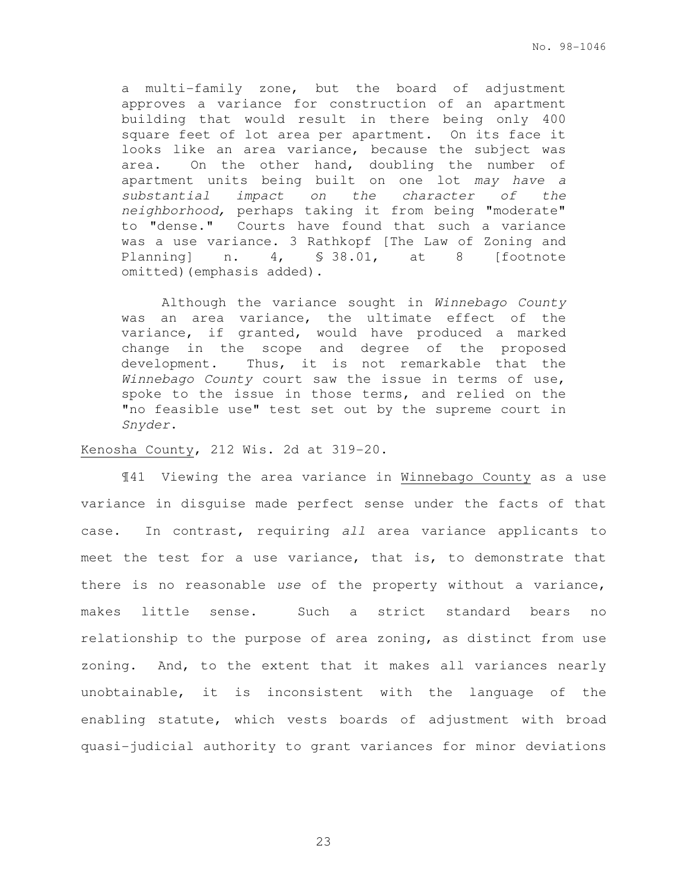a multi-family zone, but the board of adjustment approves a variance for construction of an apartment building that would result in there being only 400 square feet of lot area per apartment. On its face it looks like an area variance, because the subject was area. On the other hand, doubling the number of apartment units being built on one lot *may have a substantial impact on the character of the neighborhood,* perhaps taking it from being "moderate" to "dense." Courts have found that such a variance was a use variance. 3 Rathkopf [The Law of Zoning and Planning] n. 4, § 38.01, at 8 [footnote omitted)(emphasis added).

Although the variance sought in *Winnebago County* was an area variance, the ultimate effect of the variance, if granted, would have produced a marked change in the scope and degree of the proposed development. Thus, it is not remarkable that the *Winnebago County* court saw the issue in terms of use, spoke to the issue in those terms, and relied on the "no feasible use" test set out by the supreme court in *Snyder*.

Kenosha County, 212 Wis. 2d at 319-20.

¶41 Viewing the area variance in Winnebago County as a use variance in disguise made perfect sense under the facts of that case. In contrast, requiring *all* area variance applicants to meet the test for a use variance, that is, to demonstrate that there is no reasonable *use* of the property without a variance, makes little sense. Such a strict standard bears no relationship to the purpose of area zoning, as distinct from use zoning. And, to the extent that it makes all variances nearly unobtainable, it is inconsistent with the language of the enabling statute, which vests boards of adjustment with broad quasi-judicial authority to grant variances for minor deviations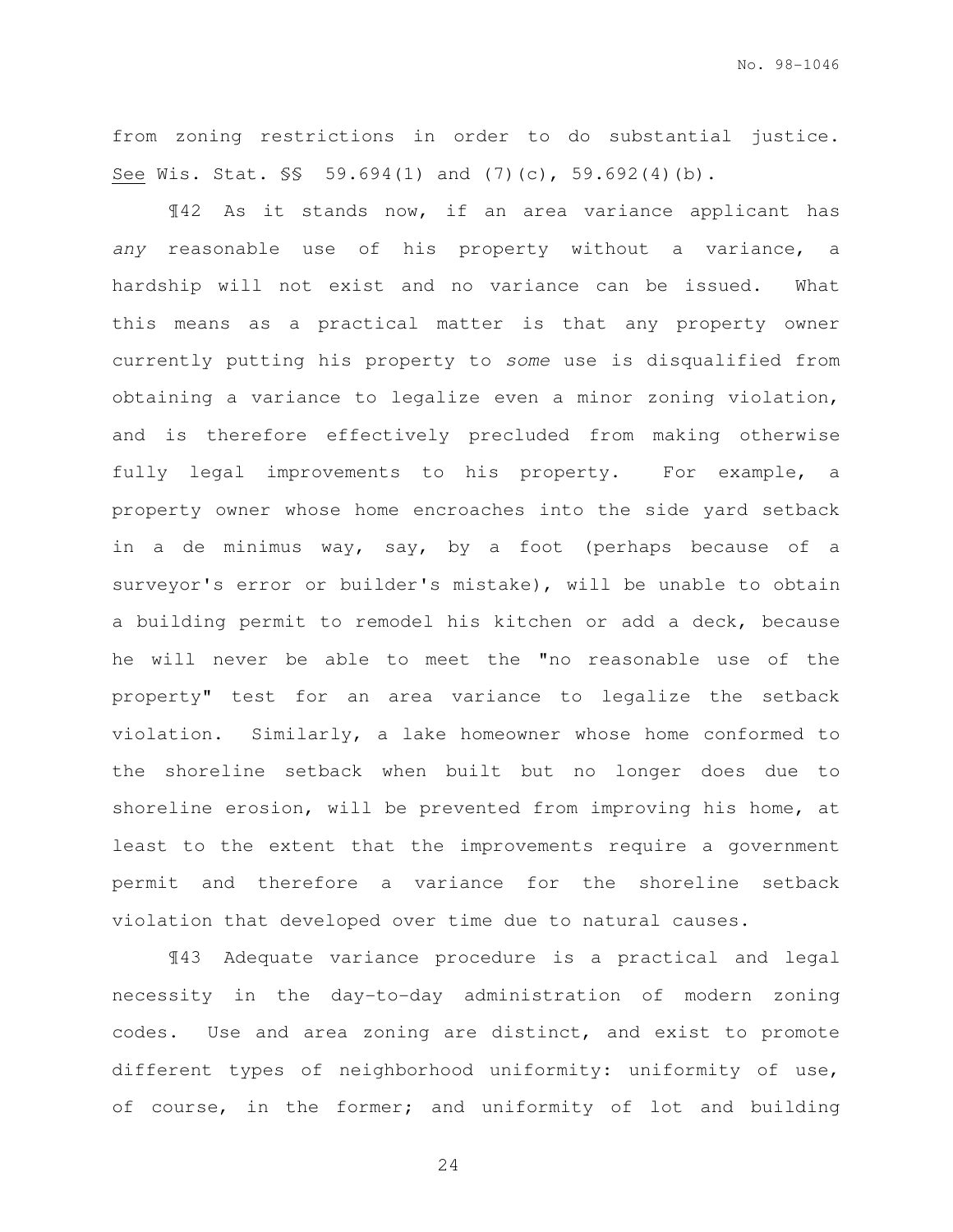from zoning restrictions in order to do substantial justice. See Wis. Stat. §§ 59.694(1) and (7)(c), 59.692(4)(b).

¶42 As it stands now, if an area variance applicant has *any* reasonable use of his property without a variance, a hardship will not exist and no variance can be issued. What this means as a practical matter is that any property owner currently putting his property to *some* use is disqualified from obtaining a variance to legalize even a minor zoning violation, and is therefore effectively precluded from making otherwise fully legal improvements to his property. For example, a property owner whose home encroaches into the side yard setback in a de minimus way, say, by a foot (perhaps because of a surveyor's error or builder's mistake), will be unable to obtain a building permit to remodel his kitchen or add a deck, because he will never be able to meet the "no reasonable use of the property" test for an area variance to legalize the setback violation. Similarly, a lake homeowner whose home conformed to the shoreline setback when built but no longer does due to shoreline erosion, will be prevented from improving his home, at least to the extent that the improvements require a government permit and therefore a variance for the shoreline setback violation that developed over time due to natural causes.

¶43 Adequate variance procedure is a practical and legal necessity in the day-to-day administration of modern zoning codes. Use and area zoning are distinct, and exist to promote different types of neighborhood uniformity: uniformity of use, of course, in the former; and uniformity of lot and building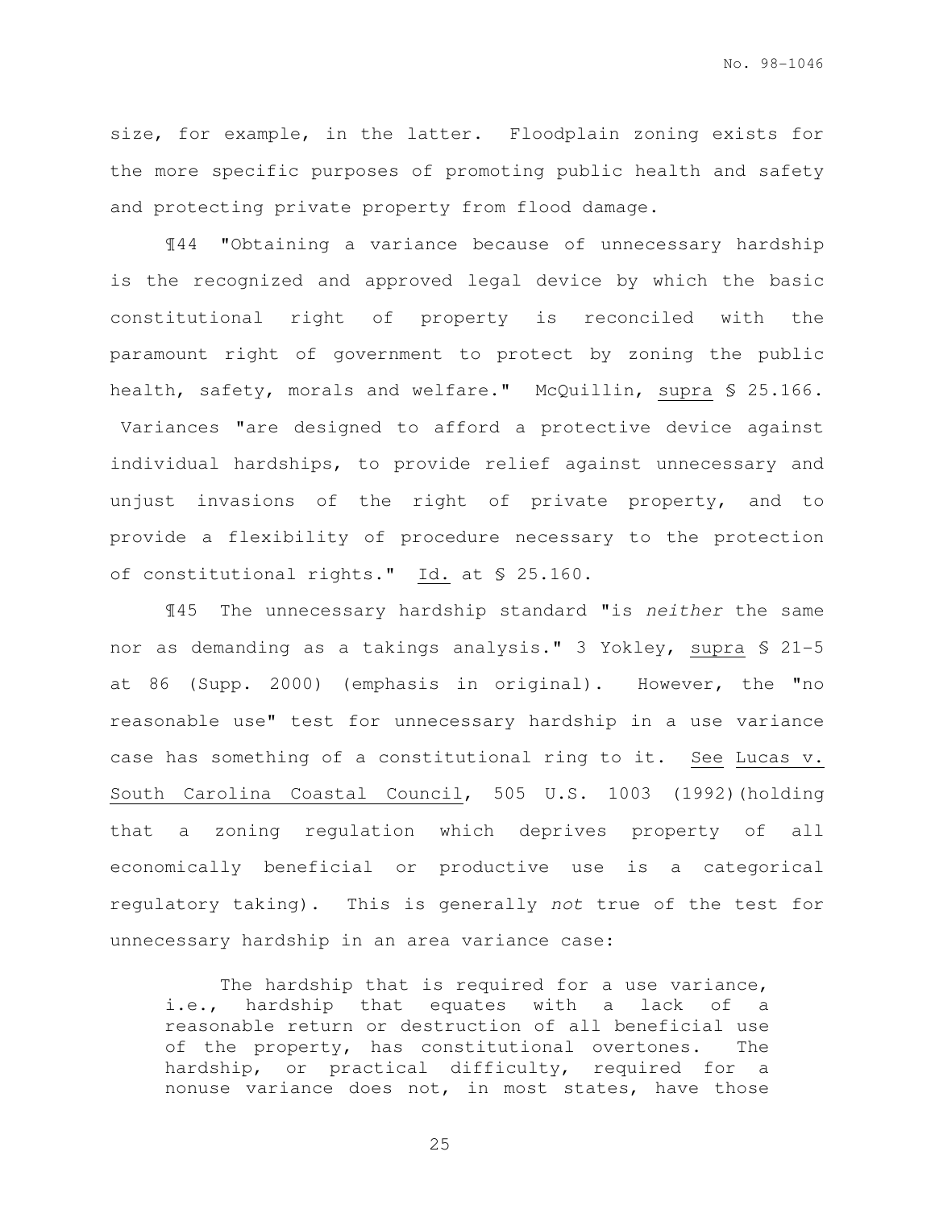size, for example, in the latter. Floodplain zoning exists for the more specific purposes of promoting public health and safety and protecting private property from flood damage.

¶44 "Obtaining a variance because of unnecessary hardship is the recognized and approved legal device by which the basic constitutional right of property is reconciled with the paramount right of government to protect by zoning the public health, safety, morals and welfare." McQuillin, supra § 25.166. Variances "are designed to afford a protective device against individual hardships, to provide relief against unnecessary and unjust invasions of the right of private property, and to provide a flexibility of procedure necessary to the protection of constitutional rights." Id. at § 25.160.

¶45 The unnecessary hardship standard "is *neither* the same nor as demanding as a takings analysis." 3 Yokley, supra § 21-5 at 86 (Supp. 2000) (emphasis in original). However, the "no reasonable use" test for unnecessary hardship in a use variance case has something of a constitutional ring to it. See Lucas v. South Carolina Coastal Council, 505 U.S. 1003 (1992)(holding that a zoning regulation which deprives property of all economically beneficial or productive use is a categorical regulatory taking). This is generally *not* true of the test for unnecessary hardship in an area variance case:

> The hardship that is required for a use variance, i.e., hardship that equates with a lack of a reasonable return or destruction of all beneficial use of the property, has constitutional overtones. The hardship, or practical difficulty, required for a nonuse variance does not, in most states, have those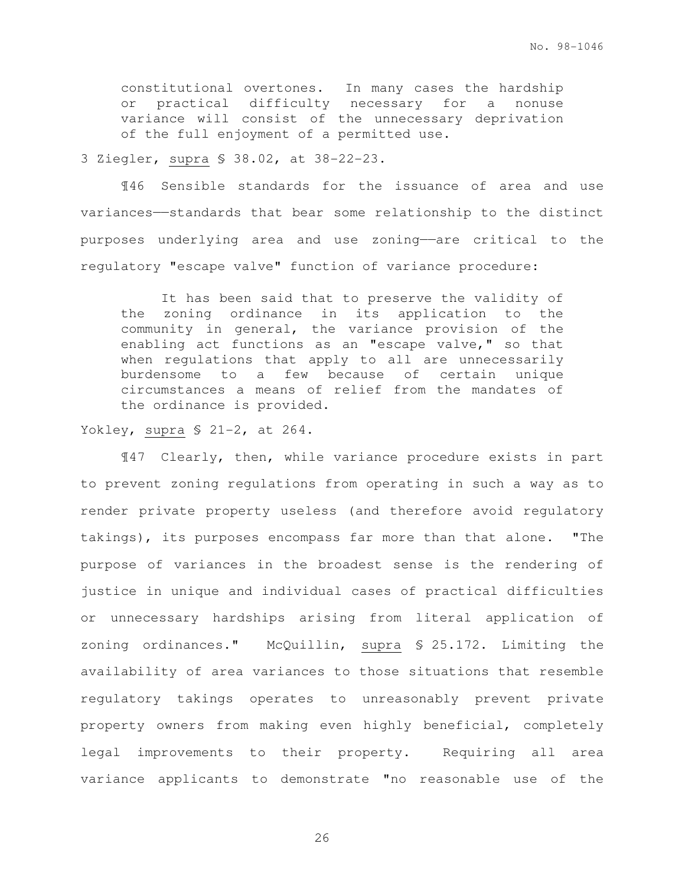> constitutional overtones. In many cases the hardship or practical difficulty necessary for a nonuse variance will consist of the unnecessary deprivation of the full enjoyment of a permitted use.

3 Ziegler, supra § 38.02, at 38-22-23.

¶46 Sensible standards for the issuance of area and use variances——standards that bear some relationship to the distinct purposes underlying area and use zoning——are critical to the regulatory "escape valve" function of variance procedure:

> It has been said that to preserve the validity of the zoning ordinance in its application to the community in general, the variance provision of the enabling act functions as an "escape valve," so that when regulations that apply to all are unnecessarily burdensome to a few because of certain unique circumstances a means of relief from the mandates of the ordinance is provided.

Yokley, supra § 21-2, at 264.

¶47 Clearly, then, while variance procedure exists in part to prevent zoning regulations from operating in such a way as to render private property useless (and therefore avoid regulatory takings), its purposes encompass far more than that alone. "The purpose of variances in the broadest sense is the rendering of justice in unique and individual cases of practical difficulties or unnecessary hardships arising from literal application of zoning ordinances." McQuillin, supra § 25.172. Limiting the availability of area variances to those situations that resemble regulatory takings operates to unreasonably prevent private property owners from making even highly beneficial, completely legal improvements to their property. Requiring all area variance applicants to demonstrate "no reasonable use of the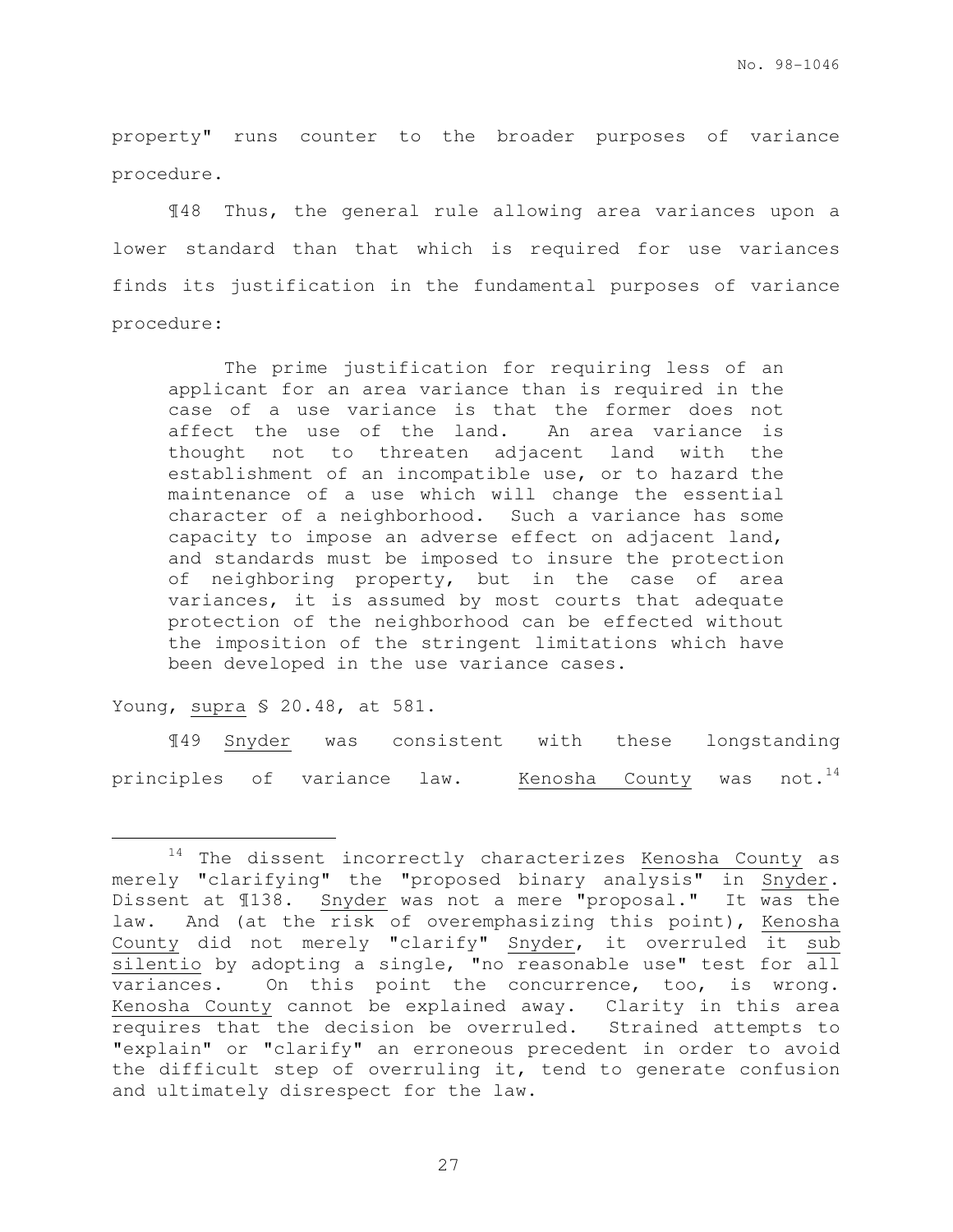property" runs counter to the broader purposes of variance procedure.

¶48 Thus, the general rule allowing area variances upon a lower standard than that which is required for use variances finds its justification in the fundamental purposes of variance procedure:

> The prime justification for requiring less of an applicant for an area variance than is required in the case of a use variance is that the former does not affect the use of the land. An area variance is thought not to threaten adjacent land with the establishment of an incompatible use, or to hazard the maintenance of a use which will change the essential character of a neighborhood. Such a variance has some capacity to impose an adverse effect on adjacent land, and standards must be imposed to insure the protection of neighboring property, but in the case of area variances, it is assumed by most courts that adequate protection of the neighborhood can be effected without the imposition of the stringent limitations which have been developed in the use variance cases.

Young, supra § 20.48, at 581.

¶49 Snyder was consistent with these longstanding principles of variance law. Kenosha County was not.[14]

[14] The dissent incorrectly characterizes Kenosha County as merely "clarifying" the "proposed binary analysis" in Snyder. Dissent at ¶138. Snyder was not a mere "proposal." It was the law. And (at the risk of overemphasizing this point), Kenosha County did not merely "clarify" Snyder, it overruled it sub silentio by adopting a single, "no reasonable use" test for all variances. On this point the concurrence, too, is wrong. Kenosha County cannot be explained away. Clarity in this area requires that the decision be overruled. Strained attempts to "explain" or "clarify" an erroneous precedent in order to avoid the difficult step of overruling it, tend to generate confusion and ultimately disrespect for the law.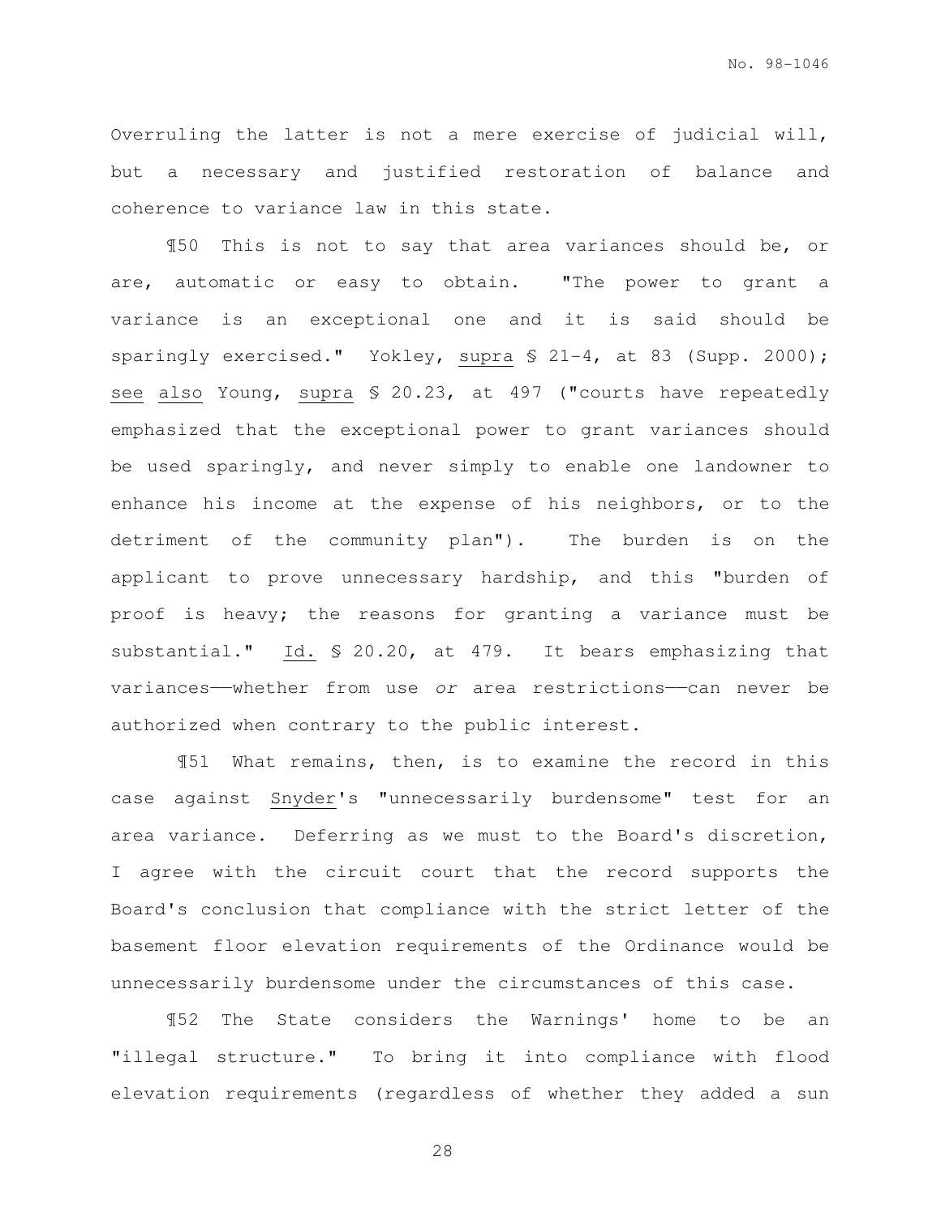Overruling the latter is not a mere exercise of judicial will, but a necessary and justified restoration of balance and coherence to variance law in this state.

¶50 This is not to say that area variances should be, or are, automatic or easy to obtain. "The power to grant a variance is an exceptional one and it is said should be sparingly exercised." Yokley, supra § 21-4, at 83 (Supp. 2000); see also Young, supra § 20.23, at 497 ("courts have repeatedly emphasized that the exceptional power to grant variances should be used sparingly, and never simply to enable one landowner to enhance his income at the expense of his neighbors, or to the detriment of the community plan"). The burden is on the applicant to prove unnecessary hardship, and this "burden of proof is heavy; the reasons for granting a variance must be substantial." Id. § 20.20, at 479. It bears emphasizing that variances——whether from use *or* area restrictions——can never be authorized when contrary to the public interest.

¶51 What remains, then, is to examine the record in this case against Snyder's "unnecessarily burdensome" test for an area variance. Deferring as we must to the Board's discretion, I agree with the circuit court that the record supports the Board's conclusion that compliance with the strict letter of the basement floor elevation requirements of the Ordinance would be unnecessarily burdensome under the circumstances of this case.

¶52 The State considers the Warnings' home to be an "illegal structure." To bring it into compliance with flood elevation requirements (regardless of whether they added a sun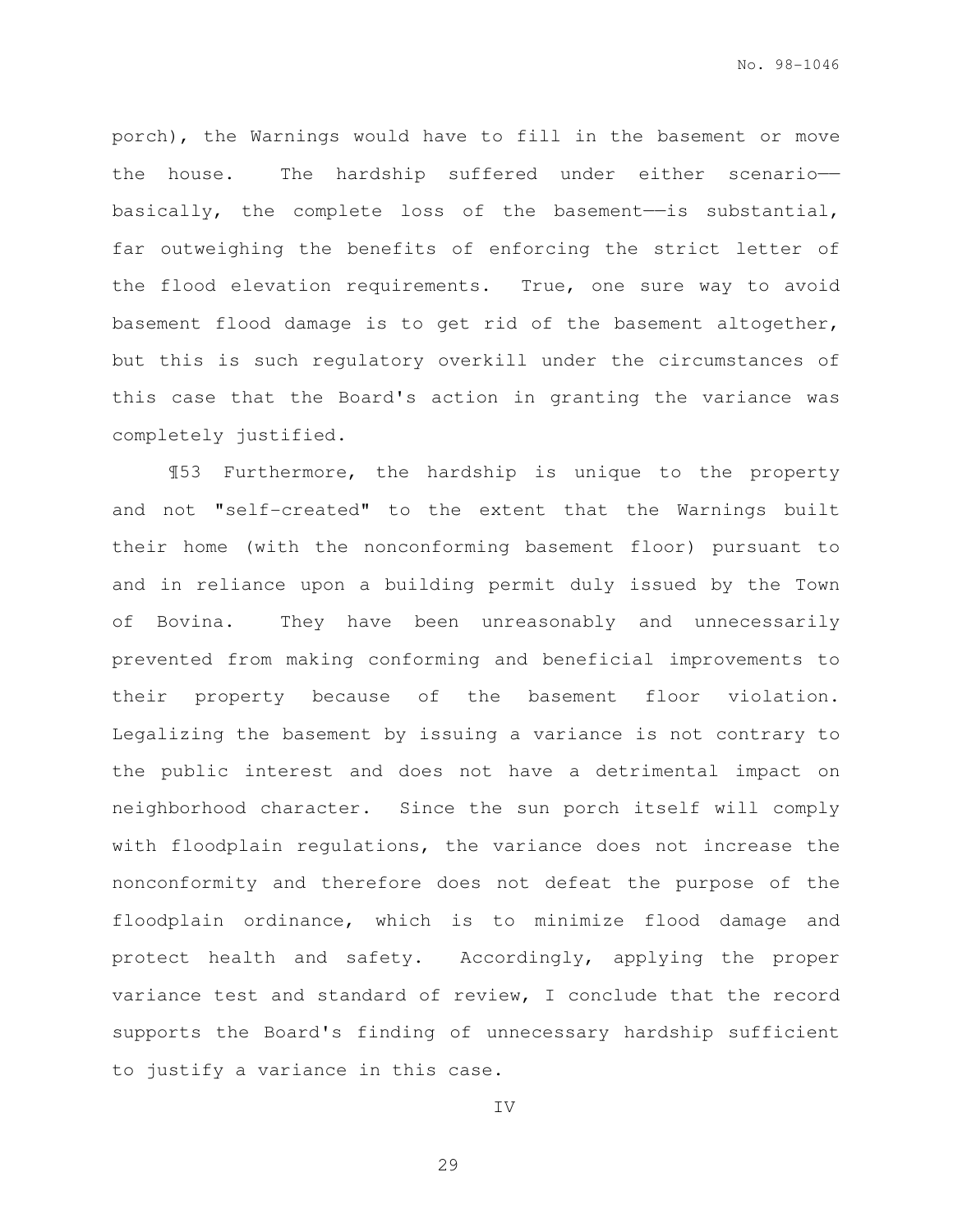porch), the Warnings would have to fill in the basement or move the house. The hardship suffered under either scenario—basically, the complete loss of the basement—is substantial, far outweighing the benefits of enforcing the strict letter of the flood elevation requirements. True, one sure way to avoid basement flood damage is to get rid of the basement altogether, but this is such regulatory overkill under the circumstances of this case that the Board's action in granting the variance was completely justified.

¶53 Furthermore, the hardship is unique to the property and not "self-created" to the extent that the Warnings built their home (with the nonconforming basement floor) pursuant to and in reliance upon a building permit duly issued by the Town of Bovina. They have been unreasonably and unnecessarily prevented from making conforming and beneficial improvements to their property because of the basement floor violation. Legalizing the basement by issuing a variance is not contrary to the public interest and does not have a detrimental impact on neighborhood character. Since the sun porch itself will comply with floodplain regulations, the variance does not increase the nonconformity and therefore does not defeat the purpose of the floodplain ordinance, which is to minimize flood damage and protect health and safety. Accordingly, applying the proper variance test and standard of review, I conclude that the record supports the Board's finding of unnecessary hardship sufficient to justify a variance in this case.

IV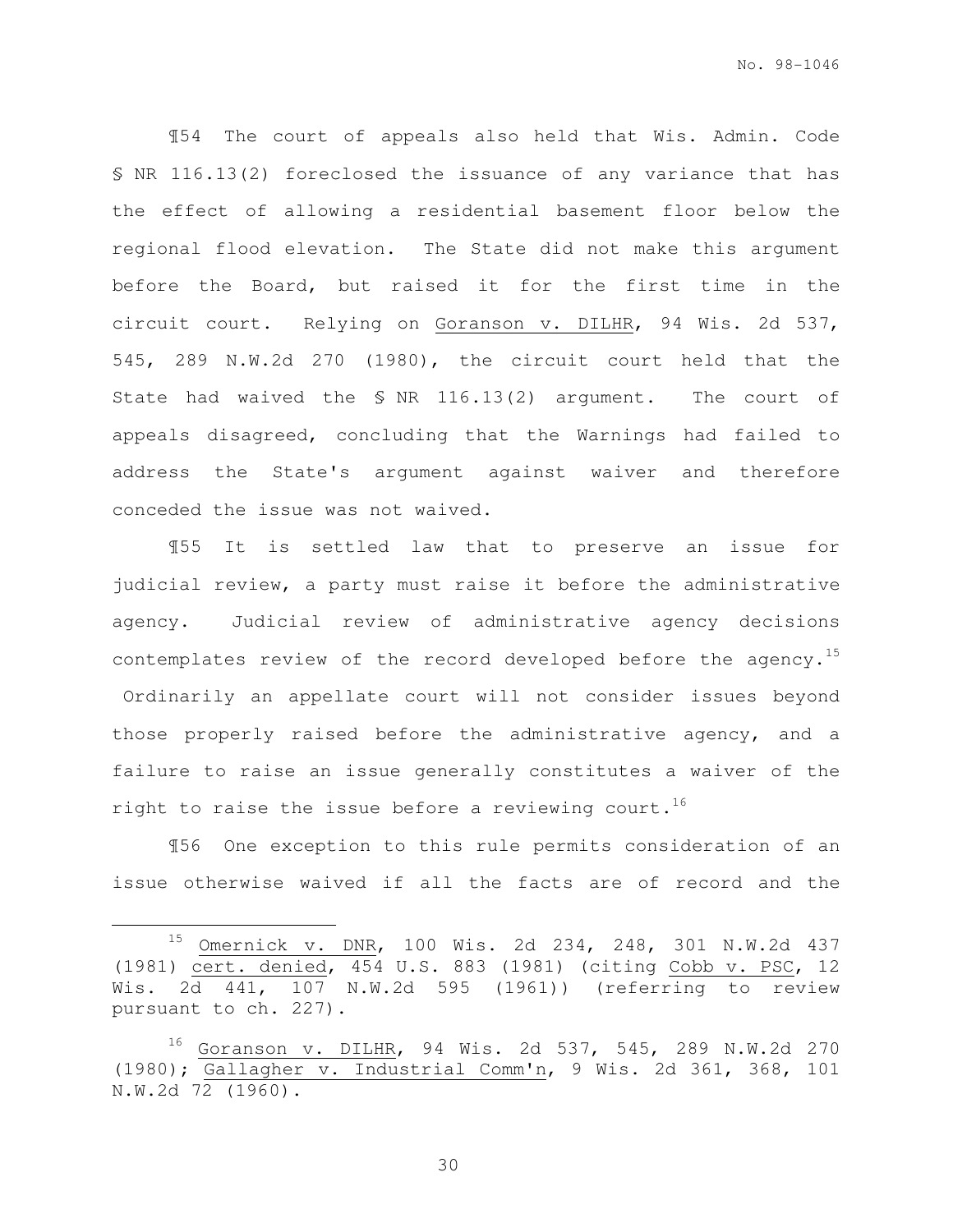¶54 The court of appeals also held that Wis. Admin. Code § NR 116.13(2) foreclosed the issuance of any variance that has the effect of allowing a residential basement floor below the regional flood elevation. The State did not make this argument before the Board, but raised it for the first time in the circuit court. Relying on Goranson v. DILHR, 94 Wis. 2d 537, 545, 289 N.W.2d 270 (1980), the circuit court held that the State had waived the § NR 116.13(2) argument. The court of appeals disagreed, concluding that the Warnings had failed to address the State's argument against waiver and therefore conceded the issue was not waived.

¶55 It is settled law that to preserve an issue for judicial review, a party must raise it before the administrative agency. Judicial review of administrative agency decisions contemplates review of the record developed before the agency.[15] Ordinarily an appellate court will not consider issues beyond those properly raised before the administrative agency, and a failure to raise an issue generally constitutes a waiver of the right to raise the issue before a reviewing court.[16]

¶56 One exception to this rule permits consideration of an issue otherwise waived if all the facts are of record and the

---

[15] Omernick v. DNR, 100 Wis. 2d 234, 248, 301 N.W.2d 437 (1981) cert. denied, 454 U.S. 883 (1981) (citing Cobb v. PSC, 12 Wis. 2d 441, 107 N.W.2d 595 (1961)) (referring to review pursuant to ch. 227).

[16] Goranson v. DILHR, 94 Wis. 2d 537, 545, 289 N.W.2d 270 (1980); Gallagher v. Industrial Comm'n, 9 Wis. 2d 361, 368, 101 N.W.2d 72 (1960).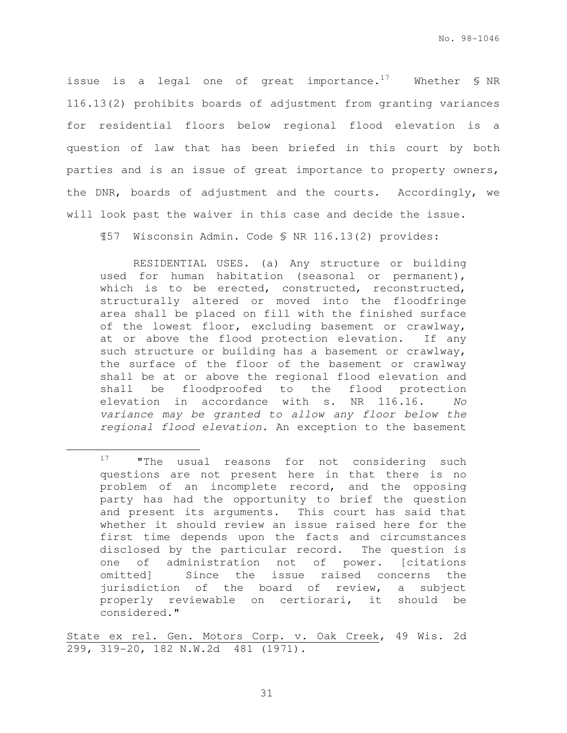issue is a legal one of great importance.[17] Whether § NR 116.13(2) prohibits boards of adjustment from granting variances for residential floors below regional flood elevation is a question of law that has been briefed in this court by both parties and is an issue of great importance to property owners, the DNR, boards of adjustment and the courts. Accordingly, we will look past the waiver in this case and decide the issue.

¶57 Wisconsin Admin. Code § NR 116.13(2) provides:

> RESIDENTIAL USES. (a) Any structure or building used for human habitation (seasonal or permanent), which is to be erected, constructed, reconstructed, structurally altered or moved into the floodfringe area shall be placed on fill with the finished surface of the lowest floor, excluding basement or crawlway, at or above the flood protection elevation. If any such structure or building has a basement or crawlway, the surface of the floor of the basement or crawlway shall be at or above the regional flood elevation and shall be floodproofed to the flood protection elevation in accordance with s. NR 116.16. *No variance may be granted to allow any floor below the regional flood elevation.* An exception to the basement

---

[17] "The usual reasons for not considering such questions are not present here in that there is no problem of an incomplete record, and the opposing party has had the opportunity to brief the question and present its arguments. This court has said that whether it should review an issue raised here for the first time depends upon the facts and circumstances disclosed by the particular record. The question is one of administration not of power. [citations omitted] Since the issue raised concerns the jurisdiction of the board of review, a subject properly reviewable on certiorari, it should be considered."

State ex rel. Gen. Motors Corp. v. Oak Creek, 49 Wis. 2d 299, 319-20, 182 N.W.2d 481 (1971).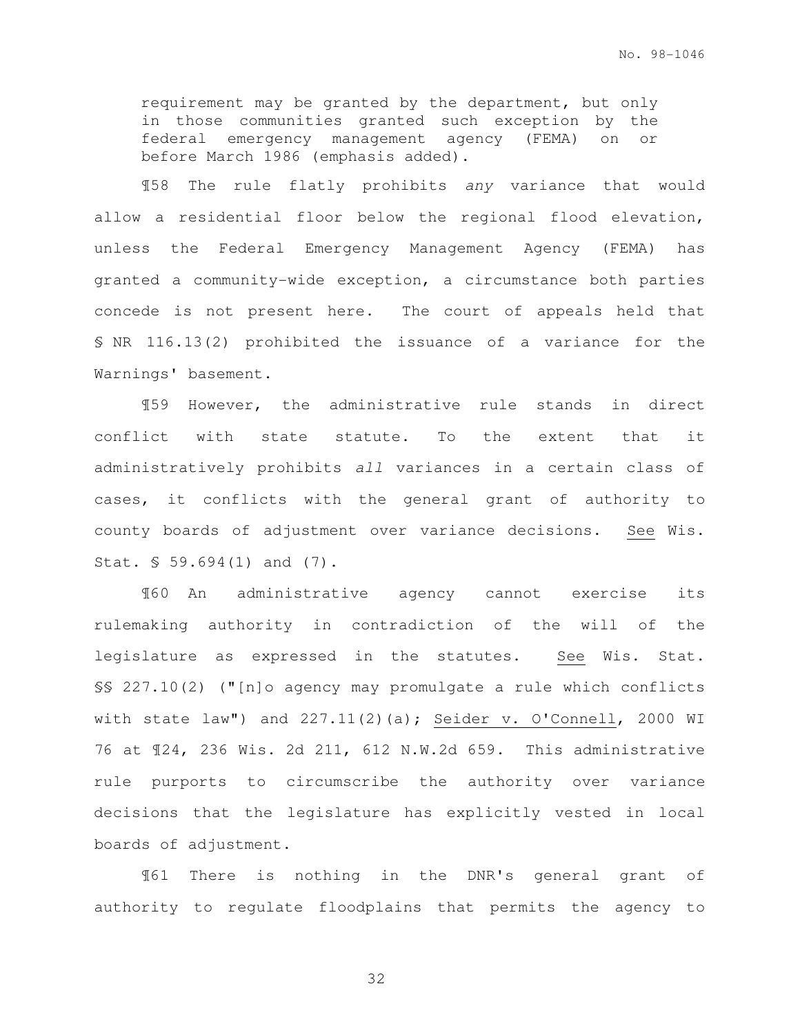requirement may be granted by the department, but only in those communities granted such exception by the federal emergency management agency (FEMA) on or before March 1986 (emphasis added).

¶58 The rule flatly prohibits *any* variance that would allow a residential floor below the regional flood elevation, unless the Federal Emergency Management Agency (FEMA) has granted a community-wide exception, a circumstance both parties concede is not present here. The court of appeals held that § NR 116.13(2) prohibited the issuance of a variance for the Warnings' basement.

¶59 However, the administrative rule stands in direct conflict with state statute. To the extent that it administratively prohibits *all* variances in a certain class of cases, it conflicts with the general grant of authority to county boards of adjustment over variance decisions. See Wis. Stat. § 59.694(1) and (7).

¶60 An administrative agency cannot exercise its rulemaking authority in contradiction of the will of the legislature as expressed in the statutes. See Wis. Stat. §§ 227.10(2) ("[n]o agency may promulgate a rule which conflicts with state law") and 227.11(2)(a); Seider v. O'Connell, 2000 WI 76 at ¶24, 236 Wis. 2d 211, 612 N.W.2d 659. This administrative rule purports to circumscribe the authority over variance decisions that the legislature has explicitly vested in local boards of adjustment.

¶61 There is nothing in the DNR's general grant of authority to regulate floodplains that permits the agency to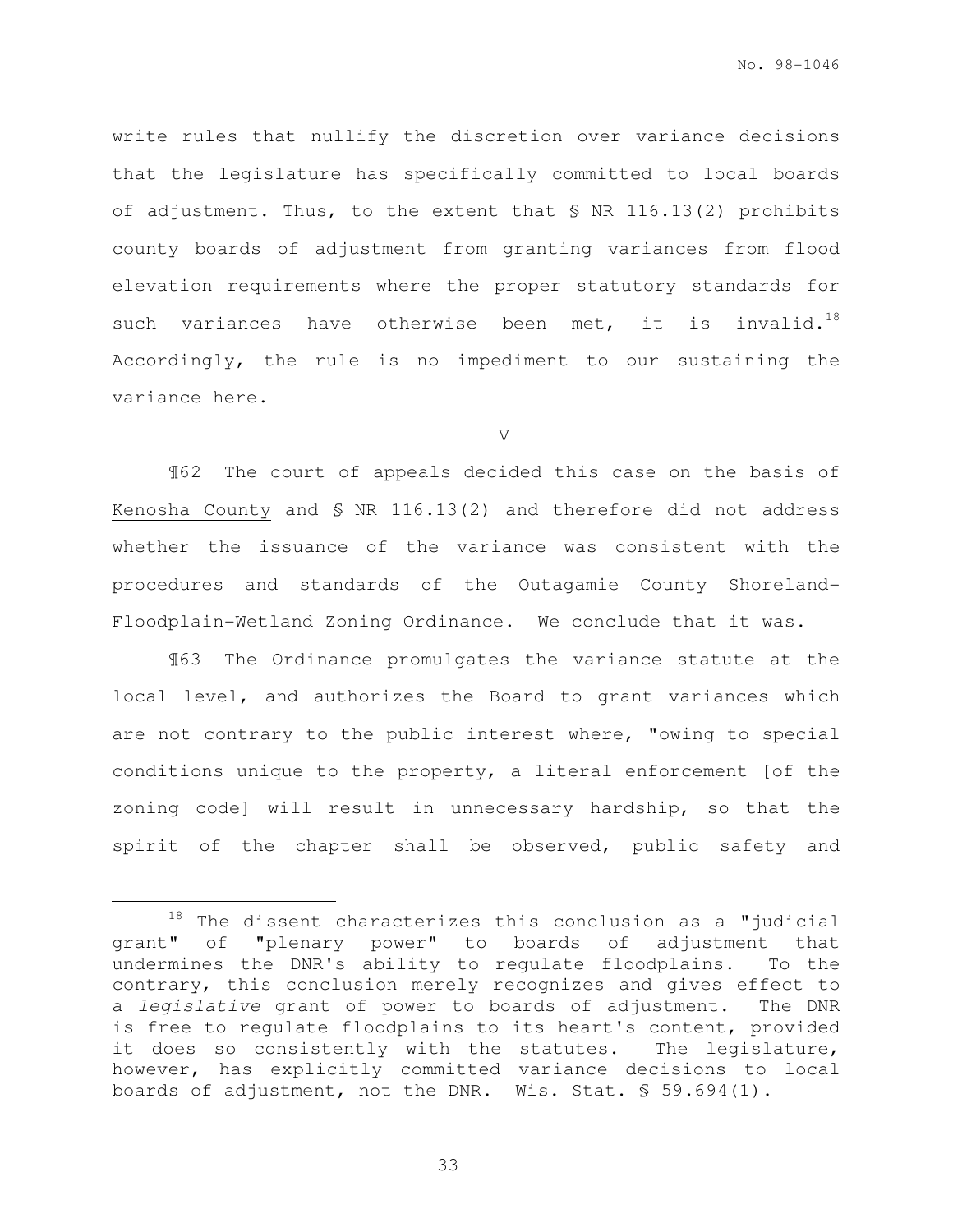write rules that nullify the discretion over variance decisions that the legislature has specifically committed to local boards of adjustment. Thus, to the extent that § NR 116.13(2) prohibits county boards of adjustment from granting variances from flood elevation requirements where the proper statutory standards for such variances have otherwise been met, it is invalid.[18] Accordingly, the rule is no impediment to our sustaining the variance here.

V

¶62 The court of appeals decided this case on the basis of Kenosha County and § NR 116.13(2) and therefore did not address whether the issuance of the variance was consistent with the procedures and standards of the Outagamie County Shoreland-Floodplain-Wetland Zoning Ordinance. We conclude that it was.

¶63 The Ordinance promulgates the variance statute at the local level, and authorizes the Board to grant variances which are not contrary to the public interest where, "owing to special conditions unique to the property, a literal enforcement [of the zoning code] will result in unnecessary hardship, so that the spirit of the chapter shall be observed, public safety and

---

[18] The dissent characterizes this conclusion as a "judicial grant" of "plenary power" to boards of adjustment that undermines the DNR's ability to regulate floodplains. To the contrary, this conclusion merely recognizes and gives effect to a *legislative* grant of power to boards of adjustment. The DNR is free to regulate floodplains to its heart's content, provided it does so consistently with the statutes. The legislature, however, has explicitly committed variance decisions to local boards of adjustment, not the DNR. Wis. Stat. § 59.694(1).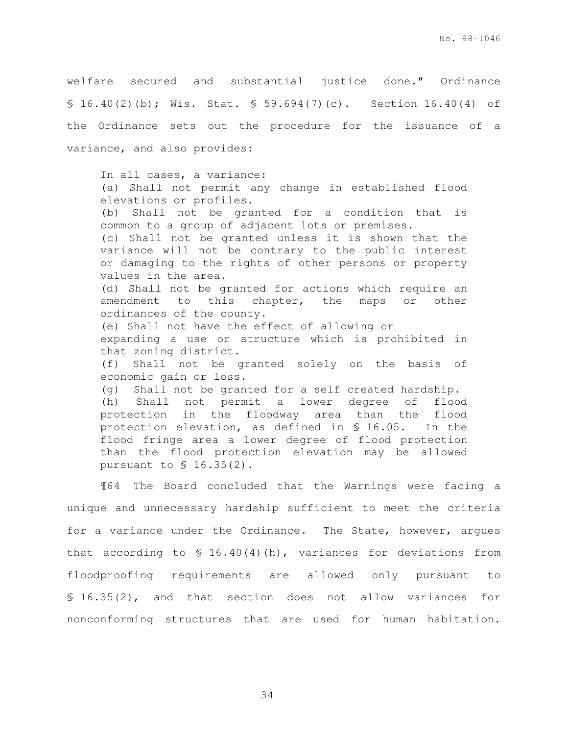welfare secured and substantial justice done." Ordinance § 16.40(2)(b); Wis. Stat. § 59.694(7)(c). Section 16.40(4) of the Ordinance sets out the procedure for the issuance of a variance, and also provides:

> In all cases, a variance:
> (a) Shall not permit any change in established flood elevations or profiles.
> (b) Shall not be granted for a condition that is common to a group of adjacent lots or premises.
> (c) Shall not be granted unless it is shown that the variance will not be contrary to the public interest or damaging to the rights of other persons or property values in the area.
> (d) Shall not be granted for actions which require an amendment to this chapter, the maps or other ordinances of the county.
> (e) Shall not have the effect of allowing or expanding a use or structure which is prohibited in that zoning district.
> (f) Shall not be granted solely on the basis of economic gain or loss.
> (g) Shall not be granted for a self created hardship.
> (h) Shall not permit a lower degree of flood protection in the floodway area than the flood protection elevation, as defined in § 16.05. In the flood fringe area a lower degree of flood protection than the flood protection elevation may be allowed pursuant to § 16.35(2).

¶64 The Board concluded that the Warnings were facing a unique and unnecessary hardship sufficient to meet the criteria for a variance under the Ordinance. The State, however, argues that according to § 16.40(4)(h), variances for deviations from floodproofing requirements are allowed only pursuant to § 16.35(2), and that section does not allow variances for nonconforming structures that are used for human habitation.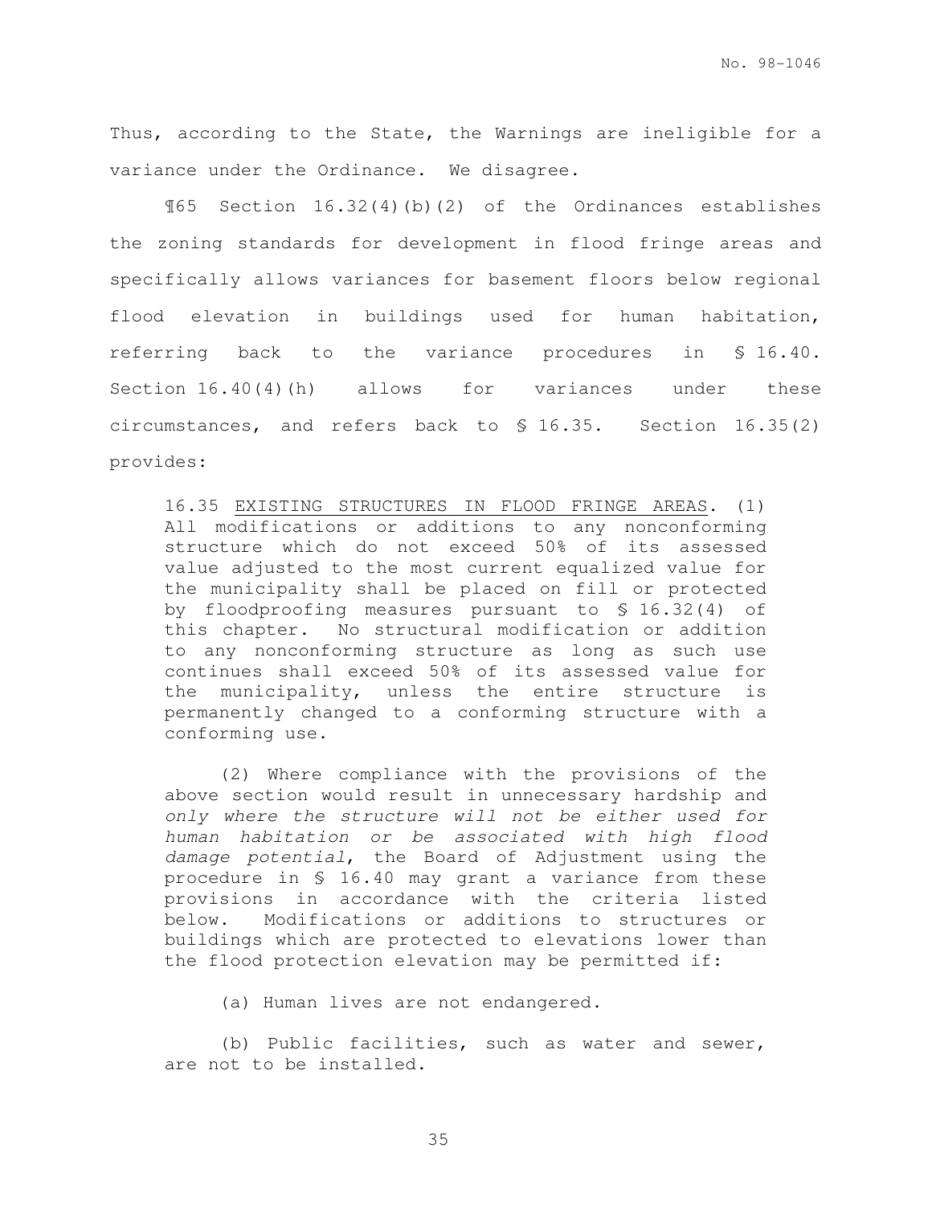Thus, according to the State, the Warnings are ineligible for a variance under the Ordinance. We disagree.

¶65 Section 16.32(4)(b)(2) of the Ordinances establishes the zoning standards for development in flood fringe areas and specifically allows variances for basement floors below regional flood elevation in buildings used for human habitation, referring back to the variance procedures in § 16.40. Section 16.40(4)(h) allows for variances under these circumstances, and refers back to § 16.35. Section 16.35(2) provides:

> 16.35 <u>EXISTING STRUCTURES IN FLOOD FRINGE AREAS</u>. (1) All modifications or additions to any nonconforming structure which do not exceed 50% of its assessed value adjusted to the most current equalized value for the municipality shall be placed on fill or protected by floodproofing measures pursuant to § 16.32(4) of this chapter. No structural modification or addition to any nonconforming structure as long as such use continues shall exceed 50% of its assessed value for the municipality, unless the entire structure is permanently changed to a conforming structure with a conforming use.
>
> (2) Where compliance with the provisions of the above section would result in unnecessary hardship and *only where the structure will not be either used for human habitation or be associated with high flood damage potential*, the Board of Adjustment using the procedure in § 16.40 may grant a variance from these provisions in accordance with the criteria listed below. Modifications or additions to structures or buildings which are protected to elevations lower than the flood protection elevation may be permitted if:
>
> (a) Human lives are not endangered.
>
> (b) Public facilities, such as water and sewer, are not to be installed.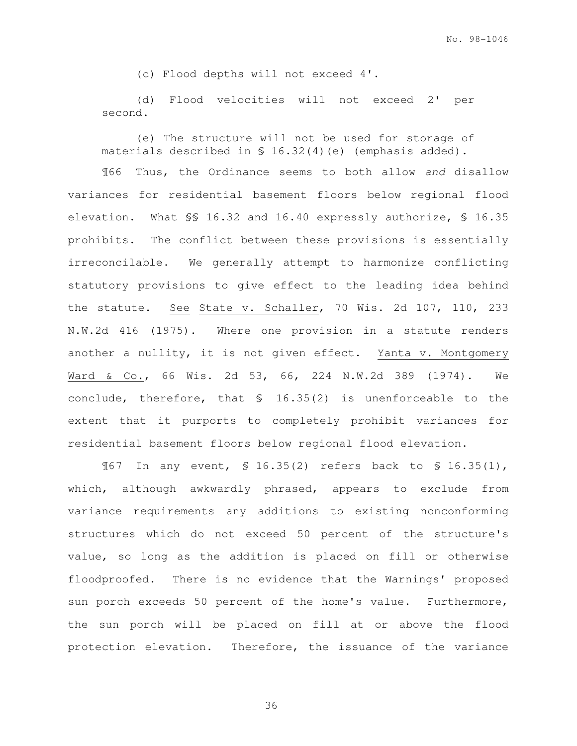(c) Flood depths will not exceed 4'.

(d) Flood velocities will not exceed 2' per second.

(e) The structure will not be used for storage of materials described in § 16.32(4)(e) (emphasis added).

¶66 Thus, the Ordinance seems to both allow *and* disallow variances for residential basement floors below regional flood elevation. What §§ 16.32 and 16.40 expressly authorize, § 16.35 prohibits. The conflict between these provisions is essentially irreconcilable. We generally attempt to harmonize conflicting statutory provisions to give effect to the leading idea behind the statute. See State v. Schaller, 70 Wis. 2d 107, 110, 233 N.W.2d 416 (1975). Where one provision in a statute renders another a nullity, it is not given effect. Yanta v. Montgomery Ward & Co., 66 Wis. 2d 53, 66, 224 N.W.2d 389 (1974). We conclude, therefore, that § 16.35(2) is unenforceable to the extent that it purports to completely prohibit variances for residential basement floors below regional flood elevation.

¶67 In any event, § 16.35(2) refers back to § 16.35(1), which, although awkwardly phrased, appears to exclude from variance requirements any additions to existing nonconforming structures which do not exceed 50 percent of the structure's value, so long as the addition is placed on fill or otherwise floodproofed. There is no evidence that the Warnings' proposed sun porch exceeds 50 percent of the home's value. Furthermore, the sun porch will be placed on fill at or above the flood protection elevation. Therefore, the issuance of the variance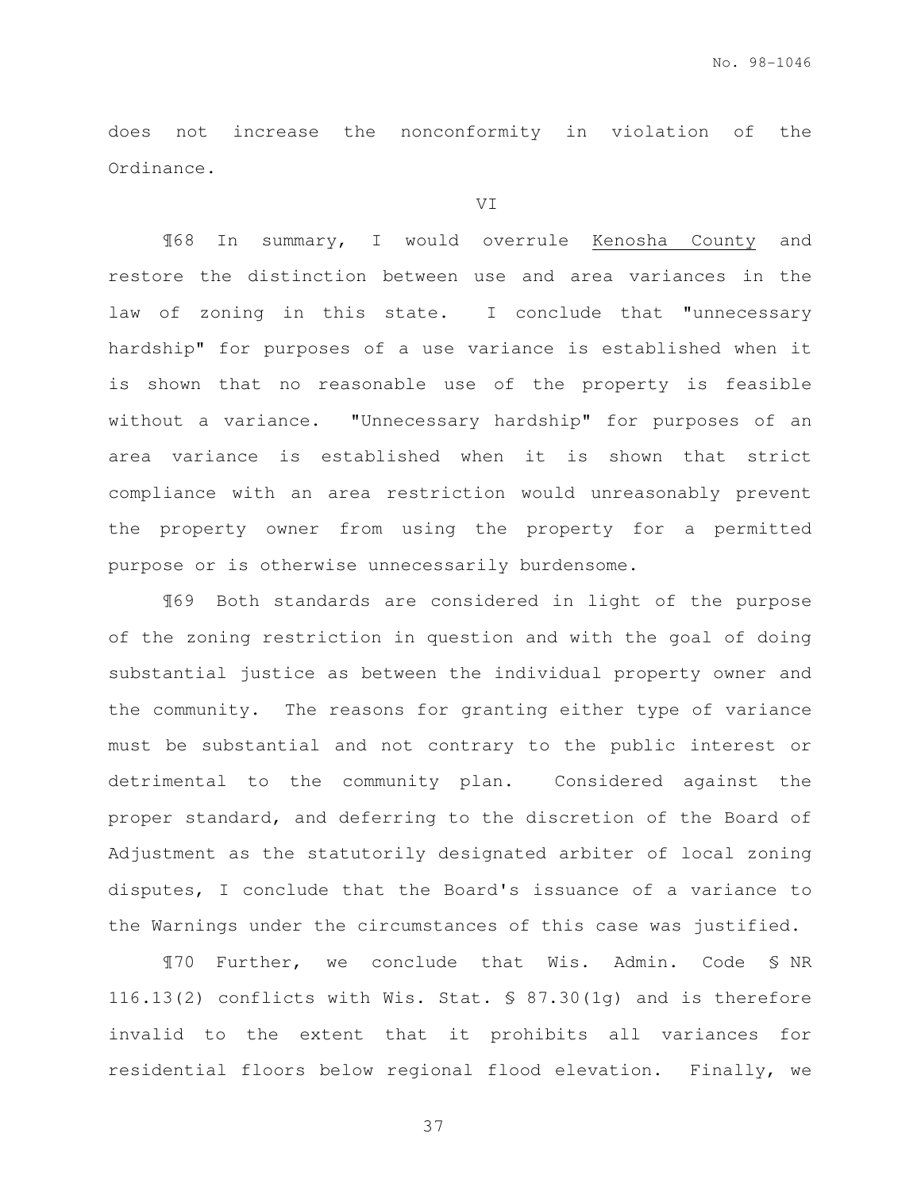does not increase the nonconformity in violation of the Ordinance.

VI

¶68 In summary, I would overrule Kenosha County and restore the distinction between use and area variances in the law of zoning in this state. I conclude that "unnecessary hardship" for purposes of a use variance is established when it is shown that no reasonable use of the property is feasible without a variance. "Unnecessary hardship" for purposes of an area variance is established when it is shown that strict compliance with an area restriction would unreasonably prevent the property owner from using the property for a permitted purpose or is otherwise unnecessarily burdensome.

¶69 Both standards are considered in light of the purpose of the zoning restriction in question and with the goal of doing substantial justice as between the individual property owner and the community. The reasons for granting either type of variance must be substantial and not contrary to the public interest or detrimental to the community plan. Considered against the proper standard, and deferring to the discretion of the Board of Adjustment as the statutorily designated arbiter of local zoning disputes, I conclude that the Board's issuance of a variance to the Warnings under the circumstances of this case was justified.

¶70 Further, we conclude that Wis. Admin. Code § NR 116.13(2) conflicts with Wis. Stat. § 87.30(1g) and is therefore invalid to the extent that it prohibits all variances for residential floors below regional flood elevation. Finally, we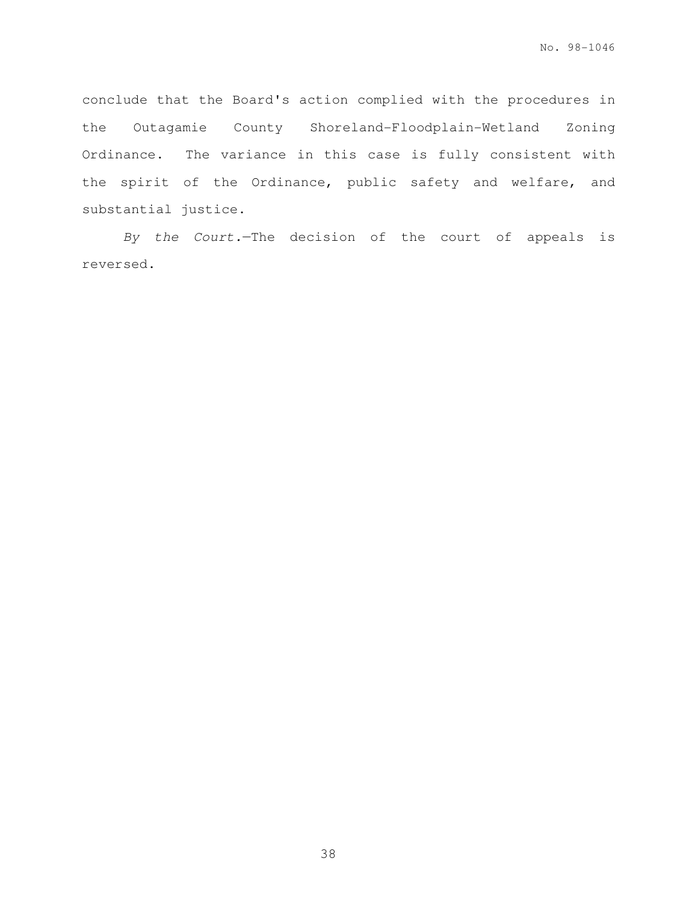conclude that the Board's action complied with the procedures in the Outagamie County Shoreland-Floodplain-Wetland Zoning Ordinance. The variance in this case is fully consistent with the spirit of the Ordinance, public safety and welfare, and substantial justice.

*By the Court.*—The decision of the court of appeals is reversed.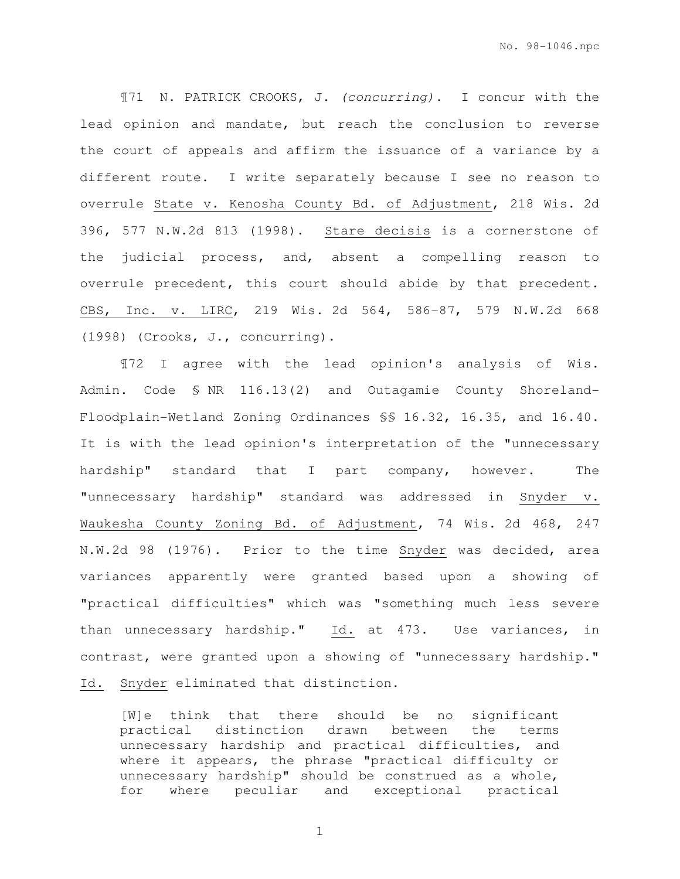¶71 N. PATRICK CROOKS, J. *(concurring)*. I concur with the lead opinion and mandate, but reach the conclusion to reverse the court of appeals and affirm the issuance of a variance by a different route. I write separately because I see no reason to overrule State v. Kenosha County Bd. of Adjustment, 218 Wis. 2d 396, 577 N.W.2d 813 (1998). Stare decisis is a cornerstone of the judicial process, and, absent a compelling reason to overrule precedent, this court should abide by that precedent. CBS, Inc. v. LIRC, 219 Wis. 2d 564, 586-87, 579 N.W.2d 668 (1998) (Crooks, J., concurring).

¶72 I agree with the lead opinion's analysis of Wis. Admin. Code § NR 116.13(2) and Outagamie County Shoreland-Floodplain-Wetland Zoning Ordinances §§ 16.32, 16.35, and 16.40. It is with the lead opinion's interpretation of the "unnecessary hardship" standard that I part company, however. The "unnecessary hardship" standard was addressed in Snyder v. Waukesha County Zoning Bd. of Adjustment, 74 Wis. 2d 468, 247 N.W.2d 98 (1976). Prior to the time Snyder was decided, area variances apparently were granted based upon a showing of "practical difficulties" which was "something much less severe than unnecessary hardship." Id. at 473. Use variances, in contrast, were granted upon a showing of "unnecessary hardship." Id. Snyder eliminated that distinction.

> [W]e think that there should be no significant practical distinction drawn between the terms unnecessary hardship and practical difficulties, and where it appears, the phrase "practical difficulty or unnecessary hardship" should be construed as a whole, for where peculiar and exceptional practical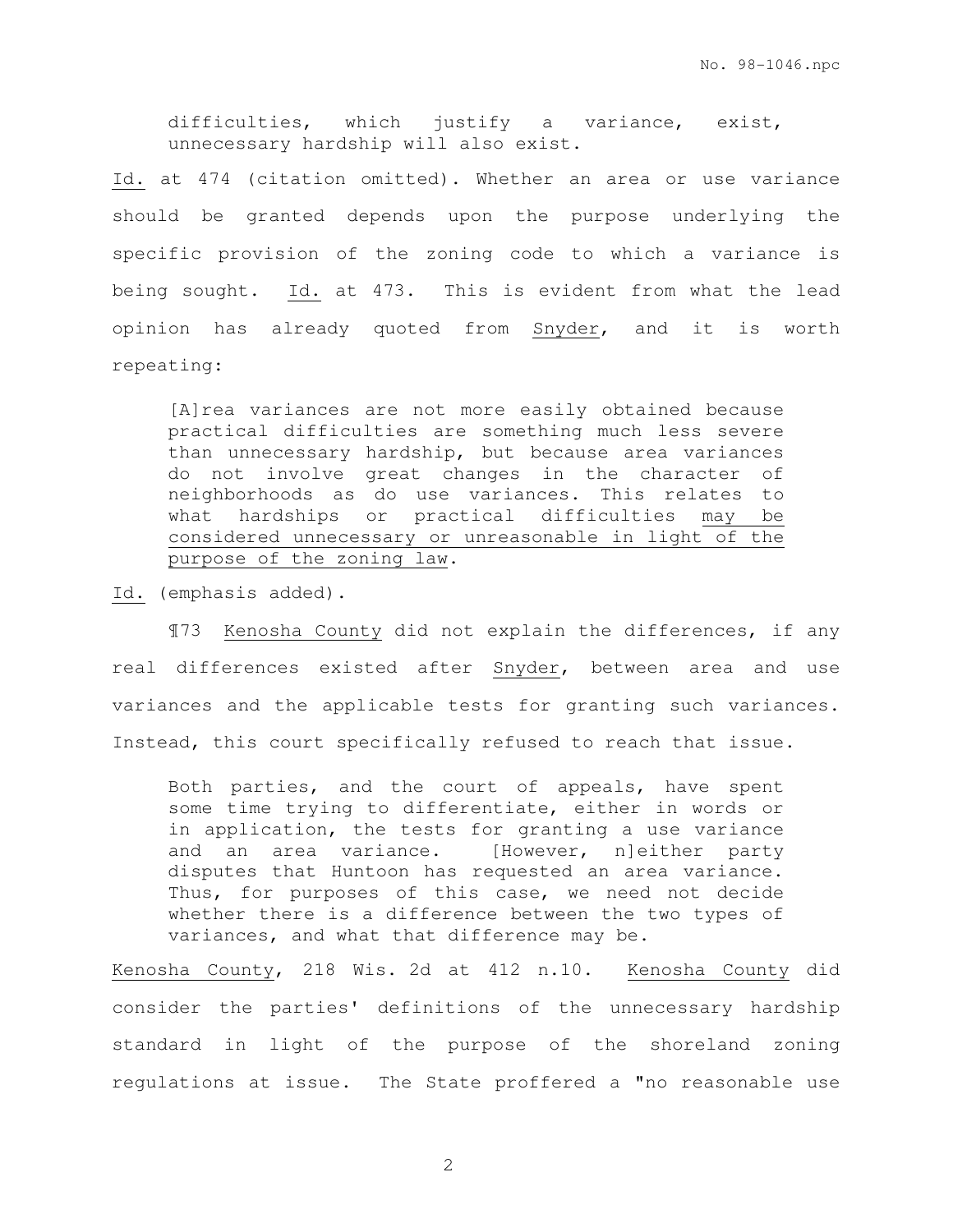> difficulties, which justify a variance, exist, unnecessary hardship will also exist.

Id. at 474 (citation omitted). Whether an area or use variance should be granted depends upon the purpose underlying the specific provision of the zoning code to which a variance is being sought. Id. at 473. This is evident from what the lead opinion has already quoted from Snyder, and it is worth repeating:

> [A]rea variances are not more easily obtained because practical difficulties are something much less severe than unnecessary hardship, but because area variances do not involve great changes in the character of neighborhoods as do use variances. This relates to what hardships or practical difficulties may be considered unnecessary or unreasonable in light of the purpose of the zoning law.

Id. (emphasis added).

¶73 Kenosha County did not explain the differences, if any real differences existed after Snyder, between area and use variances and the applicable tests for granting such variances. Instead, this court specifically refused to reach that issue.

> Both parties, and the court of appeals, have spent some time trying to differentiate, either in words or in application, the tests for granting a use variance and an area variance. [However, n]either party disputes that Huntoon has requested an area variance. Thus, for purposes of this case, we need not decide whether there is a difference between the two types of variances, and what that difference may be.

Kenosha County, 218 Wis. 2d at 412 n.10. Kenosha County did consider the parties' definitions of the unnecessary hardship standard in light of the purpose of the shoreland zoning regulations at issue. The State proffered a "no reasonable use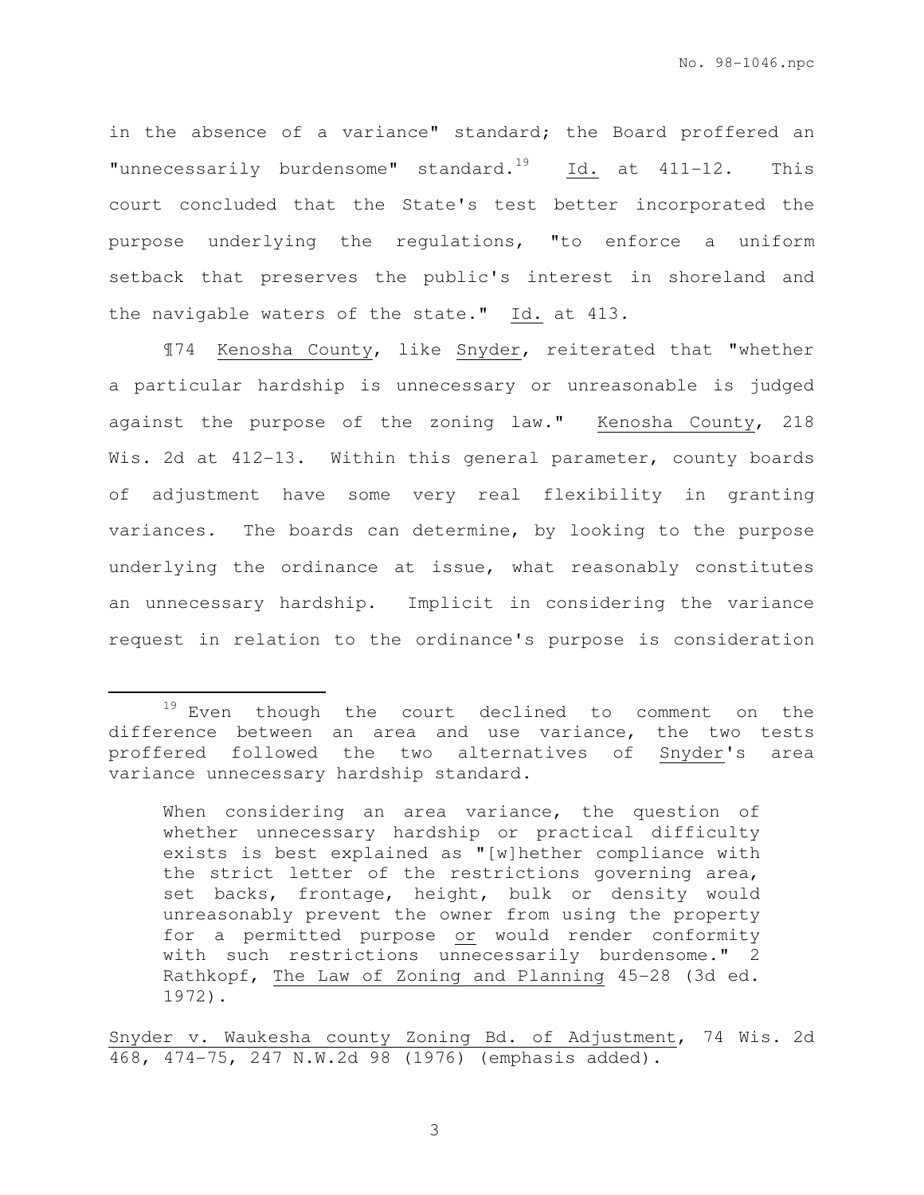in the absence of a variance" standard; the Board proffered an "unnecessarily burdensome" standard.[19] Id. at 411-12. This court concluded that the State's test better incorporated the purpose underlying the regulations, "to enforce a uniform setback that preserves the public's interest in shoreland and the navigable waters of the state." Id. at 413.

¶74 Kenosha County, like Snyder, reiterated that "whether a particular hardship is unnecessary or unreasonable is judged against the purpose of the zoning law." Kenosha County, 218 Wis. 2d at 412-13. Within this general parameter, county boards of adjustment have some very real flexibility in granting variances. The boards can determine, by looking to the purpose underlying the ordinance at issue, what reasonably constitutes an unnecessary hardship. Implicit in considering the variance request in relation to the ordinance's purpose is consideration

---

[19] Even though the court declined to comment on the difference between an area and use variance, the two tests proffered followed the two alternatives of Snyder's area variance unnecessary hardship standard.

> When considering an area variance, the question of whether unnecessary hardship or practical difficulty exists is best explained as "[w]hether compliance with the strict letter of the restrictions governing area, set backs, frontage, height, bulk or density would unreasonably prevent the owner from using the property for a permitted purpose or would render conformity with such restrictions unnecessarily burdensome." 2 Rathkopf, The Law of Zoning and Planning 45-28 (3d ed. 1972).

Snyder v. Waukesha county Zoning Bd. of Adjustment, 74 Wis. 2d 468, 474-75, 247 N.W.2d 98 (1976) (emphasis added).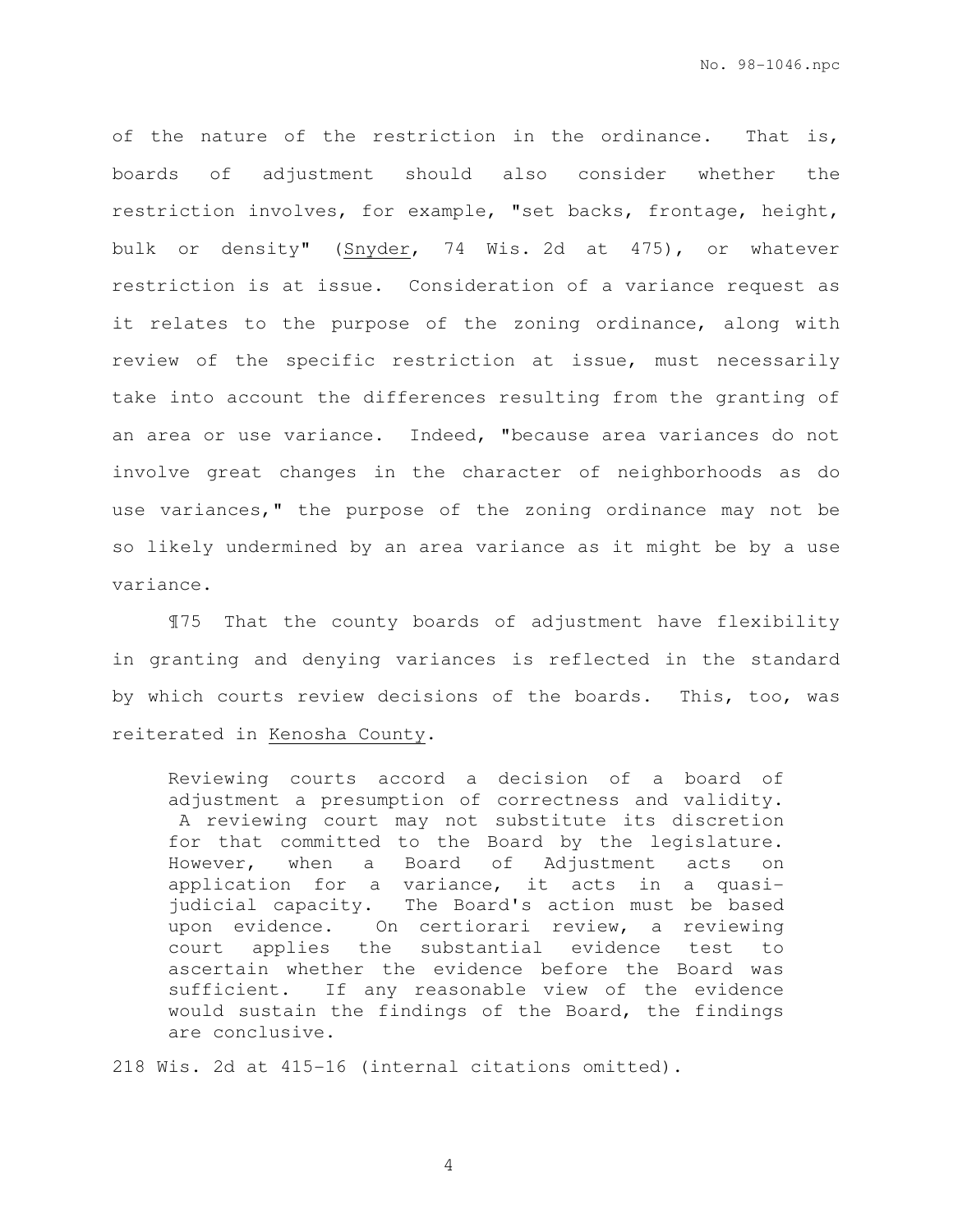of the nature of the restriction in the ordinance. That is, boards of adjustment should also consider whether the restriction involves, for example, "set backs, frontage, height, bulk or density" (Snyder, 74 Wis. 2d at 475), or whatever restriction is at issue. Consideration of a variance request as it relates to the purpose of the zoning ordinance, along with review of the specific restriction at issue, must necessarily take into account the differences resulting from the granting of an area or use variance. Indeed, "because area variances do not involve great changes in the character of neighborhoods as do use variances," the purpose of the zoning ordinance may not be so likely undermined by an area variance as it might be by a use variance.

¶75 That the county boards of adjustment have flexibility in granting and denying variances is reflected in the standard by which courts review decisions of the boards. This, too, was reiterated in Kenosha County.

> Reviewing courts accord a decision of a board of adjustment a presumption of correctness and validity. A reviewing court may not substitute its discretion for that committed to the Board by the legislature. However, when a Board of Adjustment acts on application for a variance, it acts in a quasi-judicial capacity. The Board's action must be based upon evidence. On certiorari review, a reviewing court applies the substantial evidence test to ascertain whether the evidence before the Board was sufficient. If any reasonable view of the evidence would sustain the findings of the Board, the findings are conclusive.

218 Wis. 2d at 415-16 (internal citations omitted).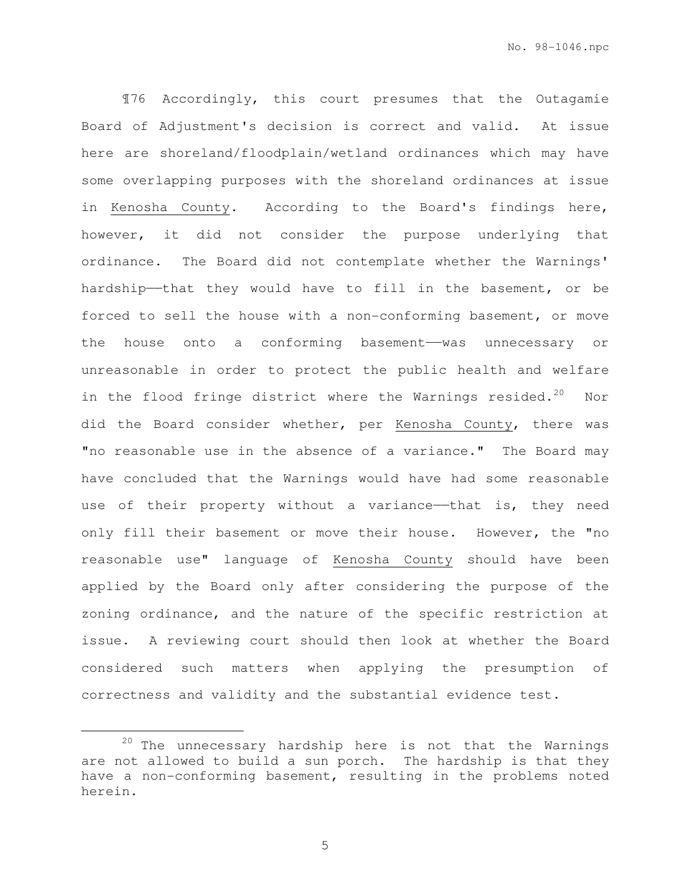¶76 Accordingly, this court presumes that the Outagamie Board of Adjustment's decision is correct and valid. At issue here are shoreland/floodplain/wetland ordinances which may have some overlapping purposes with the shoreland ordinances at issue in Kenosha County. According to the Board's findings here, however, it did not consider the purpose underlying that ordinance. The Board did not contemplate whether the Warnings' hardship——that they would have to fill in the basement, or be forced to sell the house with a non-conforming basement, or move the house onto a conforming basement——was unnecessary or unreasonable in order to protect the public health and welfare in the flood fringe district where the Warnings resided.[20] Nor did the Board consider whether, per Kenosha County, there was "no reasonable use in the absence of a variance." The Board may have concluded that the Warnings would have had some reasonable use of their property without a variance——that is, they need only fill their basement or move their house. However, the "no reasonable use" language of Kenosha County should have been applied by the Board only after considering the purpose of the zoning ordinance, and the nature of the specific restriction at issue. A reviewing court should then look at whether the Board considered such matters when applying the presumption of correctness and validity and the substantial evidence test.

[20] The unnecessary hardship here is not that the Warnings are not allowed to build a sun porch. The hardship is that they have a non-conforming basement, resulting in the problems noted herein.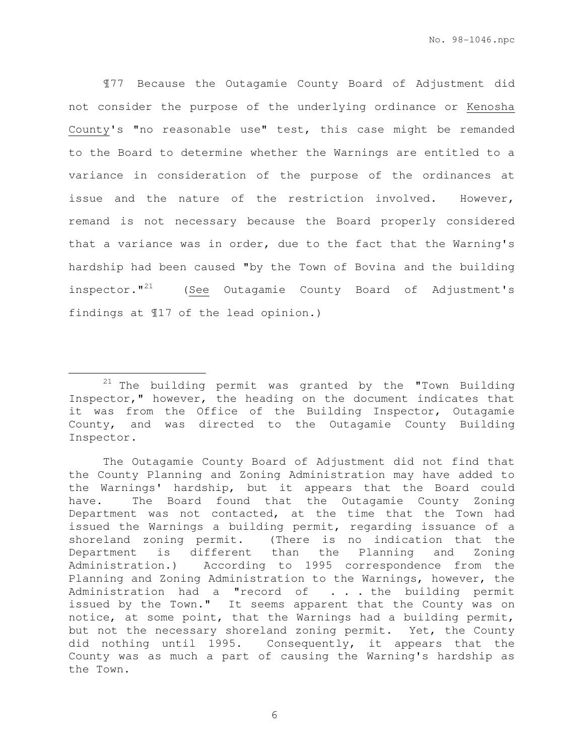¶77 Because the Outagamie County Board of Adjustment did not consider the purpose of the underlying ordinance or Kenosha County's "no reasonable use" test, this case might be remanded to the Board to determine whether the Warnings are entitled to a variance in consideration of the purpose of the ordinances at issue and the nature of the restriction involved. However, remand is not necessary because the Board properly considered that a variance was in order, due to the fact that the Warning's hardship had been caused "by the Town of Bovina and the building inspector."[21] (*See* Outagamie County Board of Adjustment's findings at ¶17 of the lead opinion.)

---

[21] The building permit was granted by the "Town Building Inspector," however, the heading on the document indicates that it was from the Office of the Building Inspector, Outagamie County, and was directed to the Outagamie County Building Inspector.

The Outagamie County Board of Adjustment did not find that the County Planning and Zoning Administration may have added to the Warnings' hardship, but it appears that the Board could have. The Board found that the Outagamie County Zoning Department was not contacted, at the time that the Town had issued the Warnings a building permit, regarding issuance of a shoreland zoning permit. (There is no indication that the Department is different than the Planning and Zoning Administration.) According to 1995 correspondence from the Planning and Zoning Administration to the Warnings, however, the Administration had a "record of . . . the building permit issued by the Town." It seems apparent that the County was on notice, at some point, that the Warnings had a building permit, but not the necessary shoreland zoning permit. Yet, the County did nothing until 1995. Consequently, it appears that the County was as much a part of causing the Warning's hardship as the Town.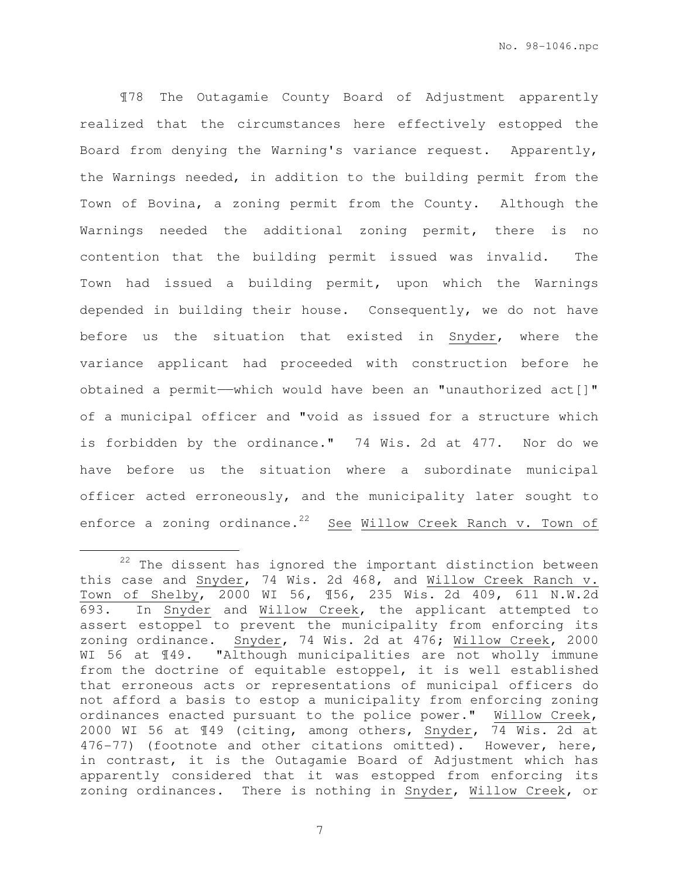¶78 The Outagamie County Board of Adjustment apparently realized that the circumstances here effectively estopped the Board from denying the Warning's variance request. Apparently, the Warnings needed, in addition to the building permit from the Town of Bovina, a zoning permit from the County. Although the Warnings needed the additional zoning permit, there is no contention that the building permit issued was invalid. The Town had issued a building permit, upon which the Warnings depended in building their house. Consequently, we do not have before us the situation that existed in Snyder, where the variance applicant had proceeded with construction before he obtained a permit——which would have been an "unauthorized act[]" of a municipal officer and "void as issued for a structure which is forbidden by the ordinance." 74 Wis. 2d at 477. Nor do we have before us the situation where a subordinate municipal officer acted erroneously, and the municipality later sought to enforce a zoning ordinance.[22] See Willow Creek Ranch v. Town of

[22] The dissent has ignored the important distinction between this case and Snyder, 74 Wis. 2d 468, and Willow Creek Ranch v. Town of Shelby, 2000 WI 56, ¶56, 235 Wis. 2d 409, 611 N.W.2d 693. In Snyder and Willow Creek, the applicant attempted to assert estoppel to prevent the municipality from enforcing its zoning ordinance. Snyder, 74 Wis. 2d at 476; Willow Creek, 2000 WI 56 at ¶49. "Although municipalities are not wholly immune from the doctrine of equitable estoppel, it is well established that erroneous acts or representations of municipal officers do not afford a basis to estop a municipality from enforcing zoning ordinances enacted pursuant to the police power." Willow Creek, 2000 WI 56 at ¶49 (citing, among others, Snyder, 74 Wis. 2d at 476-77) (footnote and other citations omitted). However, here, in contrast, it is the Outagamie Board of Adjustment which has apparently considered that it was estopped from enforcing its zoning ordinances. There is nothing in Snyder, Willow Creek, or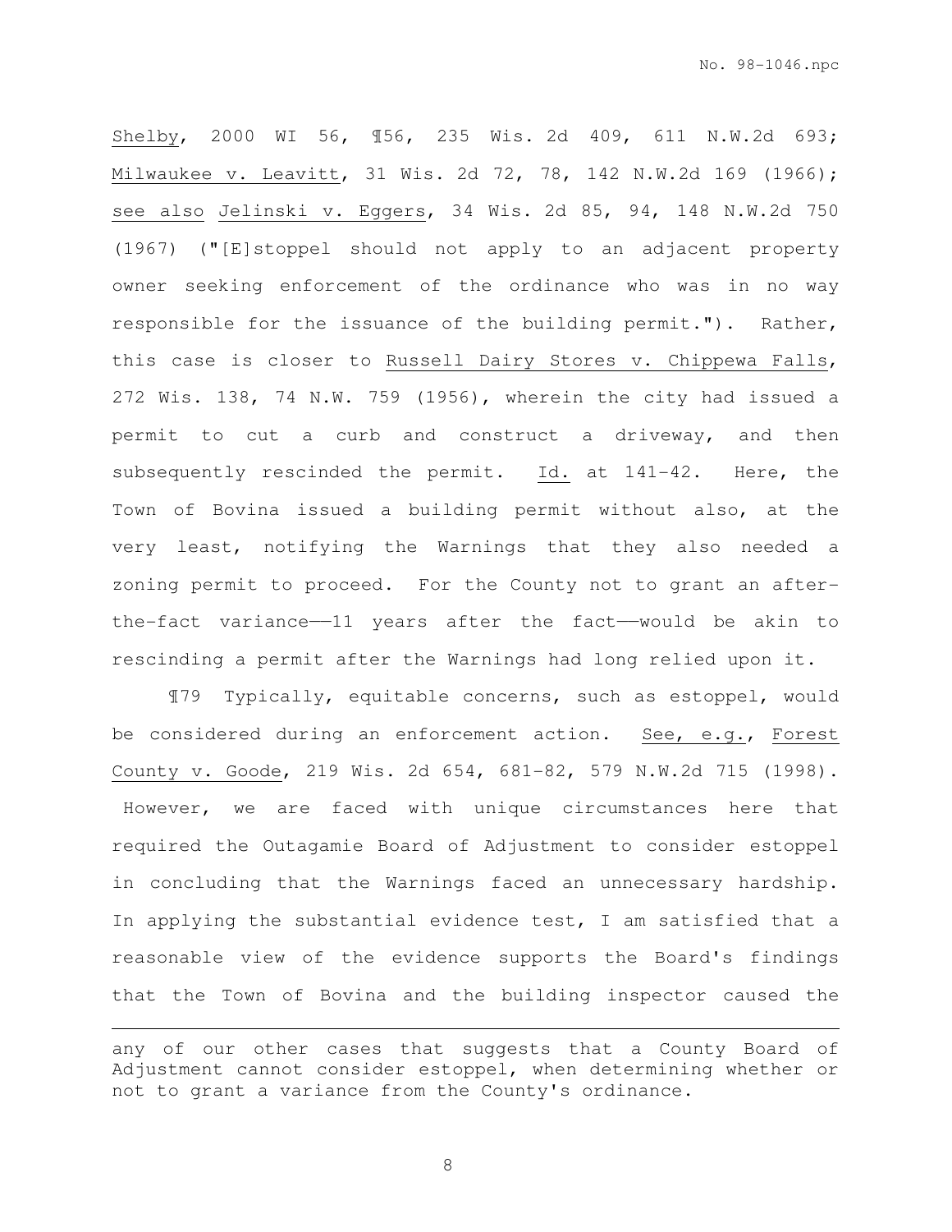Shelby, 2000 WI 56, ¶56, 235 Wis. 2d 409, 611 N.W.2d 693; Milwaukee v. Leavitt, 31 Wis. 2d 72, 78, 142 N.W.2d 169 (1966); see also Jelinski v. Eggers, 34 Wis. 2d 85, 94, 148 N.W.2d 750 (1967) ("[E]stoppel should not apply to an adjacent property owner seeking enforcement of the ordinance who was in no way responsible for the issuance of the building permit."). Rather, this case is closer to Russell Dairy Stores v. Chippewa Falls, 272 Wis. 138, 74 N.W. 759 (1956), wherein the city had issued a permit to cut a curb and construct a driveway, and then subsequently rescinded the permit. Id. at 141-42. Here, the Town of Bovina issued a building permit without also, at the very least, notifying the Warnings that they also needed a zoning permit to proceed. For the County not to grant an after-the-fact variance——11 years after the fact——would be akin to rescinding a permit after the Warnings had long relied upon it.

¶79 Typically, equitable concerns, such as estoppel, would be considered during an enforcement action. See, e.g., Forest County v. Goode, 219 Wis. 2d 654, 681-82, 579 N.W.2d 715 (1998). However, we are faced with unique circumstances here that required the Outagamie Board of Adjustment to consider estoppel in concluding that the Warnings faced an unnecessary hardship. In applying the substantial evidence test, I am satisfied that a reasonable view of the evidence supports the Board's findings that the Town of Bovina and the building inspector caused the

---

any of our other cases that suggests that a County Board of Adjustment cannot consider estoppel, when determining whether or not to grant a variance from the County's ordinance.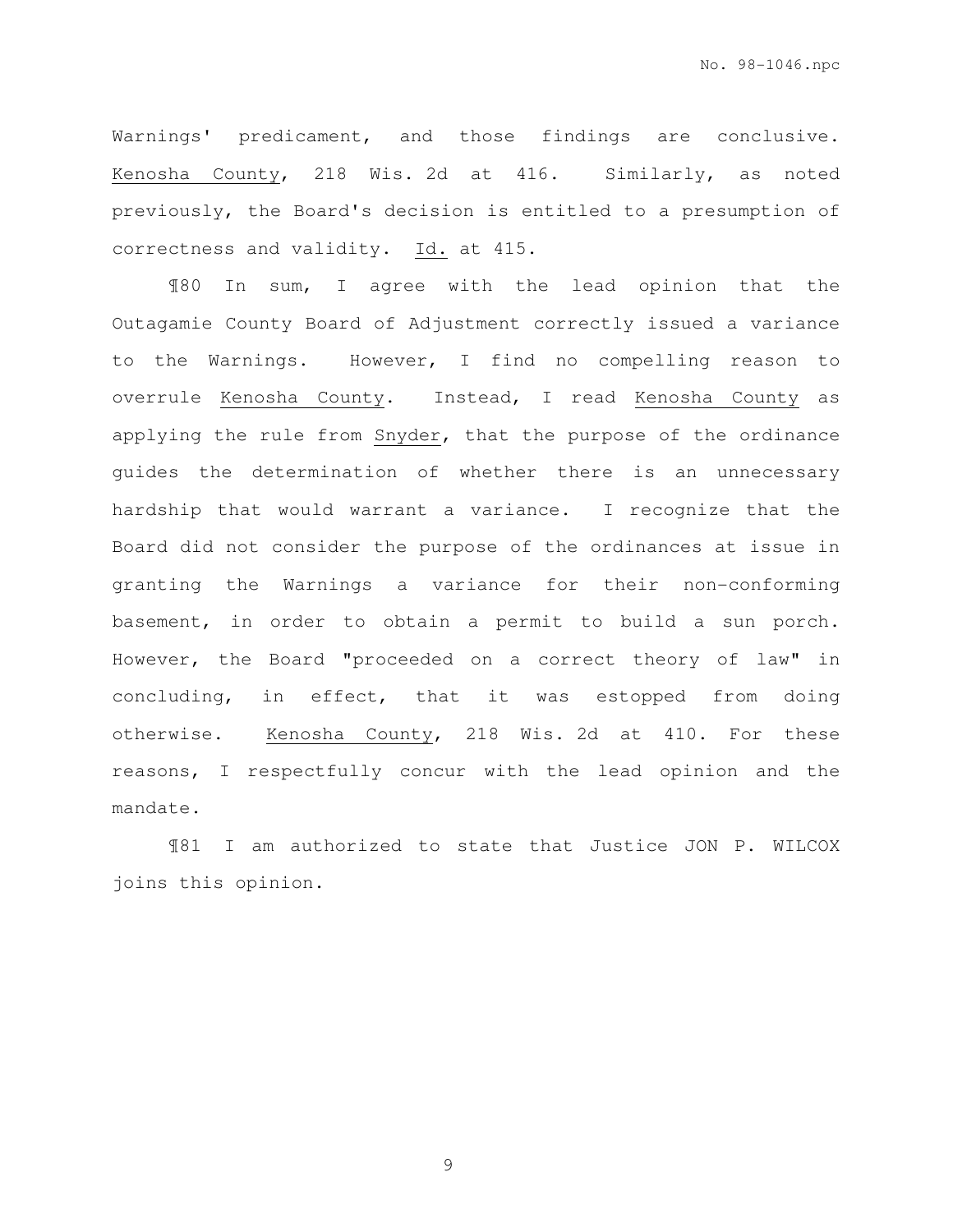Warnings' predicament, and those findings are conclusive. Kenosha County, 218 Wis. 2d at 416. Similarly, as noted previously, the Board's decision is entitled to a presumption of correctness and validity. Id. at 415.

¶80 In sum, I agree with the lead opinion that the Outagamie County Board of Adjustment correctly issued a variance to the Warnings. However, I find no compelling reason to overrule Kenosha County. Instead, I read Kenosha County as applying the rule from Snyder, that the purpose of the ordinance guides the determination of whether there is an unnecessary hardship that would warrant a variance. I recognize that the Board did not consider the purpose of the ordinances at issue in granting the Warnings a variance for their non-conforming basement, in order to obtain a permit to build a sun porch. However, the Board "proceeded on a correct theory of law" in concluding, in effect, that it was estopped from doing otherwise. Kenosha County, 218 Wis. 2d at 410. For these reasons, I respectfully concur with the lead opinion and the mandate.

¶81 I am authorized to state that Justice JON P. WILCOX joins this opinion.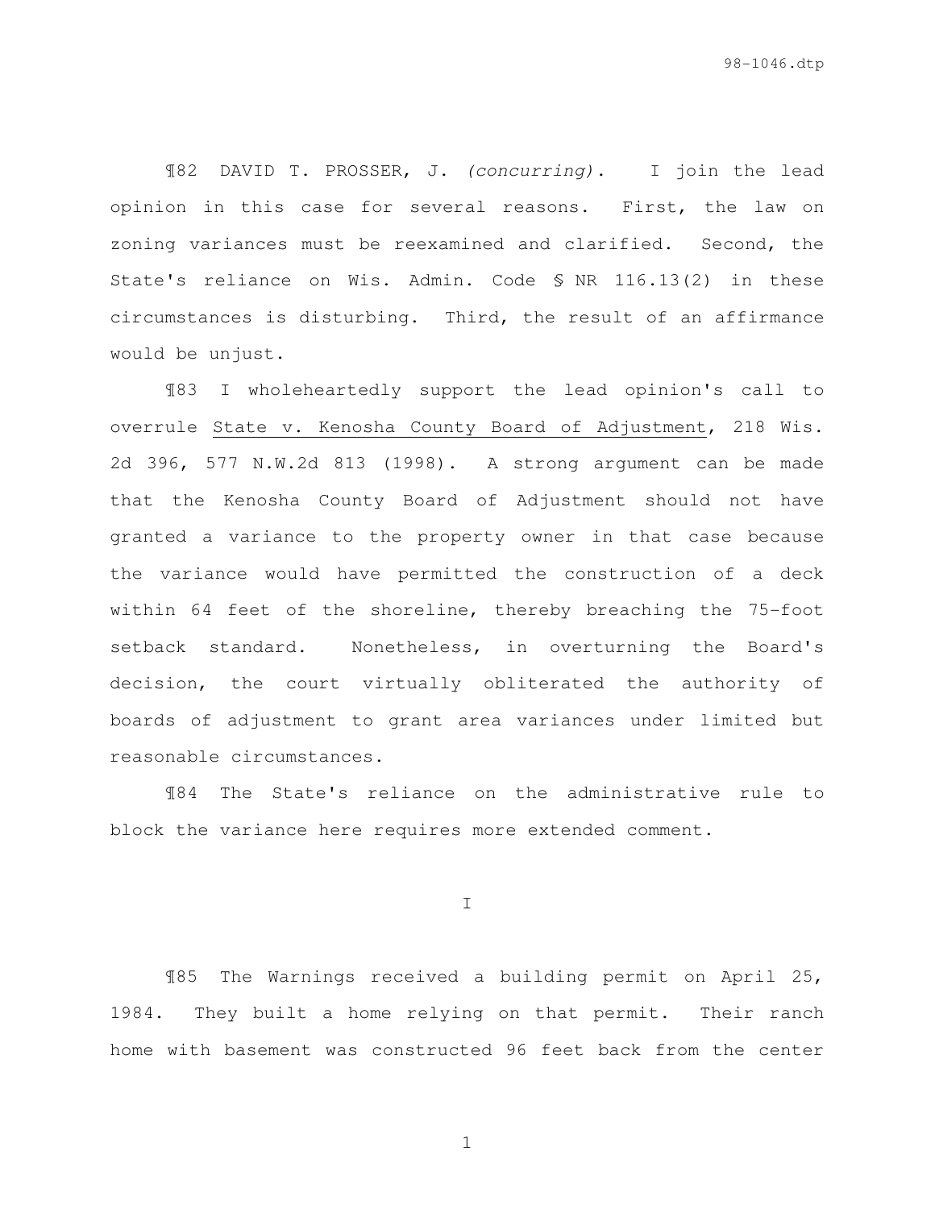¶82 DAVID T. PROSSER, J. *(concurring)*. I join the lead opinion in this case for several reasons. First, the law on zoning variances must be reexamined and clarified. Second, the State's reliance on Wis. Admin. Code § NR 116.13(2) in these circumstances is disturbing. Third, the result of an affirmance would be unjust.

¶83 I wholeheartedly support the lead opinion's call to overrule State v. Kenosha County Board of Adjustment, 218 Wis. 2d 396, 577 N.W.2d 813 (1998). A strong argument can be made that the Kenosha County Board of Adjustment should not have granted a variance to the property owner in that case because the variance would have permitted the construction of a deck within 64 feet of the shoreline, thereby breaching the 75-foot setback standard. Nonetheless, in overturning the Board's decision, the court virtually obliterated the authority of boards of adjustment to grant area variances under limited but reasonable circumstances.

¶84 The State's reliance on the administrative rule to block the variance here requires more extended comment.

## I

¶85 The Warnings received a building permit on April 25, 1984. They built a home relying on that permit. Their ranch home with basement was constructed 96 feet back from the center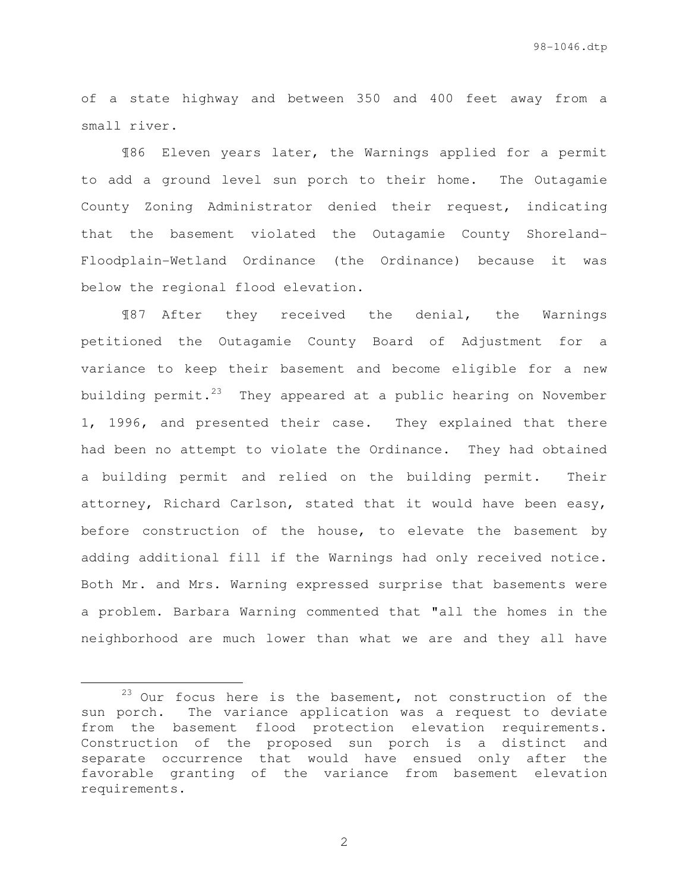of a state highway and between 350 and 400 feet away from a small river.

¶86 Eleven years later, the Warnings applied for a permit to add a ground level sun porch to their home. The Outagamie County Zoning Administrator denied their request, indicating that the basement violated the Outagamie County Shoreland-Floodplain-Wetland Ordinance (the Ordinance) because it was below the regional flood elevation.

¶87 After they received the denial, the Warnings petitioned the Outagamie County Board of Adjustment for a variance to keep their basement and become eligible for a new building permit.[23] They appeared at a public hearing on November 1, 1996, and presented their case. They explained that there had been no attempt to violate the Ordinance. They had obtained a building permit and relied on the building permit. Their attorney, Richard Carlson, stated that it would have been easy, before construction of the house, to elevate the basement by adding additional fill if the Warnings had only received notice. Both Mr. and Mrs. Warning expressed surprise that basements were a problem. Barbara Warning commented that "all the homes in the neighborhood are much lower than what we are and they all have

---

[23] Our focus here is the basement, not construction of the sun porch. The variance application was a request to deviate from the basement flood protection elevation requirements. Construction of the proposed sun porch is a distinct and separate occurrence that would have ensued only after the favorable granting of the variance from basement elevation requirements.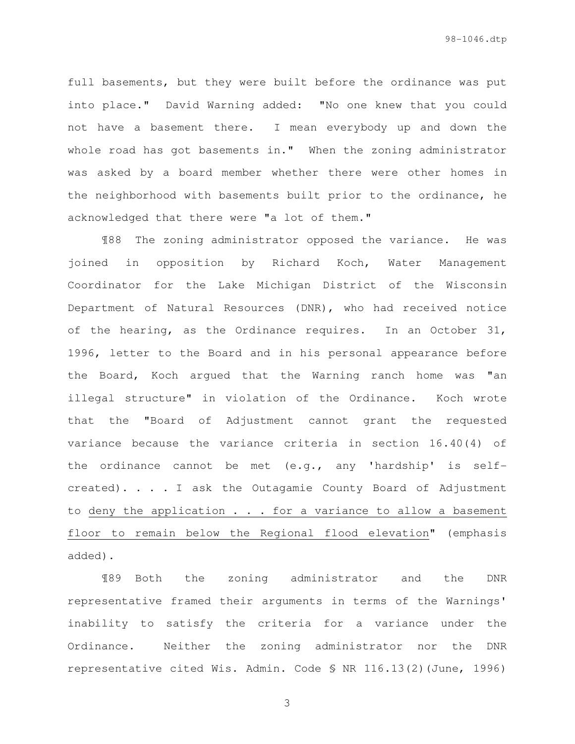full basements, but they were built before the ordinance was put into place." David Warning added: "No one knew that you could not have a basement there. I mean everybody up and down the whole road has got basements in." When the zoning administrator was asked by a board member whether there were other homes in the neighborhood with basements built prior to the ordinance, he acknowledged that there were "a lot of them."

¶88 The zoning administrator opposed the variance. He was joined in opposition by Richard Koch, Water Management Coordinator for the Lake Michigan District of the Wisconsin Department of Natural Resources (DNR), who had received notice of the hearing, as the Ordinance requires. In an October 31, 1996, letter to the Board and in his personal appearance before the Board, Koch argued that the Warning ranch home was "an illegal structure" in violation of the Ordinance. Koch wrote that the "Board of Adjustment cannot grant the requested variance because the variance criteria in section 16.40(4) of the ordinance cannot be met (e.g., any 'hardship' is self-created). . . . I ask the Outagamie County Board of Adjustment to <u>deny the application . . . for a variance to allow a basement floor to remain below the Regional flood elevation</u>" (emphasis added).

¶89 Both the zoning administrator and the DNR representative framed their arguments in terms of the Warnings' inability to satisfy the criteria for a variance under the Ordinance. Neither the zoning administrator nor the DNR representative cited Wis. Admin. Code § NR 116.13(2)(June, 1996)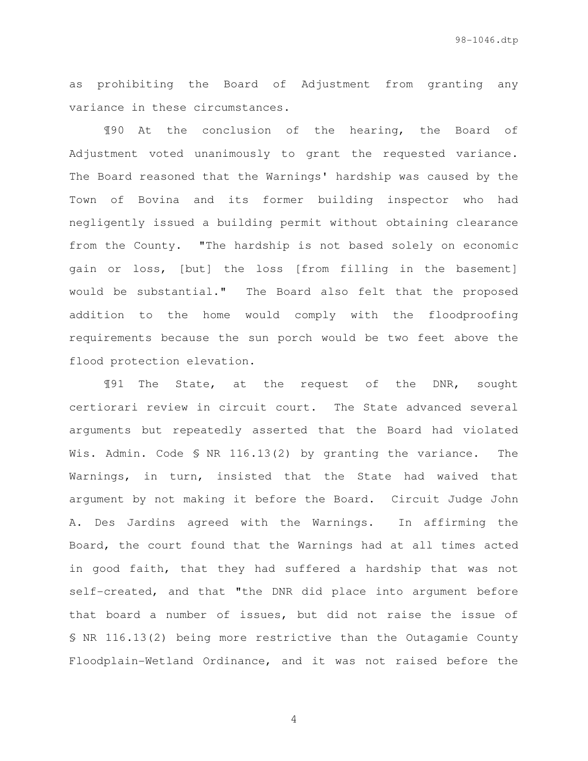as prohibiting the Board of Adjustment from granting any variance in these circumstances.

¶90 At the conclusion of the hearing, the Board of Adjustment voted unanimously to grant the requested variance. The Board reasoned that the Warnings' hardship was caused by the Town of Bovina and its former building inspector who had negligently issued a building permit without obtaining clearance from the County. "The hardship is not based solely on economic gain or loss, [but] the loss [from filling in the basement] would be substantial." The Board also felt that the proposed addition to the home would comply with the floodproofing requirements because the sun porch would be two feet above the flood protection elevation.

¶91 The State, at the request of the DNR, sought certiorari review in circuit court. The State advanced several arguments but repeatedly asserted that the Board had violated Wis. Admin. Code § NR 116.13(2) by granting the variance. The Warnings, in turn, insisted that the State had waived that argument by not making it before the Board. Circuit Judge John A. Des Jardins agreed with the Warnings. In affirming the Board, the court found that the Warnings had at all times acted in good faith, that they had suffered a hardship that was not self-created, and that "the DNR did place into argument before that board a number of issues, but did not raise the issue of § NR 116.13(2) being more restrictive than the Outagamie County Floodplain-Wetland Ordinance, and it was not raised before the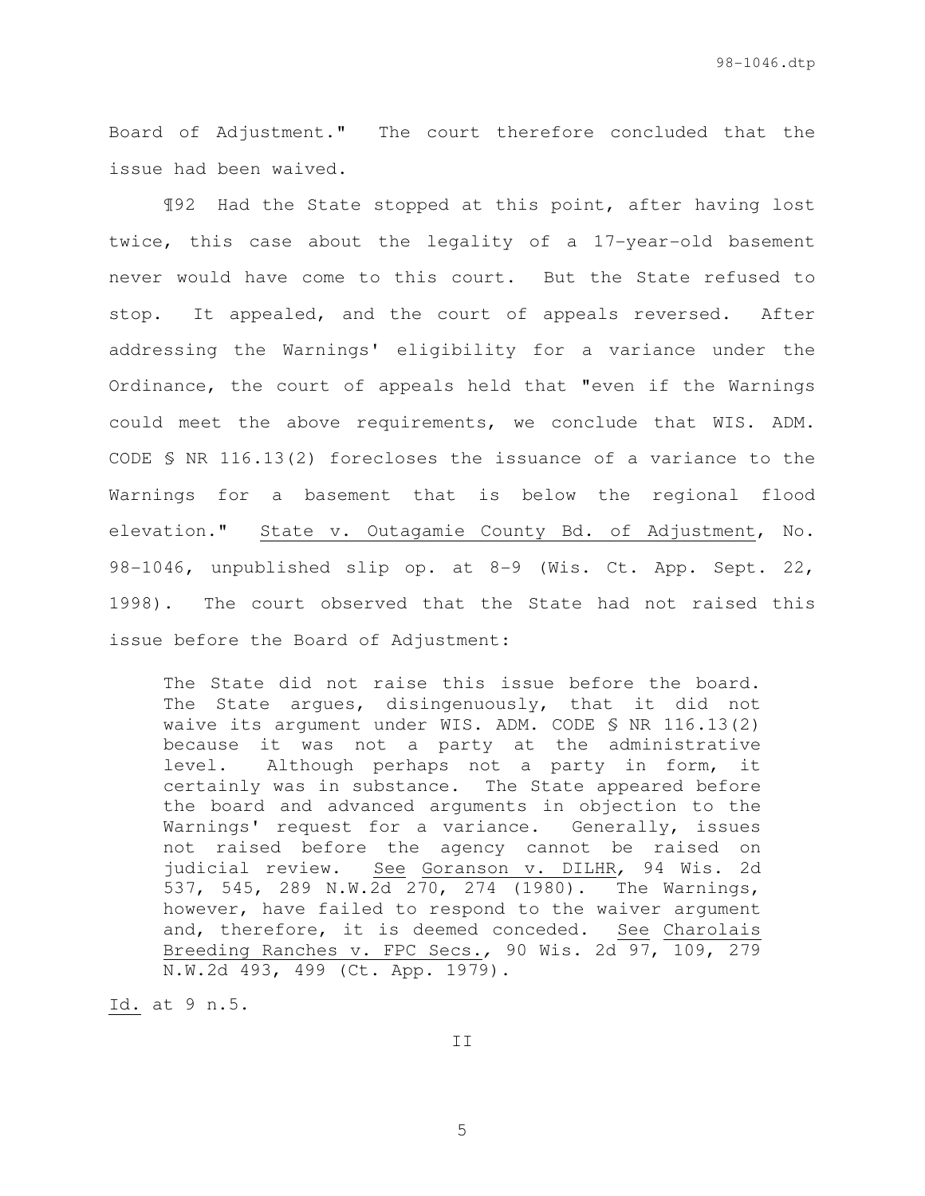Board of Adjustment." The court therefore concluded that the issue had been waived.

¶92 Had the State stopped at this point, after having lost twice, this case about the legality of a 17-year-old basement never would have come to this court. But the State refused to stop. It appealed, and the court of appeals reversed. After addressing the Warnings' eligibility for a variance under the Ordinance, the court of appeals held that "even if the Warnings could meet the above requirements, we conclude that WIS. ADM. CODE § NR 116.13(2) forecloses the issuance of a variance to the Warnings for a basement that is below the regional flood elevation." State v. Outagamie County Bd. of Adjustment, No. 98-1046, unpublished slip op. at 8-9 (Wis. Ct. App. Sept. 22, 1998). The court observed that the State had not raised this issue before the Board of Adjustment:

> The State did not raise this issue before the board. The State argues, disingenuously, that it did not waive its argument under WIS. ADM. CODE § NR 116.13(2) because it was not a party at the administrative level. Although perhaps not a party in form, it certainly was in substance. The State appeared before the board and advanced arguments in objection to the Warnings' request for a variance. Generally, issues not raised before the agency cannot be raised on judicial review. See Goranson v. DILHR, 94 Wis. 2d 537, 545, 289 N.W.2d 270, 274 (1980). The Warnings, however, have failed to respond to the waiver argument and, therefore, it is deemed conceded. See Charolais Breeding Ranches v. FPC Secs., 90 Wis. 2d 97, 109, 279 N.W.2d 493, 499 (Ct. App. 1979).

Id. at 9 n.5.

## II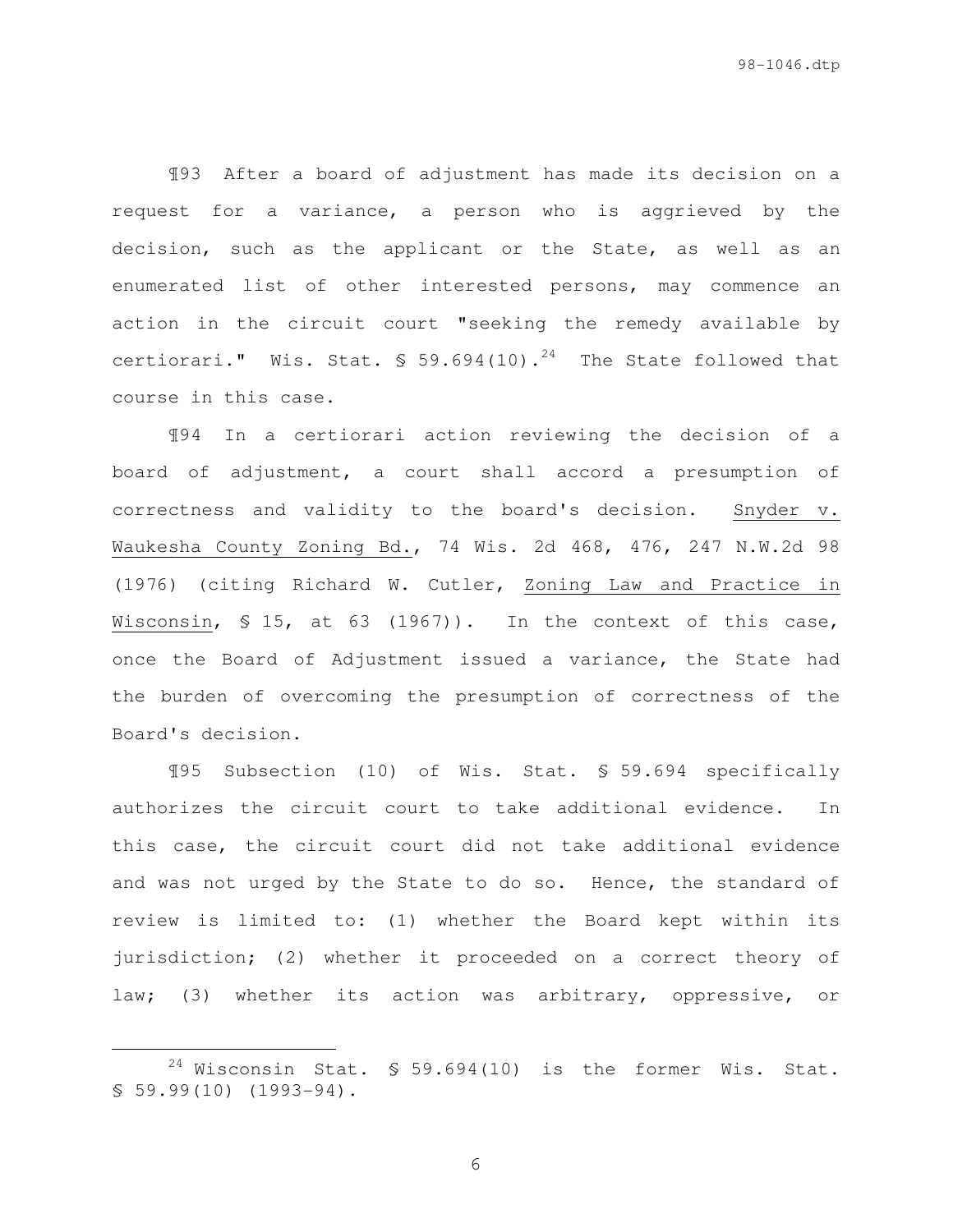¶93 After a board of adjustment has made its decision on a request for a variance, a person who is aggrieved by the decision, such as the applicant or the State, as well as an enumerated list of other interested persons, may commence an action in the circuit court "seeking the remedy available by certiorari." Wis. Stat. § 59.694(10).[24] The State followed that course in this case.

¶94 In a certiorari action reviewing the decision of a board of adjustment, a court shall accord a presumption of correctness and validity to the board's decision. <u>Snyder v. Waukesha County Zoning Bd.</u>, 74 Wis. 2d 468, 476, 247 N.W.2d 98 (1976) (citing Richard W. Cutler, <u>Zoning Law and Practice in Wisconsin</u>, § 15, at 63 (1967)). In the context of this case, once the Board of Adjustment issued a variance, the State had the burden of overcoming the presumption of correctness of the Board's decision.

¶95 Subsection (10) of Wis. Stat. § 59.694 specifically authorizes the circuit court to take additional evidence. In this case, the circuit court did not take additional evidence and was not urged by the State to do so. Hence, the standard of review is limited to: (1) whether the Board kept within its jurisdiction; (2) whether it proceeded on a correct theory of law; (3) whether its action was arbitrary, oppressive, or

---

[24] Wisconsin Stat. § 59.694(10) is the former Wis. Stat. § 59.99(10) (1993-94).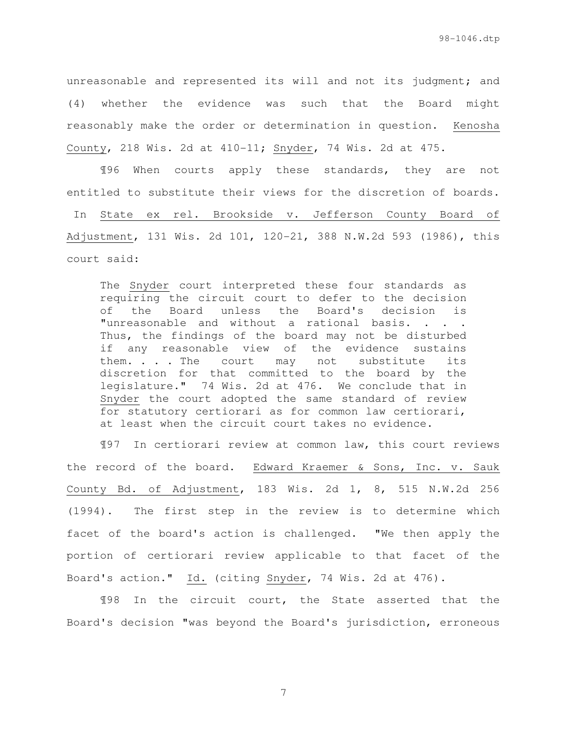unreasonable and represented its will and not its judgment; and (4) whether the evidence was such that the Board might reasonably make the order or determination in question. Kenosha County, 218 Wis. 2d at 410-11; Snyder, 74 Wis. 2d at 475.

¶96 When courts apply these standards, they are not entitled to substitute their views for the discretion of boards. In State ex rel. Brookside v. Jefferson County Board of Adjustment, 131 Wis. 2d 101, 120-21, 388 N.W.2d 593 (1986), this court said:

> The Snyder court interpreted these four standards as requiring the circuit court to defer to the decision of the Board unless the Board's decision is "unreasonable and without a rational basis. . . . Thus, the findings of the board may not be disturbed if any reasonable view of the evidence sustains them. . . . The court may not substitute its discretion for that committed to the board by the legislature." 74 Wis. 2d at 476. We conclude that in Snyder the court adopted the same standard of review for statutory certiorari as for common law certiorari, at least when the circuit court takes no evidence.

¶97 In certiorari review at common law, this court reviews the record of the board. Edward Kraemer & Sons, Inc. v. Sauk County Bd. of Adjustment, 183 Wis. 2d 1, 8, 515 N.W.2d 256 (1994). The first step in the review is to determine which facet of the board's action is challenged. "We then apply the portion of certiorari review applicable to that facet of the Board's action." Id. (citing Snyder, 74 Wis. 2d at 476).

¶98 In the circuit court, the State asserted that the Board's decision "was beyond the Board's jurisdiction, erroneous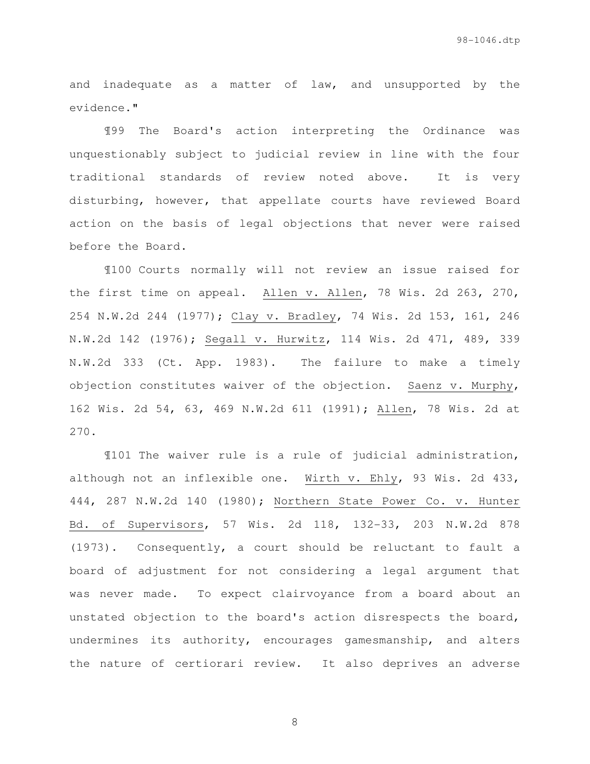and inadequate as a matter of law, and unsupported by the evidence."

¶99 The Board's action interpreting the Ordinance was unquestionably subject to judicial review in line with the four traditional standards of review noted above. It is very disturbing, however, that appellate courts have reviewed Board action on the basis of legal objections that never were raised before the Board.

¶100 Courts normally will not review an issue raised for the first time on appeal. Allen v. Allen, 78 Wis. 2d 263, 270, 254 N.W.2d 244 (1977); Clay v. Bradley, 74 Wis. 2d 153, 161, 246 N.W.2d 142 (1976); Segall v. Hurwitz, 114 Wis. 2d 471, 489, 339 N.W.2d 333 (Ct. App. 1983). The failure to make a timely objection constitutes waiver of the objection. Saenz v. Murphy, 162 Wis. 2d 54, 63, 469 N.W.2d 611 (1991); Allen, 78 Wis. 2d at 270.

¶101 The waiver rule is a rule of judicial administration, although not an inflexible one. Wirth v. Ehly, 93 Wis. 2d 433, 444, 287 N.W.2d 140 (1980); Northern State Power Co. v. Hunter Bd. of Supervisors, 57 Wis. 2d 118, 132-33, 203 N.W.2d 878 (1973). Consequently, a court should be reluctant to fault a board of adjustment for not considering a legal argument that was never made. To expect clairvoyance from a board about an unstated objection to the board's action disrespects the board, undermines its authority, encourages gamesmanship, and alters the nature of certiorari review. It also deprives an adverse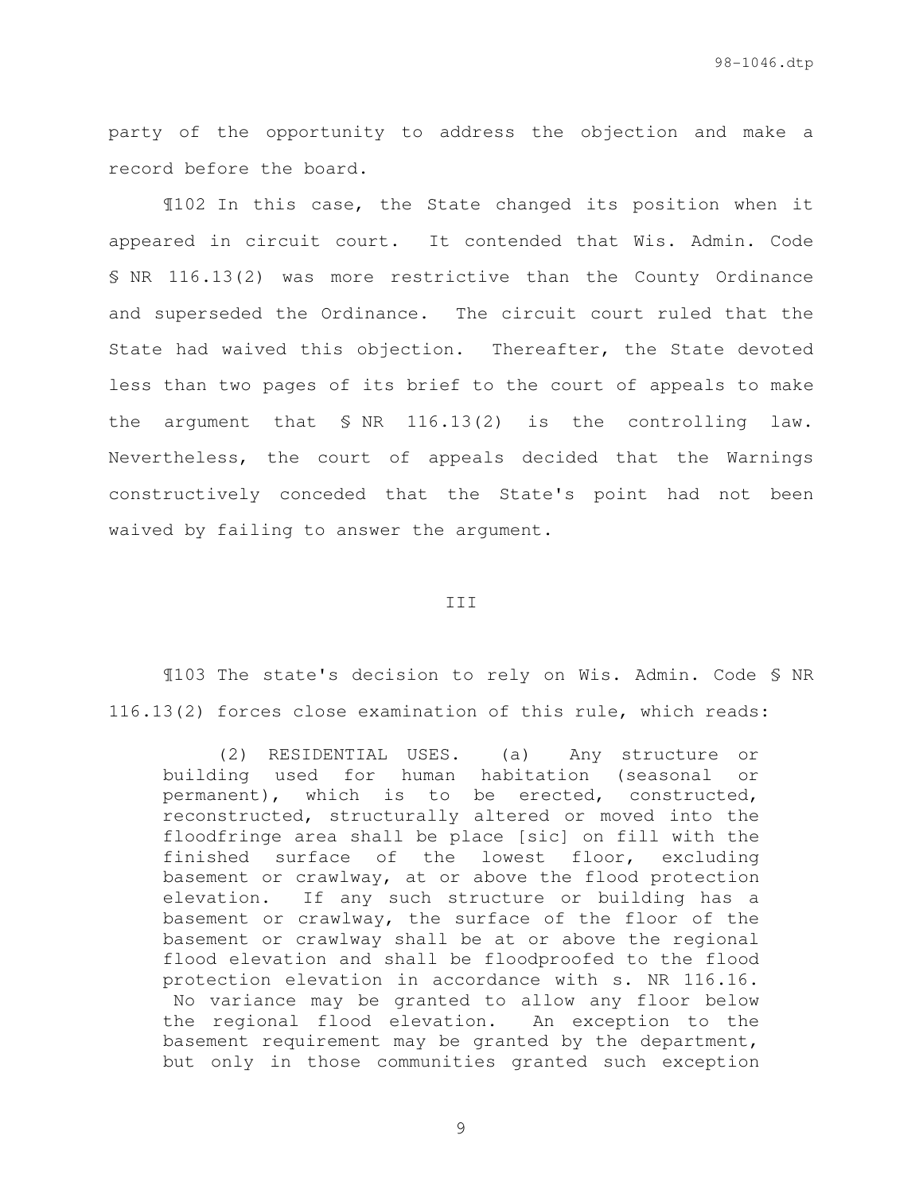party of the opportunity to address the objection and make a record before the board.

¶102 In this case, the State changed its position when it appeared in circuit court. It contended that Wis. Admin. Code § NR 116.13(2) was more restrictive than the County Ordinance and superseded the Ordinance. The circuit court ruled that the State had waived this objection. Thereafter, the State devoted less than two pages of its brief to the court of appeals to make the argument that § NR 116.13(2) is the controlling law. Nevertheless, the court of appeals decided that the Warnings constructively conceded that the State's point had not been waived by failing to answer the argument.

III

¶103 The state's decision to rely on Wis. Admin. Code § NR 116.13(2) forces close examination of this rule, which reads:

> (2) RESIDENTIAL USES. (a) Any structure or building used for human habitation (seasonal or permanent), which is to be erected, constructed, reconstructed, structurally altered or moved into the floodfringe area shall be place [sic] on fill with the finished surface of the lowest floor, excluding basement or crawlway, at or above the flood protection elevation. If any such structure or building has a basement or crawlway, the surface of the floor of the basement or crawlway shall be at or above the regional flood elevation and shall be floodproofed to the flood protection elevation in accordance with s. NR 116.16. No variance may be granted to allow any floor below the regional flood elevation. An exception to the basement requirement may be granted by the department, but only in those communities granted such exception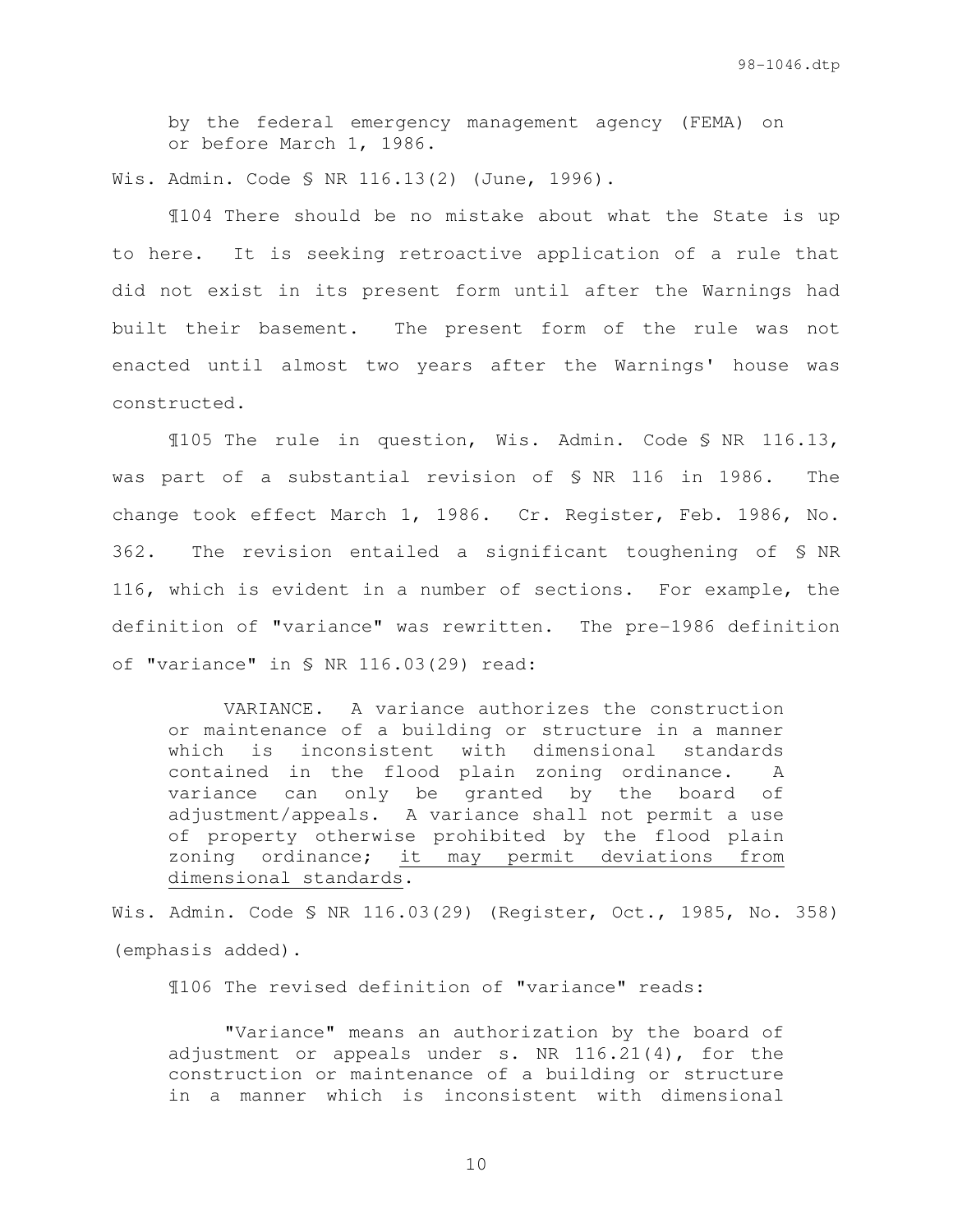> by the federal emergency management agency (FEMA) on or before March 1, 1986.

Wis. Admin. Code § NR 116.13(2) (June, 1996).

¶104 There should be no mistake about what the State is up to here. It is seeking retroactive application of a rule that did not exist in its present form until after the Warnings had built their basement. The present form of the rule was not enacted until almost two years after the Warnings' house was constructed.

¶105 The rule in question, Wis. Admin. Code § NR 116.13, was part of a substantial revision of § NR 116 in 1986. The change took effect March 1, 1986. Cr. Register, Feb. 1986, No. 362. The revision entailed a significant toughening of § NR 116, which is evident in a number of sections. For example, the definition of "variance" was rewritten. The pre-1986 definition of "variance" in § NR 116.03(29) read:

> VARIANCE. A variance authorizes the construction or maintenance of a building or structure in a manner which is inconsistent with dimensional standards contained in the flood plain zoning ordinance. A variance can only be granted by the board of adjustment/appeals. A variance shall not permit a use of property otherwise prohibited by the flood plain zoning ordinance; <u>it may permit deviations from dimensional standards</u>.

Wis. Admin. Code § NR 116.03(29) (Register, Oct., 1985, No. 358) (emphasis added).

¶106 The revised definition of "variance" reads:

> "Variance" means an authorization by the board of adjustment or appeals under s. NR 116.21(4), for the construction or maintenance of a building or structure in a manner which is inconsistent with dimensional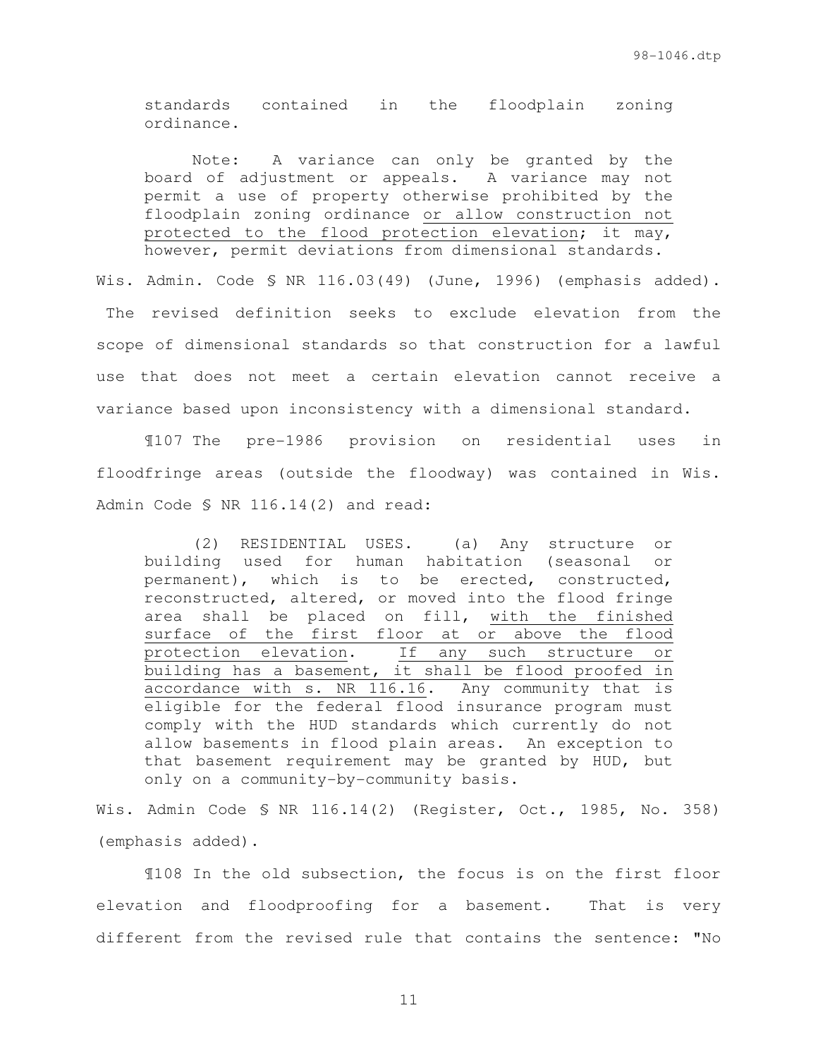> standards contained in the floodplain zoning ordinance.
>
> Note: A variance can only be granted by the board of adjustment or appeals. A variance may not permit a use of property otherwise prohibited by the floodplain zoning ordinance <u>or allow construction not protected to the flood protection elevation</u>; it may, however, permit deviations from dimensional standards.

Wis. Admin. Code § NR 116.03(49) (June, 1996) (emphasis added). The revised definition seeks to exclude elevation from the scope of dimensional standards so that construction for a lawful use that does not meet a certain elevation cannot receive a variance based upon inconsistency with a dimensional standard.

¶107 The pre-1986 provision on residential uses in floodfringe areas (outside the floodway) was contained in Wis. Admin Code § NR 116.14(2) and read:

> (2) RESIDENTIAL USES. (a) Any structure or building used for human habitation (seasonal or permanent), which is to be erected, constructed, reconstructed, altered, or moved into the flood fringe area shall be placed on fill, <u>with the finished surface of the first floor at or above the flood protection elevation. If any such structure or building has a basement, it shall be flood proofed in accordance with s. NR 116.16</u>. Any community that is eligible for the federal flood insurance program must comply with the HUD standards which currently do not allow basements in flood plain areas. An exception to that basement requirement may be granted by HUD, but only on a community-by-community basis.

Wis. Admin Code § NR 116.14(2) (Register, Oct., 1985, No. 358) (emphasis added).

¶108 In the old subsection, the focus is on the first floor elevation and floodproofing for a basement. That is very different from the revised rule that contains the sentence: "No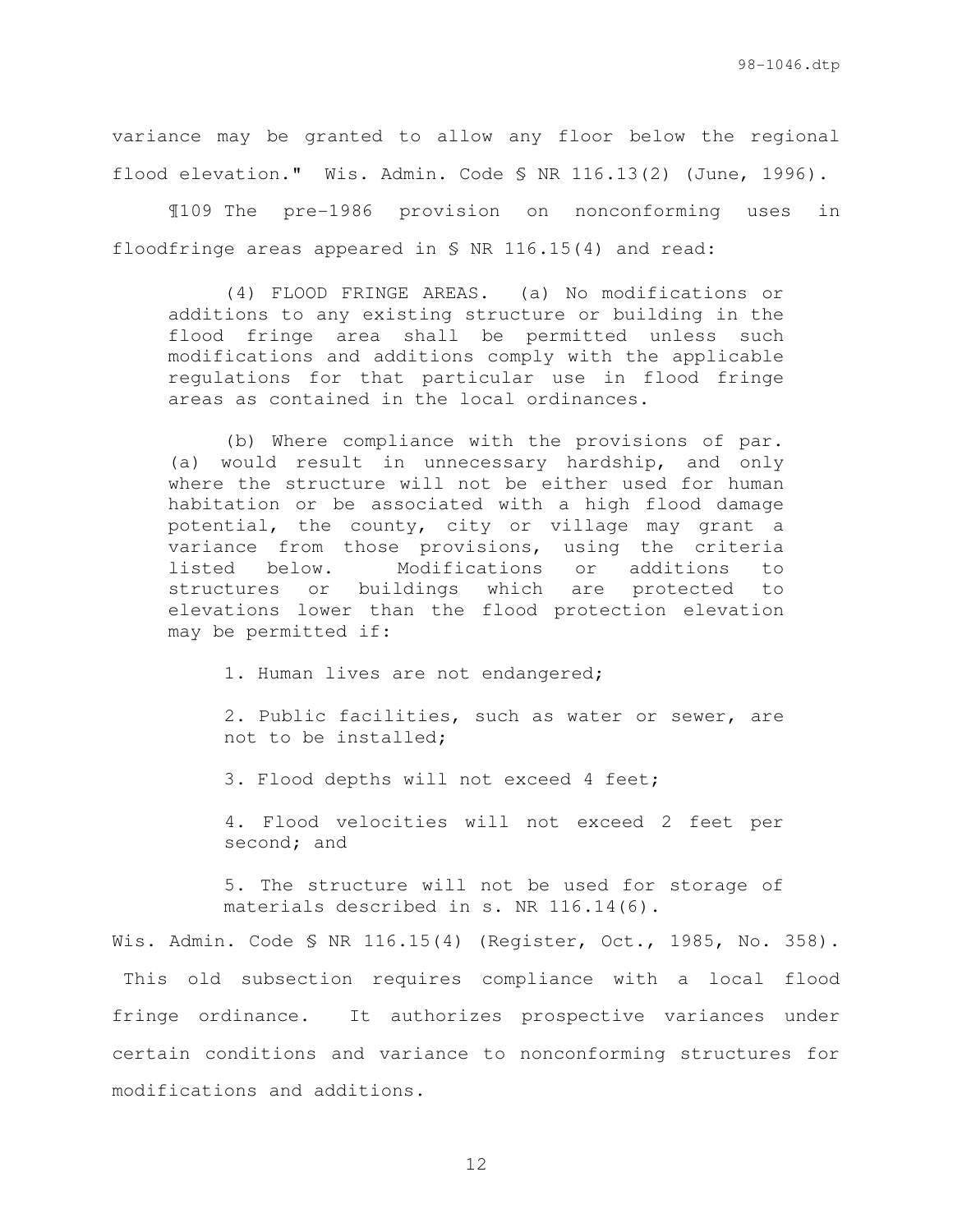variance may be granted to allow any floor below the regional flood elevation." Wis. Admin. Code § NR 116.13(2) (June, 1996).

¶109 The pre-1986 provision on nonconforming uses in floodfringe areas appeared in § NR 116.15(4) and read:

> (4) FLOOD FRINGE AREAS. (a) No modifications or additions to any existing structure or building in the flood fringe area shall be permitted unless such modifications and additions comply with the applicable regulations for that particular use in flood fringe areas as contained in the local ordinances.
>
> (b) Where compliance with the provisions of par. (a) would result in unnecessary hardship, and only where the structure will not be either used for human habitation or be associated with a high flood damage potential, the county, city or village may grant a variance from those provisions, using the criteria listed below. Modifications or additions to structures or buildings which are protected to elevations lower than the flood protection elevation may be permitted if:
>
> 1. Human lives are not endangered;
>
> 2. Public facilities, such as water or sewer, are not to be installed;
>
> 3. Flood depths will not exceed 4 feet;
>
> 4. Flood velocities will not exceed 2 feet per second; and
>
> 5. The structure will not be used for storage of materials described in s. NR 116.14(6).

Wis. Admin. Code § NR 116.15(4) (Register, Oct., 1985, No. 358). This old subsection requires compliance with a local flood fringe ordinance. It authorizes prospective variances under certain conditions and variance to nonconforming structures for modifications and additions.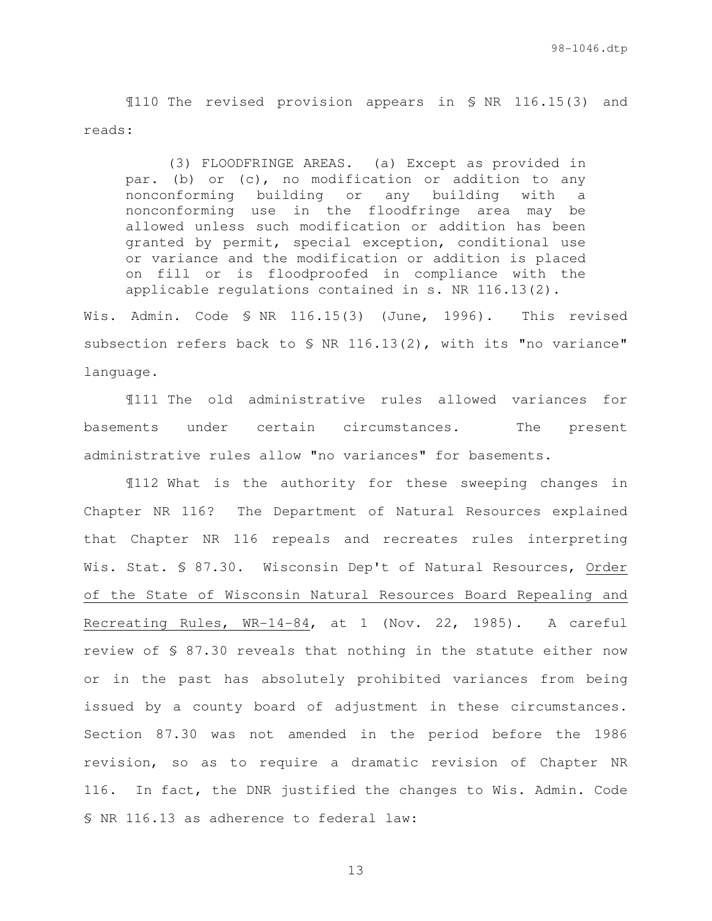¶110 The revised provision appears in § NR 116.15(3) and reads:

> (3) FLOODFRINGE AREAS. (a) Except as provided in par. (b) or (c), no modification or addition to any nonconforming building or any building with a nonconforming use in the floodfringe area may be allowed unless such modification or addition has been granted by permit, special exception, conditional use or variance and the modification or addition is placed on fill or is floodproofed in compliance with the applicable regulations contained in s. NR 116.13(2).

Wis. Admin. Code § NR 116.15(3) (June, 1996). This revised subsection refers back to § NR 116.13(2), with its "no variance" language.

¶111 The old administrative rules allowed variances for basements under certain circumstances. The present administrative rules allow "no variances" for basements.

¶112 What is the authority for these sweeping changes in Chapter NR 116? The Department of Natural Resources explained that Chapter NR 116 repeals and recreates rules interpreting Wis. Stat. § 87.30. Wisconsin Dep't of Natural Resources, Order of the State of Wisconsin Natural Resources Board Repealing and Recreating Rules, WR-14-84, at 1 (Nov. 22, 1985). A careful review of § 87.30 reveals that nothing in the statute either now or in the past has absolutely prohibited variances from being issued by a county board of adjustment in these circumstances. Section 87.30 was not amended in the period before the 1986 revision, so as to require a dramatic revision of Chapter NR 116. In fact, the DNR justified the changes to Wis. Admin. Code § NR 116.13 as adherence to federal law: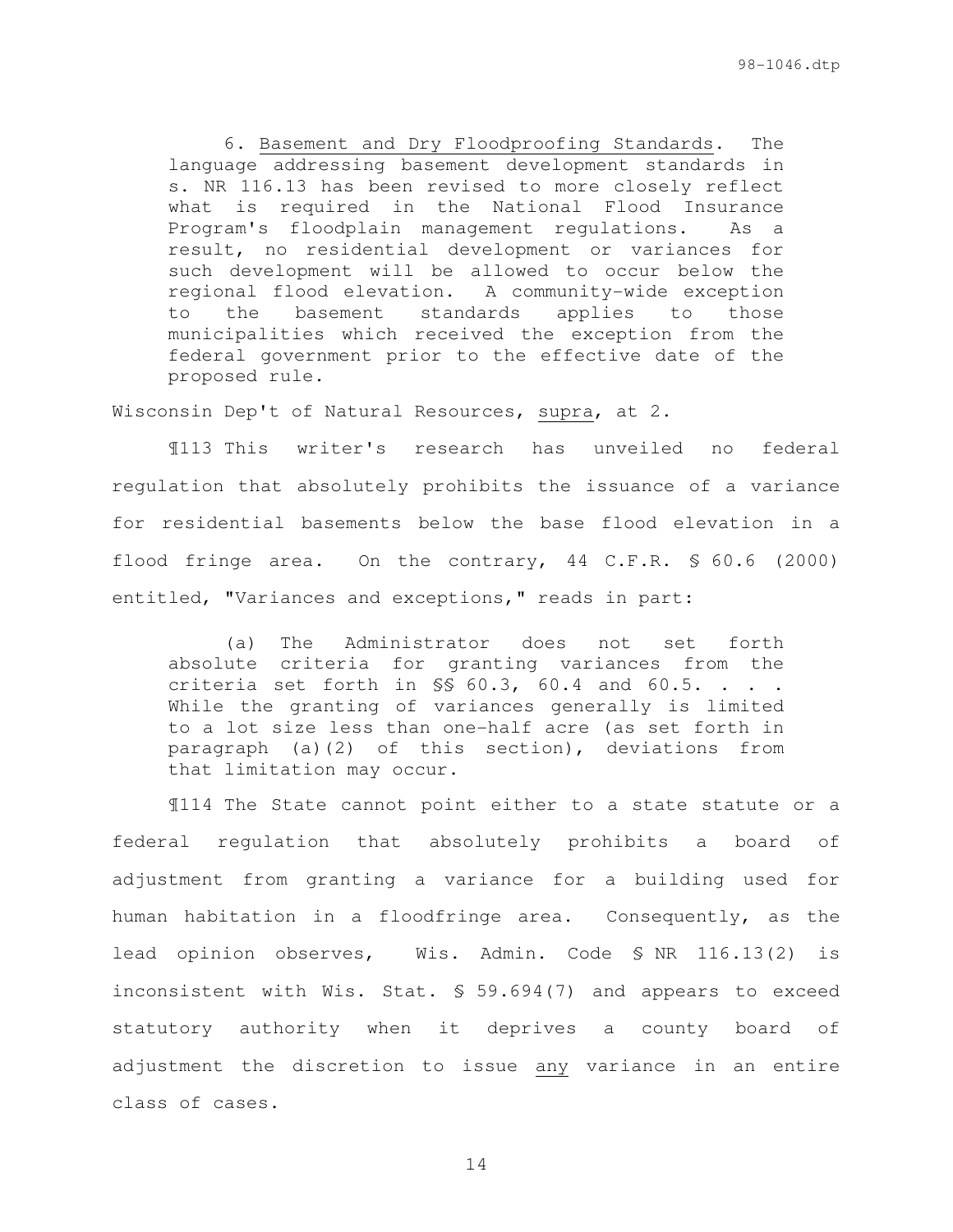> 6. <u>Basement and Dry Floodproofing Standards</u>. The language addressing basement development standards in s. NR 116.13 has been revised to more closely reflect what is required in the National Flood Insurance Program's floodplain management regulations. As a result, no residential development or variances for such development will be allowed to occur below the regional flood elevation. A community-wide exception to the basement standards applies to those municipalities which received the exception from the federal government prior to the effective date of the proposed rule.

Wisconsin Dep't of Natural Resources, <u>supra</u>, at 2.

¶113 This writer's research has unveiled no federal regulation that absolutely prohibits the issuance of a variance for residential basements below the base flood elevation in a flood fringe area. On the contrary, 44 C.F.R. § 60.6 (2000) entitled, "Variances and exceptions," reads in part:

> (a) The Administrator does not set forth absolute criteria for granting variances from the criteria set forth in §§ 60.3, 60.4 and 60.5. . . . While the granting of variances generally is limited to a lot size less than one-half acre (as set forth in paragraph (a)(2) of this section), deviations from that limitation may occur.

¶114 The State cannot point either to a state statute or a federal regulation that absolutely prohibits a board of adjustment from granting a variance for a building used for human habitation in a floodfringe area. Consequently, as the lead opinion observes, Wis. Admin. Code § NR 116.13(2) is inconsistent with Wis. Stat. § 59.694(7) and appears to exceed statutory authority when it deprives a county board of adjustment the discretion to issue <u>any</u> variance in an entire class of cases.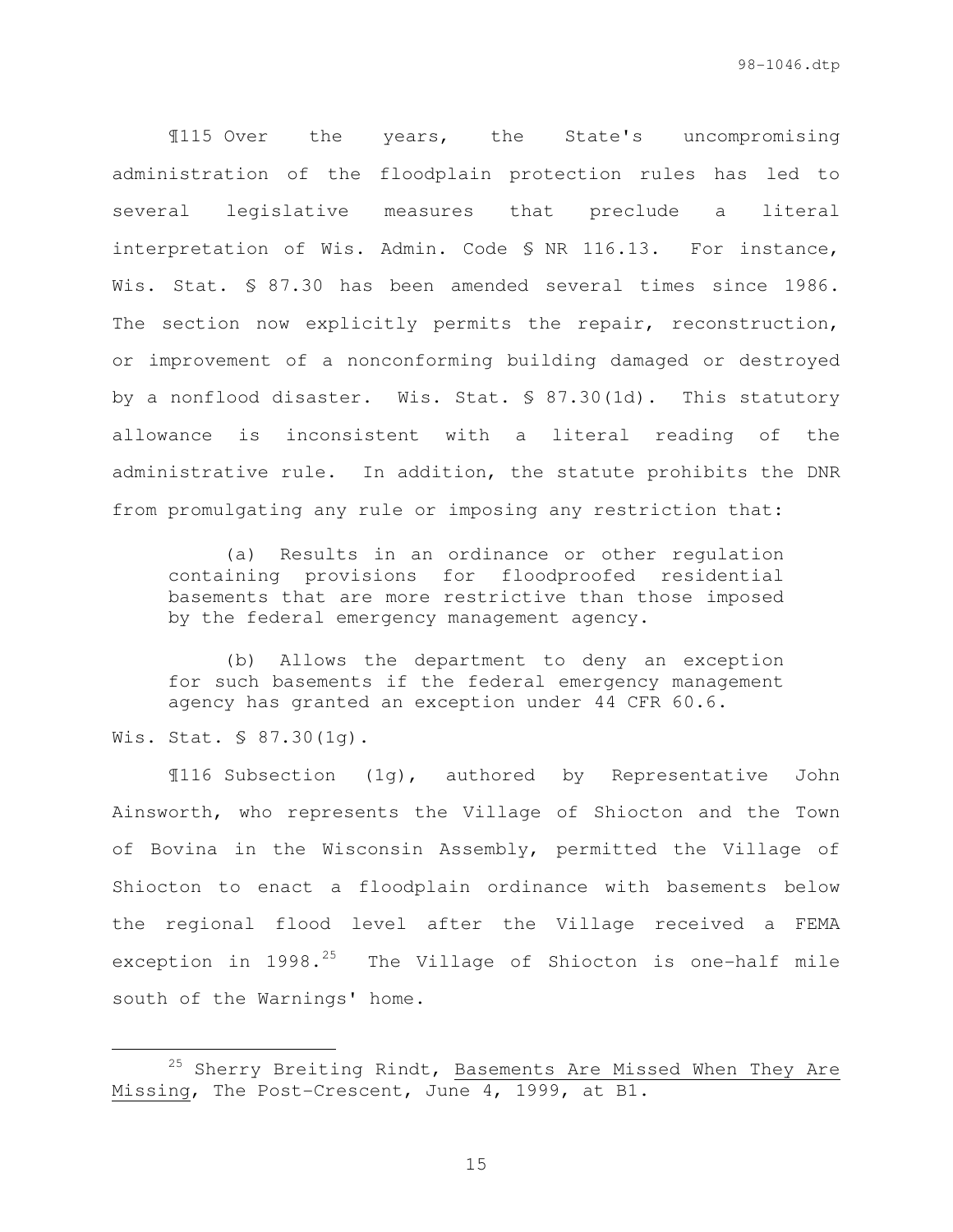¶115 Over the years, the State's uncompromising administration of the floodplain protection rules has led to several legislative measures that preclude a literal interpretation of Wis. Admin. Code § NR 116.13. For instance, Wis. Stat. § 87.30 has been amended several times since 1986. The section now explicitly permits the repair, reconstruction, or improvement of a nonconforming building damaged or destroyed by a nonflood disaster. Wis. Stat. § 87.30(1d). This statutory allowance is inconsistent with a literal reading of the administrative rule. In addition, the statute prohibits the DNR from promulgating any rule or imposing any restriction that:

> (a) Results in an ordinance or other regulation containing provisions for floodproofed residential basements that are more restrictive than those imposed by the federal emergency management agency.
>
> (b) Allows the department to deny an exception for such basements if the federal emergency management agency has granted an exception under 44 CFR 60.6.

Wis. Stat. § 87.30(1g).

¶116 Subsection (1g), authored by Representative John Ainsworth, who represents the Village of Shiocton and the Town of Bovina in the Wisconsin Assembly, permitted the Village of Shiocton to enact a floodplain ordinance with basements below the regional flood level after the Village received a FEMA exception in 1998.[25] The Village of Shiocton is one-half mile south of the Warnings' home.

---

[25] Sherry Breiting Rindt, Basements Are Missed When They Are Missing, The Post-Crescent, June 4, 1999, at B1.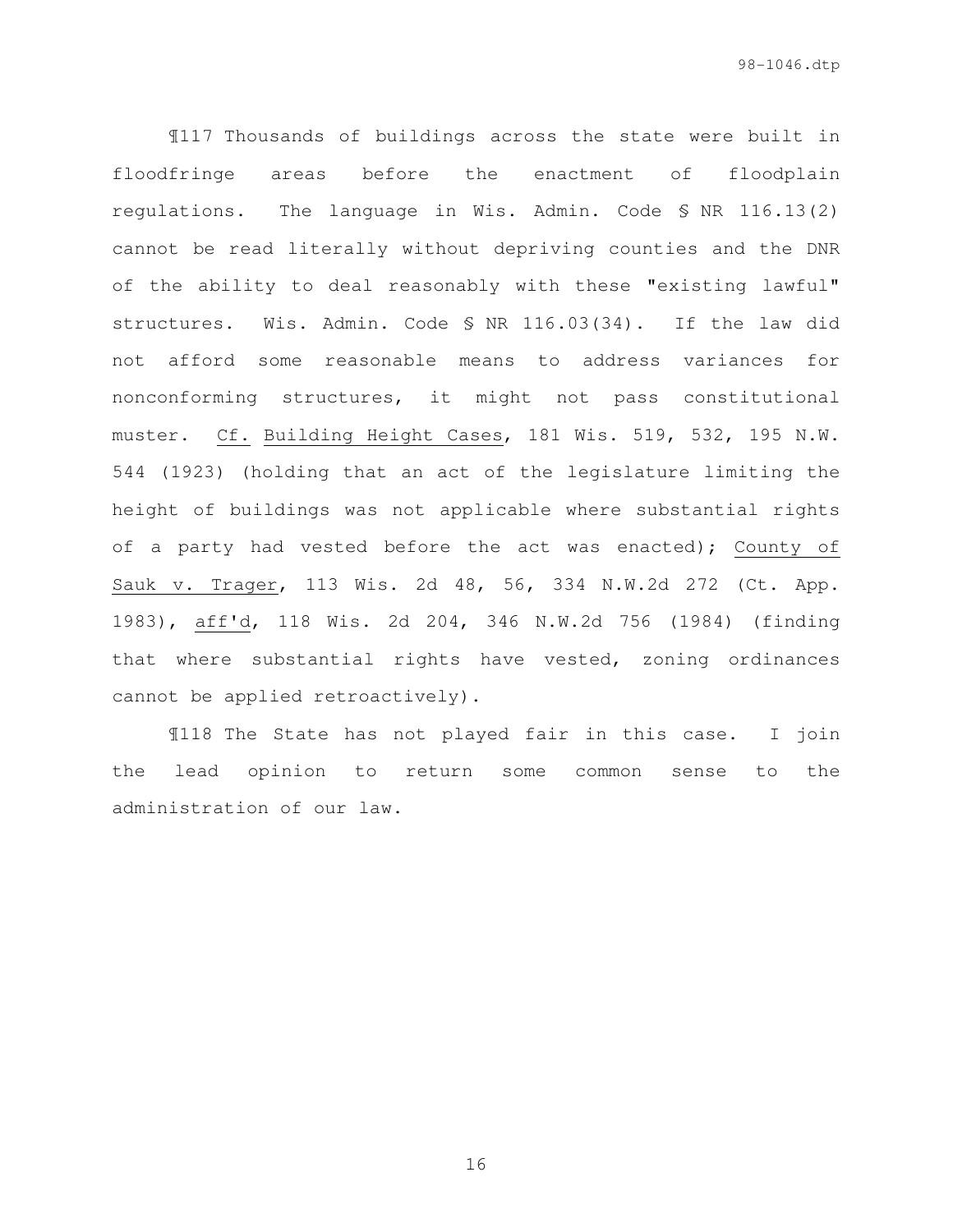¶117 Thousands of buildings across the state were built in floodfringe areas before the enactment of floodplain regulations. The language in Wis. Admin. Code § NR 116.13(2) cannot be read literally without depriving counties and the DNR of the ability to deal reasonably with these "existing lawful" structures. Wis. Admin. Code § NR 116.03(34). If the law did not afford some reasonable means to address variances for nonconforming structures, it might not pass constitutional muster. Cf. Building Height Cases, 181 Wis. 519, 532, 195 N.W. 544 (1923) (holding that an act of the legislature limiting the height of buildings was not applicable where substantial rights of a party had vested before the act was enacted); County of Sauk v. Trager, 113 Wis. 2d 48, 56, 334 N.W.2d 272 (Ct. App. 1983), aff'd, 118 Wis. 2d 204, 346 N.W.2d 756 (1984) (finding that where substantial rights have vested, zoning ordinances cannot be applied retroactively).

¶118 The State has not played fair in this case. I join the lead opinion to return some common sense to the administration of our law.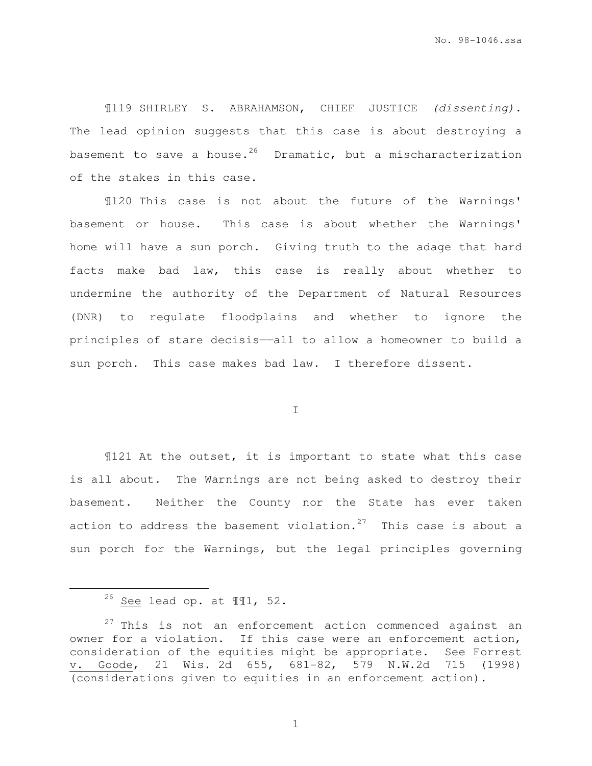¶119 SHIRLEY S. ABRAHAMSON, CHIEF JUSTICE *(dissenting)*. The lead opinion suggests that this case is about destroying a basement to save a house.[26] Dramatic, but a mischaracterization of the stakes in this case.

¶120 This case is not about the future of the Warnings' basement or house. This case is about whether the Warnings' home will have a sun porch. Giving truth to the adage that hard facts make bad law, this case is really about whether to undermine the authority of the Department of Natural Resources (DNR) to regulate floodplains and whether to ignore the principles of stare decisis——all to allow a homeowner to build a sun porch. This case makes bad law. I therefore dissent.

I

¶121 At the outset, it is important to state what this case is all about. The Warnings are not being asked to destroy their basement. Neither the County nor the State has ever taken action to address the basement violation.[27] This case is about a sun porch for the Warnings, but the legal principles governing

---

[26] See lead op. at ¶¶1, 52.

[27] This is not an enforcement action commenced against an owner for a violation. If this case were an enforcement action, consideration of the equities might be appropriate. See Forrest v. Goode, 21 Wis. 2d 655, 681-82, 579 N.W.2d 715 (1998) (considerations given to equities in an enforcement action).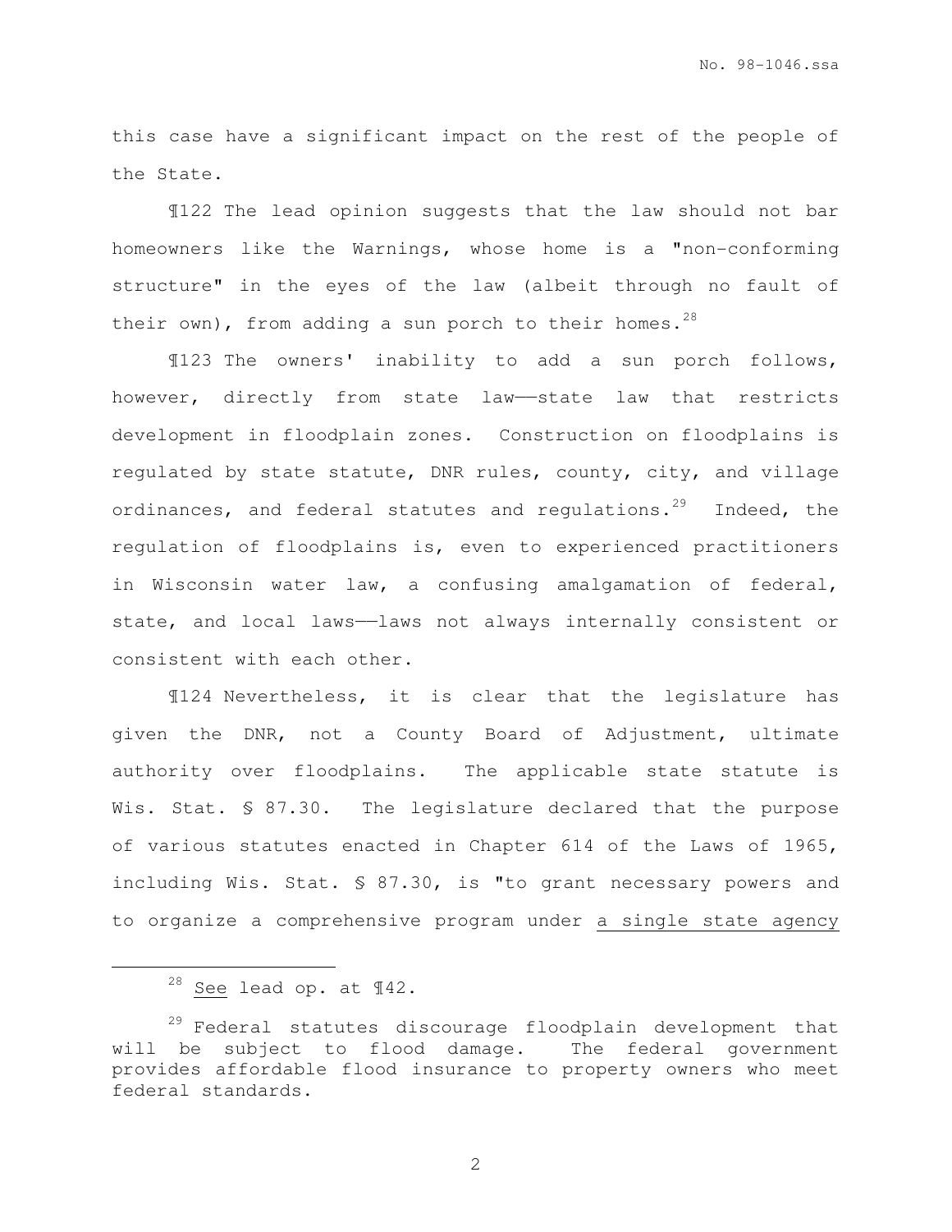this case have a significant impact on the rest of the people of the State.

¶122 The lead opinion suggests that the law should not bar homeowners like the Warnings, whose home is a "non-conforming structure" in the eyes of the law (albeit through no fault of their own), from adding a sun porch to their homes.[28]

¶123 The owners' inability to add a sun porch follows, however, directly from state law——state law that restricts development in floodplain zones. Construction on floodplains is regulated by state statute, DNR rules, county, city, and village ordinances, and federal statutes and regulations.[29] Indeed, the regulation of floodplains is, even to experienced practitioners in Wisconsin water law, a confusing amalgamation of federal, state, and local laws——laws not always internally consistent or consistent with each other.

¶124 Nevertheless, it is clear that the legislature has given the DNR, not a County Board of Adjustment, ultimate authority over floodplains. The applicable state statute is Wis. Stat. § 87.30. The legislature declared that the purpose of various statutes enacted in Chapter 614 of the Laws of 1965, including Wis. Stat. § 87.30, is "to grant necessary powers and to organize a comprehensive program under <u>a single state agency</u>

---

[28] <u>See</u> lead op. at ¶42.

[29] Federal statutes discourage floodplain development that will be subject to flood damage. The federal government provides affordable flood insurance to property owners who meet federal standards.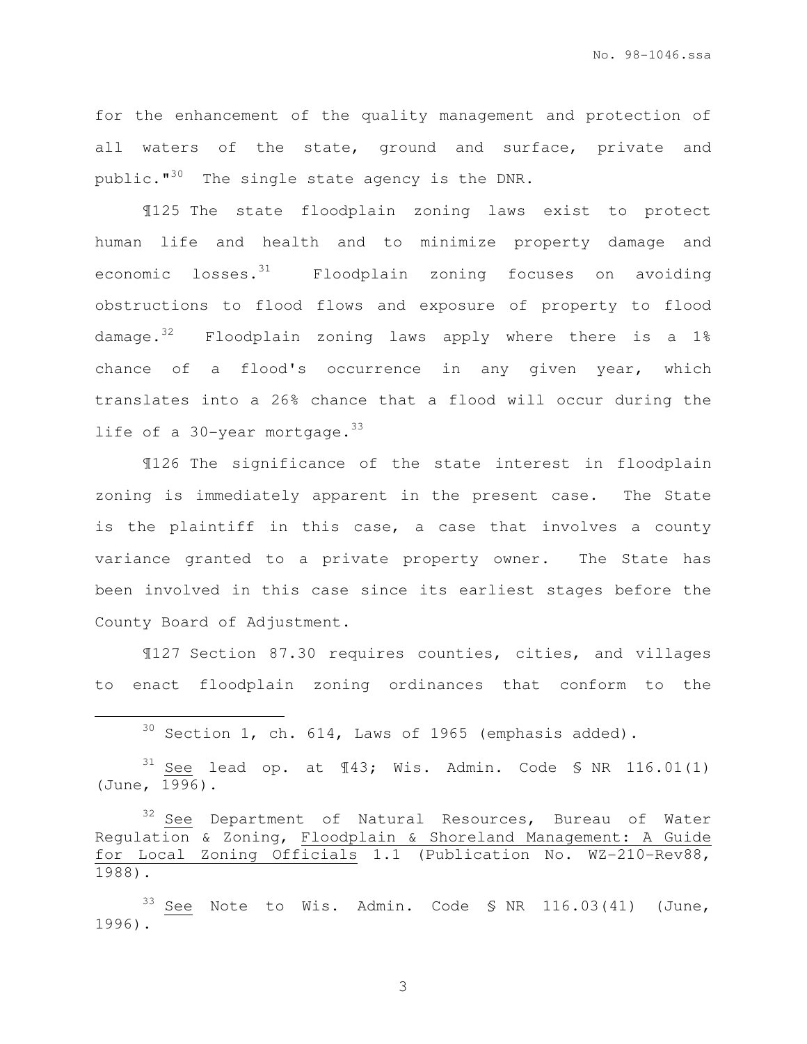for the enhancement of the quality management and protection of all waters of the state, ground and surface, private and public."[30] The single state agency is the DNR.

¶125 The state floodplain zoning laws exist to protect human life and health and to minimize property damage and economic losses.[31] Floodplain zoning focuses on avoiding obstructions to flood flows and exposure of property to flood damage.[32] Floodplain zoning laws apply where there is a 1% chance of a flood's occurrence in any given year, which translates into a 26% chance that a flood will occur during the life of a 30-year mortgage.[33]

¶126 The significance of the state interest in floodplain zoning is immediately apparent in the present case. The State is the plaintiff in this case, a case that involves a county variance granted to a private property owner. The State has been involved in this case since its earliest stages before the County Board of Adjustment.

¶127 Section 87.30 requires counties, cities, and villages to enact floodplain zoning ordinances that conform to the

---

[30] Section 1, ch. 614, Laws of 1965 (emphasis added).

[31] See lead op. at ¶43; Wis. Admin. Code § NR 116.01(1) (June, 1996).

[32] See Department of Natural Resources, Bureau of Water Regulation & Zoning, Floodplain & Shoreland Management: A Guide for Local Zoning Officials 1.1 (Publication No. WZ-210-Rev88, 1988).

[33] See Note to Wis. Admin. Code § NR 116.03(41) (June, 1996).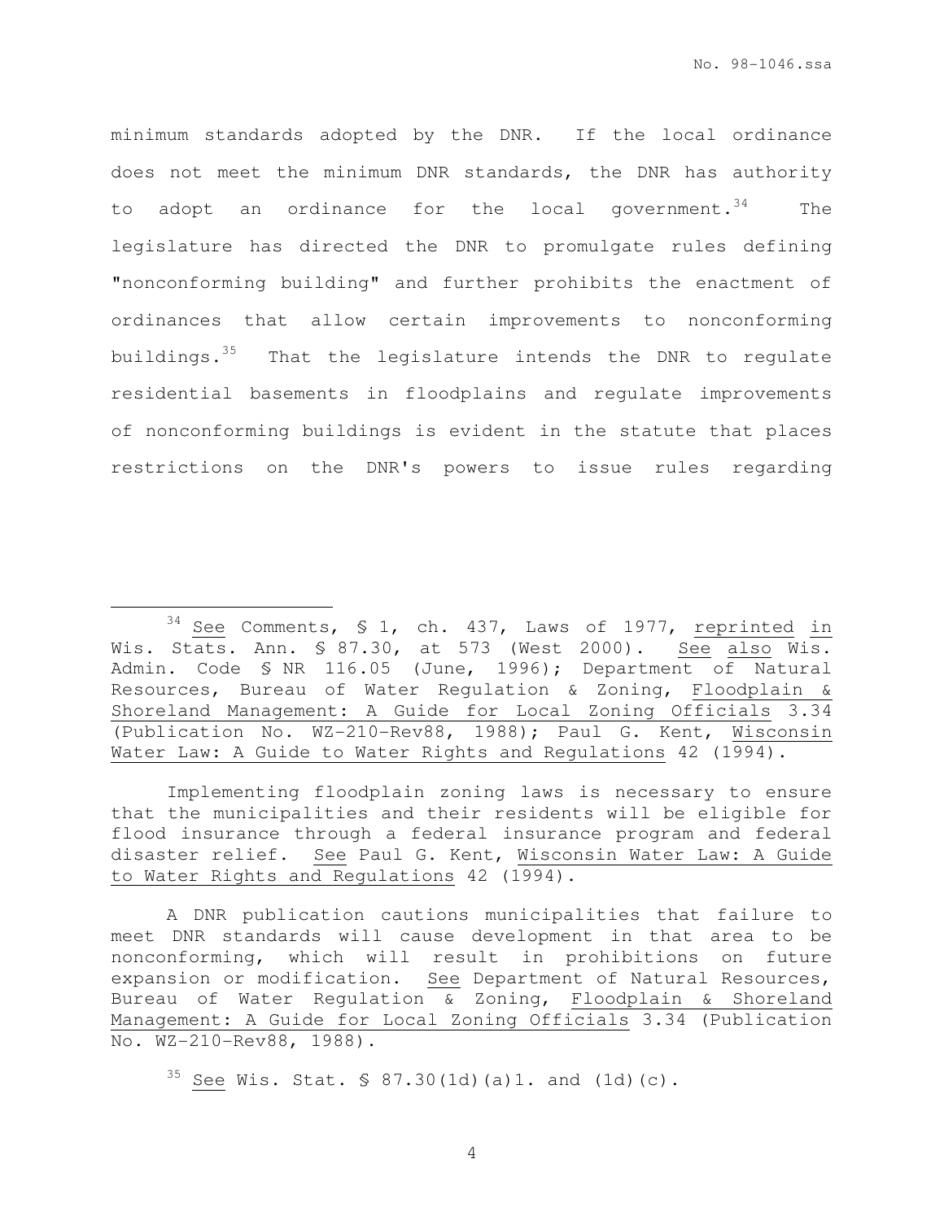minimum standards adopted by the DNR. If the local ordinance does not meet the minimum DNR standards, the DNR has authority to adopt an ordinance for the local government.[34] The legislature has directed the DNR to promulgate rules defining "nonconforming building" and further prohibits the enactment of ordinances that allow certain improvements to nonconforming buildings.[35] That the legislature intends the DNR to regulate residential basements in floodplains and regulate improvements of nonconforming buildings is evident in the statute that places restrictions on the DNR's powers to issue rules regarding

---

[34] See Comments, § 1, ch. 437, Laws of 1977, reprinted in Wis. Stats. Ann. § 87.30, at 573 (West 2000). See also Wis. Admin. Code § NR 116.05 (June, 1996); Department of Natural Resources, Bureau of Water Regulation & Zoning, Floodplain & Shoreland Management: A Guide for Local Zoning Officials 3.34 (Publication No. WZ-210-Rev88, 1988); Paul G. Kent, Wisconsin Water Law: A Guide to Water Rights and Regulations 42 (1994).

Implementing floodplain zoning laws is necessary to ensure that the municipalities and their residents will be eligible for flood insurance through a federal insurance program and federal disaster relief. See Paul G. Kent, Wisconsin Water Law: A Guide to Water Rights and Regulations 42 (1994).

A DNR publication cautions municipalities that failure to meet DNR standards will cause development in that area to be nonconforming, which will result in prohibitions on future expansion or modification. See Department of Natural Resources, Bureau of Water Regulation & Zoning, Floodplain & Shoreland Management: A Guide for Local Zoning Officials 3.34 (Publication No. WZ-210-Rev88, 1988).

[35] See Wis. Stat. § 87.30(1d)(a)1. and (1d)(c).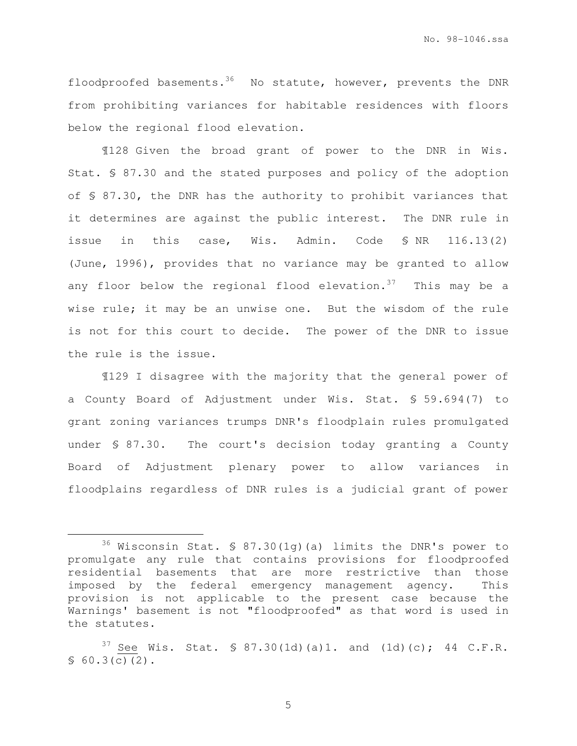floodproofed basements.[36] No statute, however, prevents the DNR from prohibiting variances for habitable residences with floors below the regional flood elevation.

¶128 Given the broad grant of power to the DNR in Wis. Stat. § 87.30 and the stated purposes and policy of the adoption of § 87.30, the DNR has the authority to prohibit variances that it determines are against the public interest. The DNR rule in issue in this case, Wis. Admin. Code § NR 116.13(2) (June, 1996), provides that no variance may be granted to allow any floor below the regional flood elevation.[37] This may be a wise rule; it may be an unwise one. But the wisdom of the rule is not for this court to decide. The power of the DNR to issue the rule is the issue.

¶129 I disagree with the majority that the general power of a County Board of Adjustment under Wis. Stat. § 59.694(7) to grant zoning variances trumps DNR's floodplain rules promulgated under § 87.30. The court's decision today granting a County Board of Adjustment plenary power to allow variances in floodplains regardless of DNR rules is a judicial grant of power

---

[36] Wisconsin Stat. § 87.30(1g)(a) limits the DNR's power to promulgate any rule that contains provisions for floodproofed residential basements that are more restrictive than those imposed by the federal emergency management agency. This provision is not applicable to the present case because the Warnings' basement is not "floodproofed" as that word is used in the statutes.

[37] <u>See</u> Wis. Stat. § 87.30(1d)(a)1. and (1d)(c); 44 C.F.R. § 60.3(c)(2).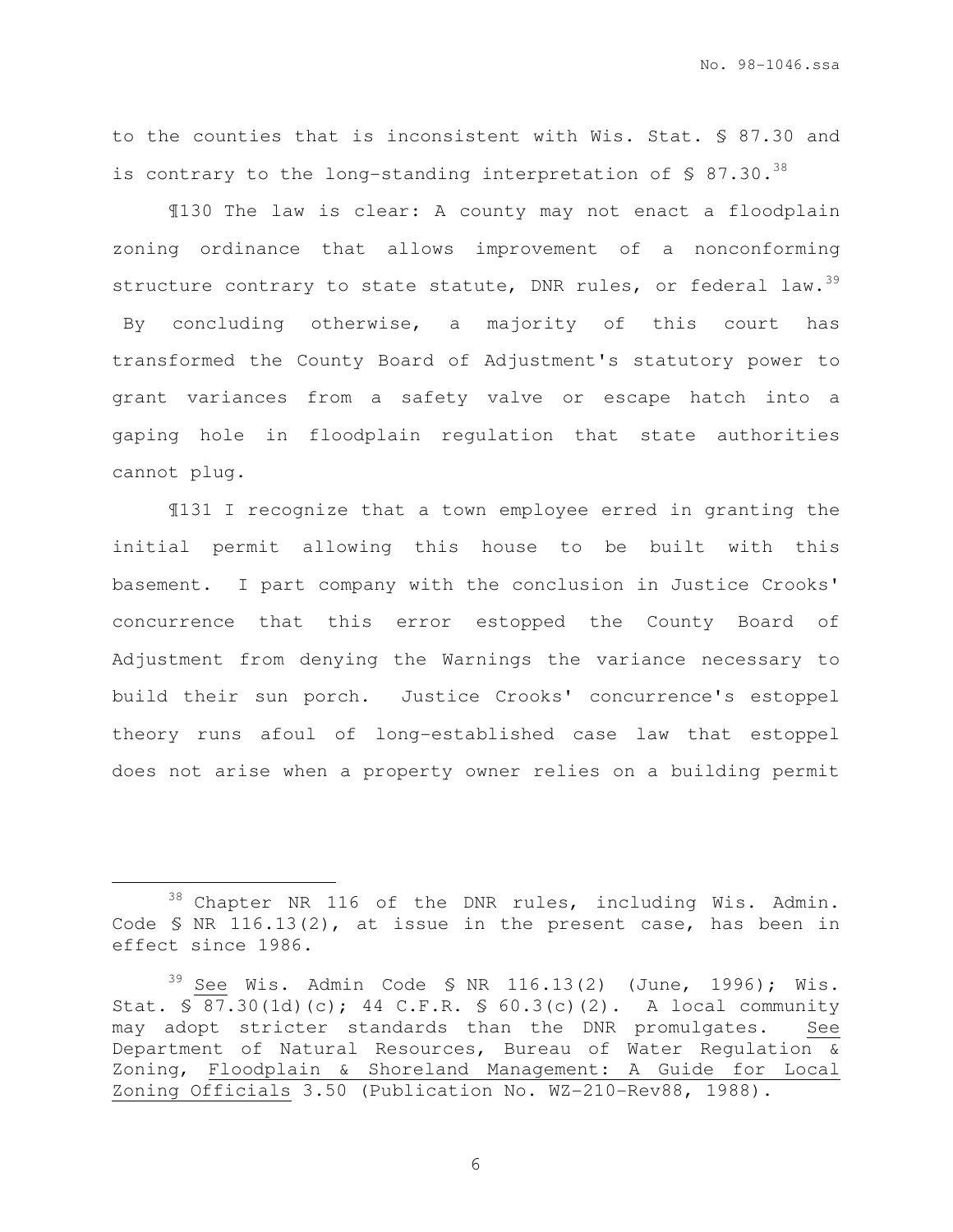to the counties that is inconsistent with Wis. Stat. § 87.30 and is contrary to the long-standing interpretation of § 87.30.[38]

¶130 The law is clear: A county may not enact a floodplain zoning ordinance that allows improvement of a nonconforming structure contrary to state statute, DNR rules, or federal law.[39] By concluding otherwise, a majority of this court has transformed the County Board of Adjustment's statutory power to grant variances from a safety valve or escape hatch into a gaping hole in floodplain regulation that state authorities cannot plug.

¶131 I recognize that a town employee erred in granting the initial permit allowing this house to be built with this basement. I part company with the conclusion in Justice Crooks' concurrence that this error estopped the County Board of Adjustment from denying the Warnings the variance necessary to build their sun porch. Justice Crooks' concurrence's estoppel theory runs afoul of long-established case law that estoppel does not arise when a property owner relies on a building permit

---

[38] Chapter NR 116 of the DNR rules, including Wis. Admin. Code § NR 116.13(2), at issue in the present case, has been in effect since 1986.

[39] See Wis. Admin Code § NR 116.13(2) (June, 1996); Wis. Stat. § 87.30(1d)(c); 44 C.F.R. § 60.3(c)(2). A local community may adopt stricter standards than the DNR promulgates. See Department of Natural Resources, Bureau of Water Regulation & Zoning, Floodplain & Shoreland Management: A Guide for Local Zoning Officials 3.50 (Publication No. WZ-210-Rev88, 1988).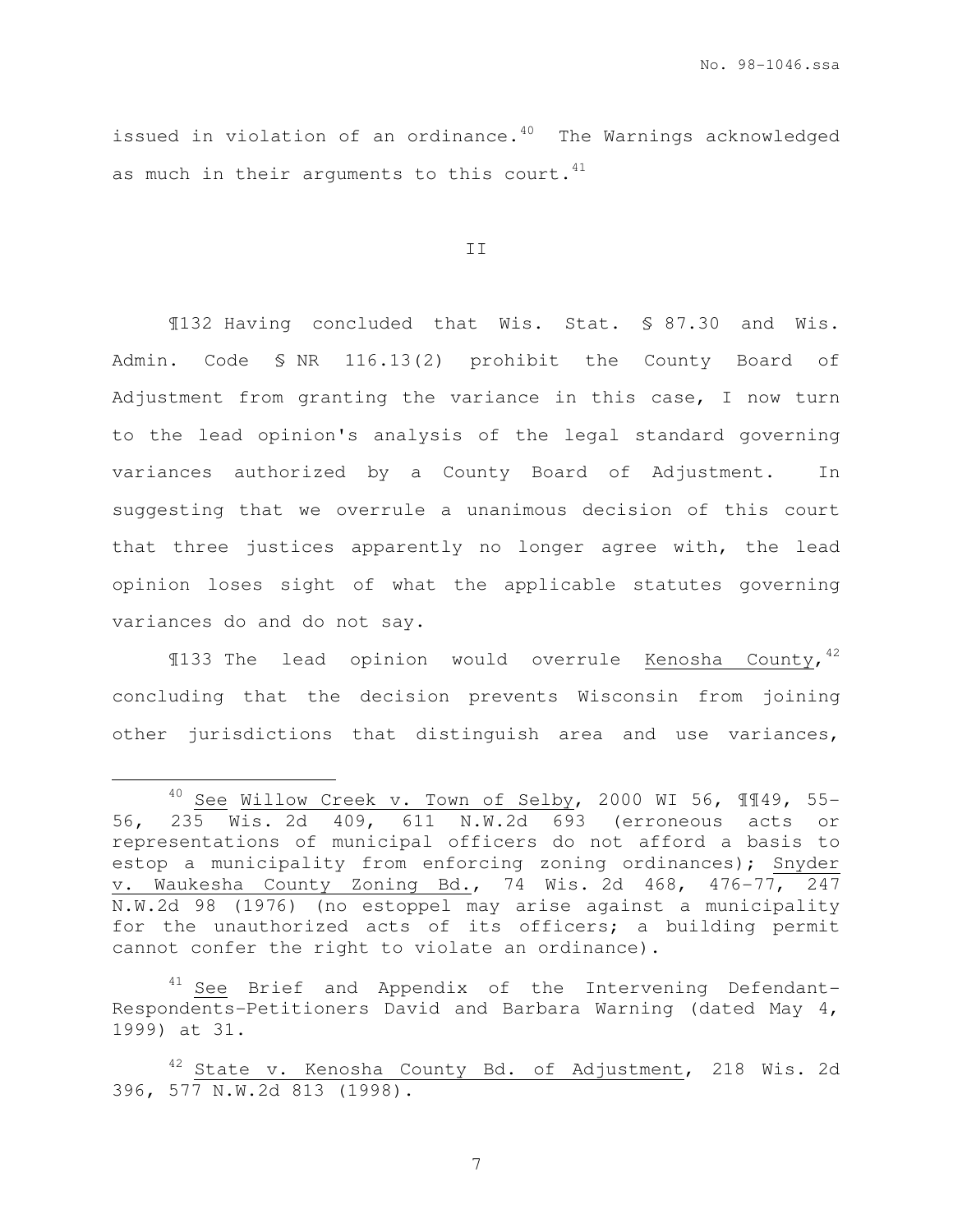issued in violation of an ordinance.[40] The Warnings acknowledged as much in their arguments to this court.[41]

II

¶132 Having concluded that Wis. Stat. § 87.30 and Wis. Admin. Code § NR 116.13(2) prohibit the County Board of Adjustment from granting the variance in this case, I now turn to the lead opinion's analysis of the legal standard governing variances authorized by a County Board of Adjustment. In suggesting that we overrule a unanimous decision of this court that three justices apparently no longer agree with, the lead opinion loses sight of what the applicable statutes governing variances do and do not say.

¶133 The lead opinion would overrule Kenosha County,[42] concluding that the decision prevents Wisconsin from joining other jurisdictions that distinguish area and use variances,

---

[40] See Willow Creek v. Town of Selby, 2000 WI 56, ¶¶49, 55-56, 235 Wis. 2d 409, 611 N.W.2d 693 (erroneous acts or representations of municipal officers do not afford a basis to estop a municipality from enforcing zoning ordinances); Snyder v. Waukesha County Zoning Bd., 74 Wis. 2d 468, 476-77, 247 N.W.2d 98 (1976) (no estoppel may arise against a municipality for the unauthorized acts of its officers; a building permit cannot confer the right to violate an ordinance).

[41] See Brief and Appendix of the Intervening Defendant-Respondents-Petitioners David and Barbara Warning (dated May 4, 1999) at 31.

[42] State v. Kenosha County Bd. of Adjustment, 218 Wis. 2d 396, 577 N.W.2d 813 (1998).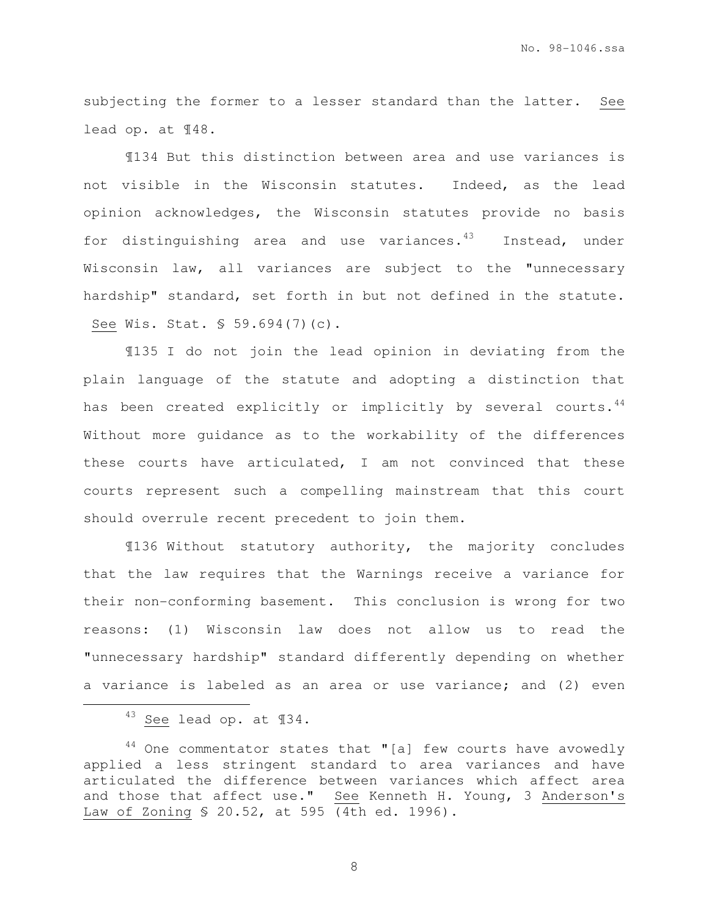subjecting the former to a lesser standard than the latter. See lead op. at ¶48.

¶134 But this distinction between area and use variances is not visible in the Wisconsin statutes. Indeed, as the lead opinion acknowledges, the Wisconsin statutes provide no basis for distinguishing area and use variances.[43] Instead, under Wisconsin law, all variances are subject to the "unnecessary hardship" standard, set forth in but not defined in the statute. See Wis. Stat. § 59.694(7)(c).

¶135 I do not join the lead opinion in deviating from the plain language of the statute and adopting a distinction that has been created explicitly or implicitly by several courts.[44] Without more guidance as to the workability of the differences these courts have articulated, I am not convinced that these courts represent such a compelling mainstream that this court should overrule recent precedent to join them.

¶136 Without statutory authority, the majority concludes that the law requires that the Warnings receive a variance for their non-conforming basement. This conclusion is wrong for two reasons: (1) Wisconsin law does not allow us to read the "unnecessary hardship" standard differently depending on whether a variance is labeled as an area or use variance; and (2) even

---

[43] See lead op. at ¶34.

[44] One commentator states that "[a] few courts have avowedly applied a less stringent standard to area variances and have articulated the difference between variances which affect area and those that affect use." See Kenneth H. Young, 3 Anderson's Law of Zoning § 20.52, at 595 (4th ed. 1996).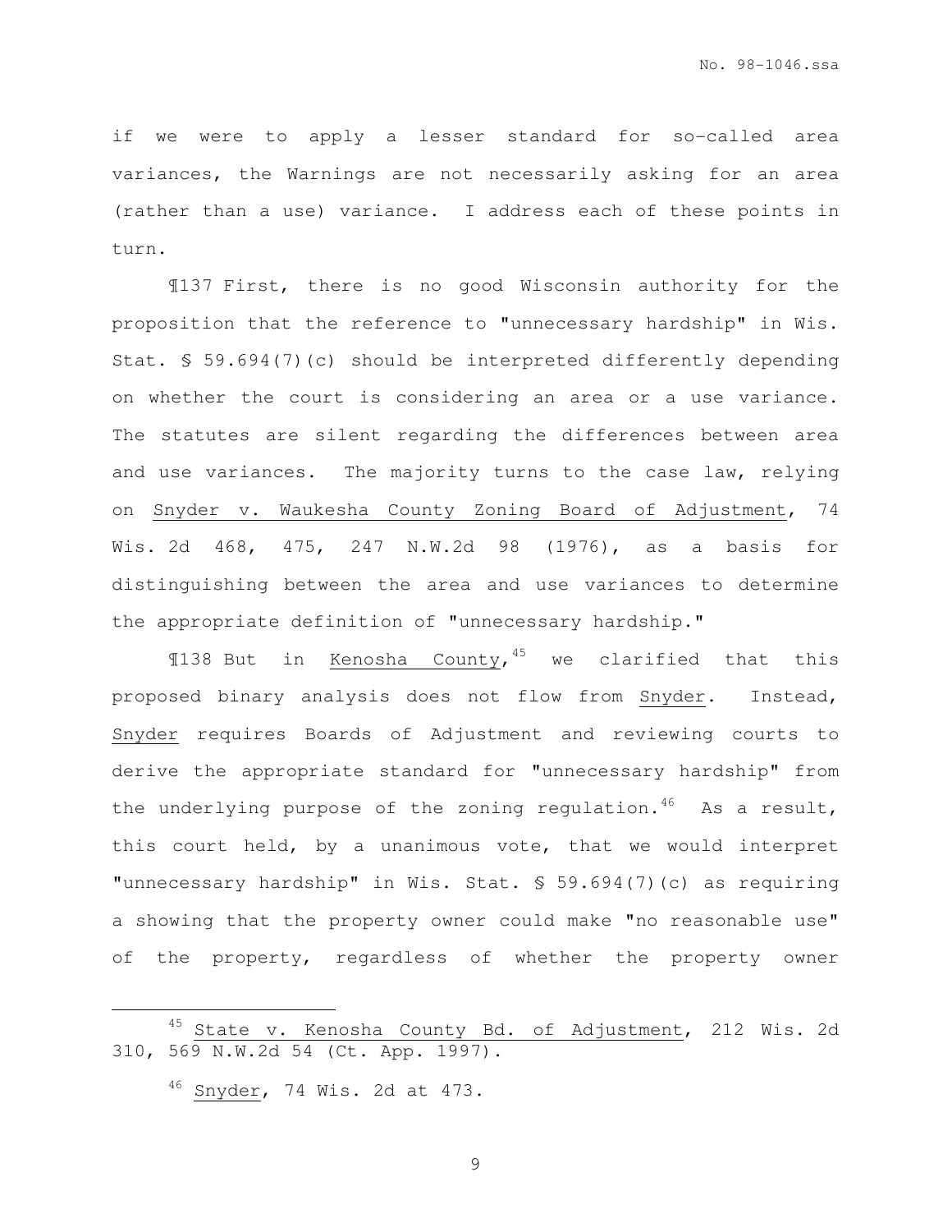if we were to apply a lesser standard for so-called area variances, the Warnings are not necessarily asking for an area (rather than a use) variance. I address each of these points in turn.

¶137 First, there is no good Wisconsin authority for the proposition that the reference to "unnecessary hardship" in Wis. Stat. § 59.694(7)(c) should be interpreted differently depending on whether the court is considering an area or a use variance. The statutes are silent regarding the differences between area and use variances. The majority turns to the case law, relying on <u>Snyder v. Waukesha County Zoning Board of Adjustment</u>, 74 Wis. 2d 468, 475, 247 N.W.2d 98 (1976), as a basis for distinguishing between the area and use variances to determine the appropriate definition of "unnecessary hardship."

¶138 But in <u>Kenosha County</u>,[45] we clarified that this proposed binary analysis does not flow from <u>Snyder</u>. Instead, <u>Snyder</u> requires Boards of Adjustment and reviewing courts to derive the appropriate standard for "unnecessary hardship" from the underlying purpose of the zoning regulation.[46] As a result, this court held, by a unanimous vote, that we would interpret "unnecessary hardship" in Wis. Stat. § 59.694(7)(c) as requiring a showing that the property owner could make "no reasonable use" of the property, regardless of whether the property owner

---

[45] <u>State v. Kenosha County Bd. of Adjustment</u>, 212 Wis. 2d 310, 569 N.W.2d 54 (Ct. App. 1997).

[46] <u>Snyder</u>, 74 Wis. 2d at 473.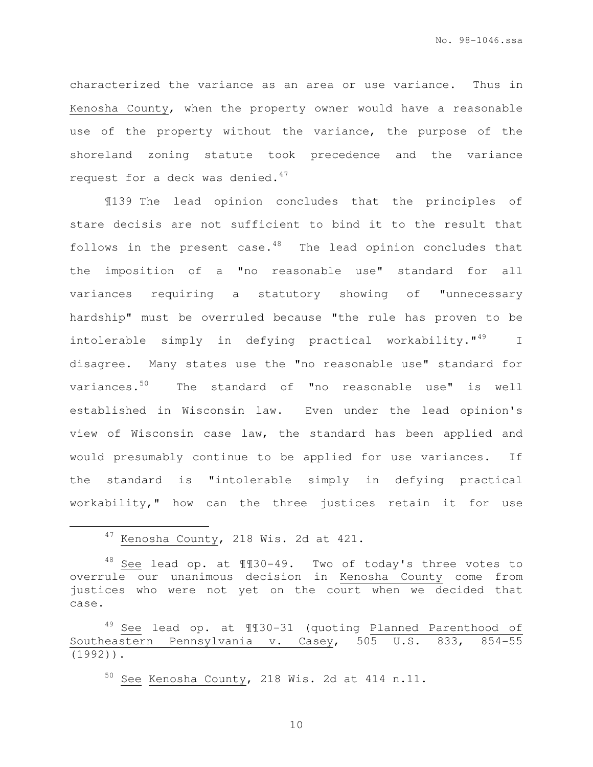characterized the variance as an area or use variance. Thus in Kenosha County, when the property owner would have a reasonable use of the property without the variance, the purpose of the shoreland zoning statute took precedence and the variance request for a deck was denied.[47]

¶139 The lead opinion concludes that the principles of stare decisis are not sufficient to bind it to the result that follows in the present case.[48] The lead opinion concludes that the imposition of a "no reasonable use" standard for all variances requiring a statutory showing of "unnecessary hardship" must be overruled because "the rule has proven to be intolerable simply in defying practical workability."[49] I disagree. Many states use the "no reasonable use" standard for variances.[50] The standard of "no reasonable use" is well established in Wisconsin law. Even under the lead opinion's view of Wisconsin case law, the standard has been applied and would presumably continue to be applied for use variances. If the standard is "intolerable simply in defying practical workability," how can the three justices retain it for use

---

[47] Kenosha County, 218 Wis. 2d at 421.

[48] See lead op. at ¶¶30-49. Two of today's three votes to overrule our unanimous decision in Kenosha County come from justices who were not yet on the court when we decided that case.

[49] See lead op. at ¶¶30-31 (quoting Planned Parenthood of Southeastern Pennsylvania v. Casey, 505 U.S. 833, 854-55 (1992)).

[50] See Kenosha County, 218 Wis. 2d at 414 n.11.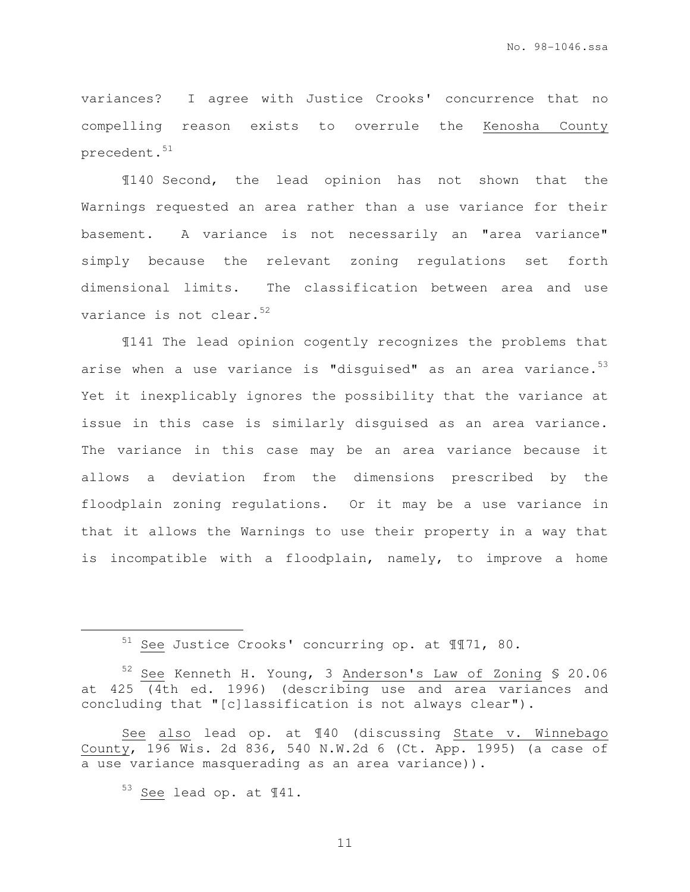variances? I agree with Justice Crooks' concurrence that no compelling reason exists to overrule the Kenosha County precedent.[51]

¶140 Second, the lead opinion has not shown that the Warnings requested an area rather than a use variance for their basement. A variance is not necessarily an "area variance" simply because the relevant zoning regulations set forth dimensional limits. The classification between area and use variance is not clear.[52]

¶141 The lead opinion cogently recognizes the problems that arise when a use variance is "disguised" as an area variance.[53] Yet it inexplicably ignores the possibility that the variance at issue in this case is similarly disguised as an area variance. The variance in this case may be an area variance because it allows a deviation from the dimensions prescribed by the floodplain zoning regulations. Or it may be a use variance in that it allows the Warnings to use their property in a way that is incompatible with a floodplain, namely, to improve a home

---

[51] See Justice Crooks' concurring op. at ¶¶71, 80.

[52] See Kenneth H. Young, 3 Anderson's Law of Zoning § 20.06 at 425 (4th ed. 1996) (describing use and area variances and concluding that "[c]lassification is not always clear").

See also lead op. at ¶40 (discussing State v. Winnebago County, 196 Wis. 2d 836, 540 N.W.2d 6 (Ct. App. 1995) (a case of a use variance masquerading as an area variance)).

[53] See lead op. at ¶41.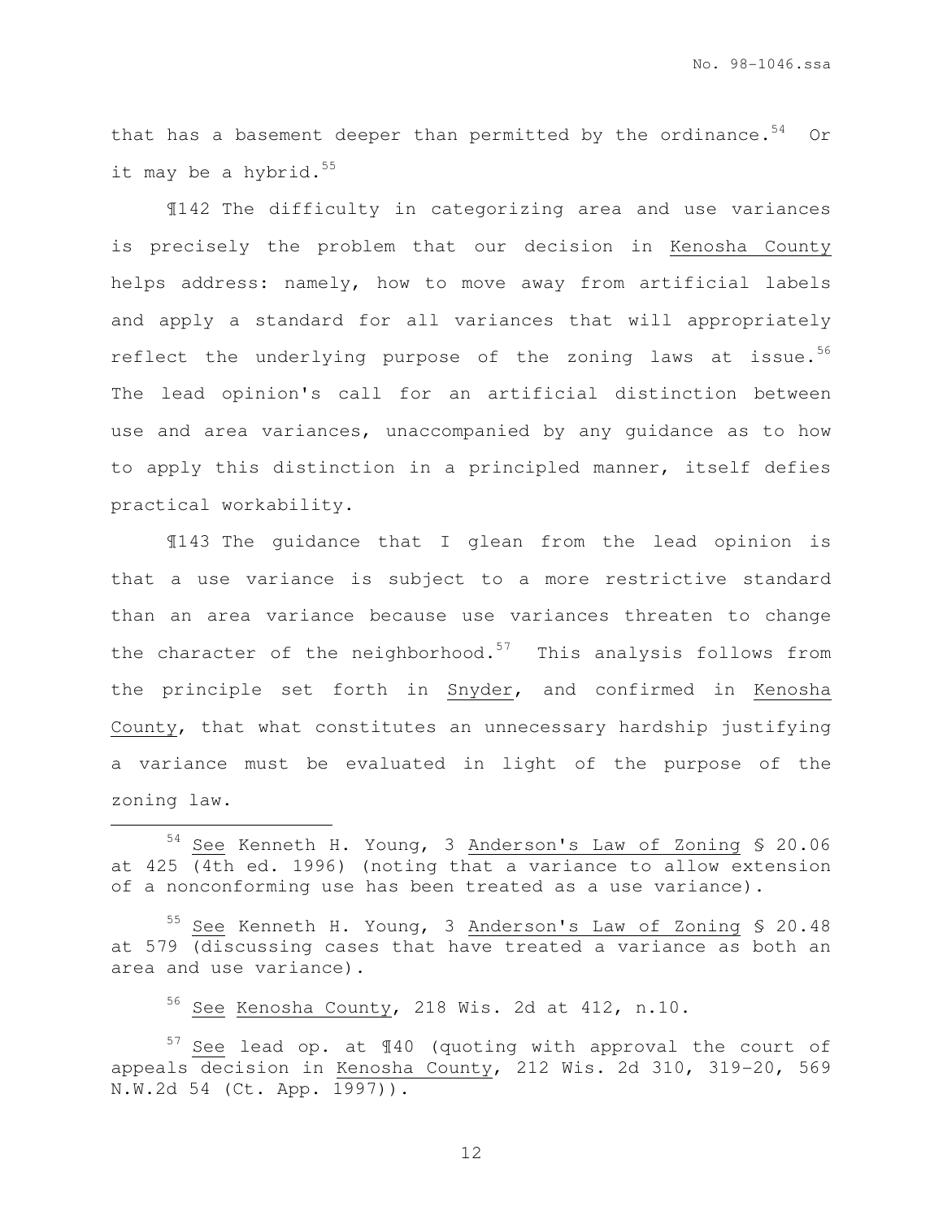that has a basement deeper than permitted by the ordinance.[54] Or it may be a hybrid.[55]

¶142 The difficulty in categorizing area and use variances is precisely the problem that our decision in Kenosha County helps address: namely, how to move away from artificial labels and apply a standard for all variances that will appropriately reflect the underlying purpose of the zoning laws at issue.[56] The lead opinion's call for an artificial distinction between use and area variances, unaccompanied by any guidance as to how to apply this distinction in a principled manner, itself defies practical workability.

¶143 The guidance that I glean from the lead opinion is that a use variance is subject to a more restrictive standard than an area variance because use variances threaten to change the character of the neighborhood.[57] This analysis follows from the principle set forth in Snyder, and confirmed in Kenosha County, that what constitutes an unnecessary hardship justifying a variance must be evaluated in light of the purpose of the zoning law.

---

[54] See Kenneth H. Young, 3 Anderson's Law of Zoning § 20.06 at 425 (4th ed. 1996) (noting that a variance to allow extension of a nonconforming use has been treated as a use variance).

[55] See Kenneth H. Young, 3 Anderson's Law of Zoning § 20.48 at 579 (discussing cases that have treated a variance as both an area and use variance).

[56] See Kenosha County, 218 Wis. 2d at 412, n.10.

[57] See lead op. at ¶40 (quoting with approval the court of appeals decision in Kenosha County, 212 Wis. 2d 310, 319-20, 569 N.W.2d 54 (Ct. App. 1997)).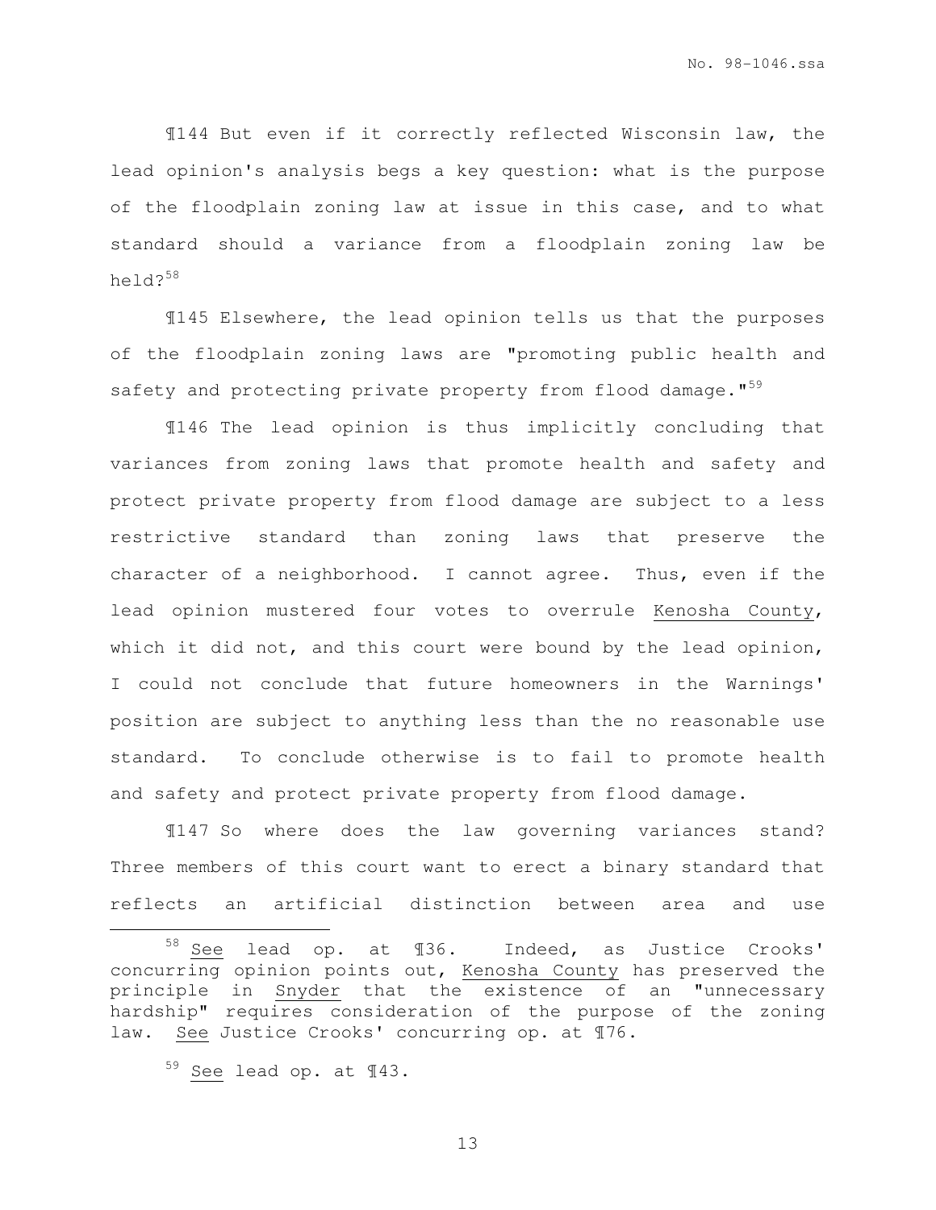¶144 But even if it correctly reflected Wisconsin law, the lead opinion's analysis begs a key question: what is the purpose of the floodplain zoning law at issue in this case, and to what standard should a variance from a floodplain zoning law be held?[58]

¶145 Elsewhere, the lead opinion tells us that the purposes of the floodplain zoning laws are "promoting public health and safety and protecting private property from flood damage."[59]

¶146 The lead opinion is thus implicitly concluding that variances from zoning laws that promote health and safety and protect private property from flood damage are subject to a less restrictive standard than zoning laws that preserve the character of a neighborhood. I cannot agree. Thus, even if the lead opinion mustered four votes to overrule Kenosha County, which it did not, and this court were bound by the lead opinion, I could not conclude that future homeowners in the Warnings' position are subject to anything less than the no reasonable use standard. To conclude otherwise is to fail to promote health and safety and protect private property from flood damage.

¶147 So where does the law governing variances stand? Three members of this court want to erect a binary standard that reflects an artificial distinction between area and use

---

[58] See lead op. at ¶36. Indeed, as Justice Crooks' concurring opinion points out, Kenosha County has preserved the principle in Snyder that the existence of an "unnecessary hardship" requires consideration of the purpose of the zoning law. See Justice Crooks' concurring op. at ¶76.

[59] See lead op. at ¶43.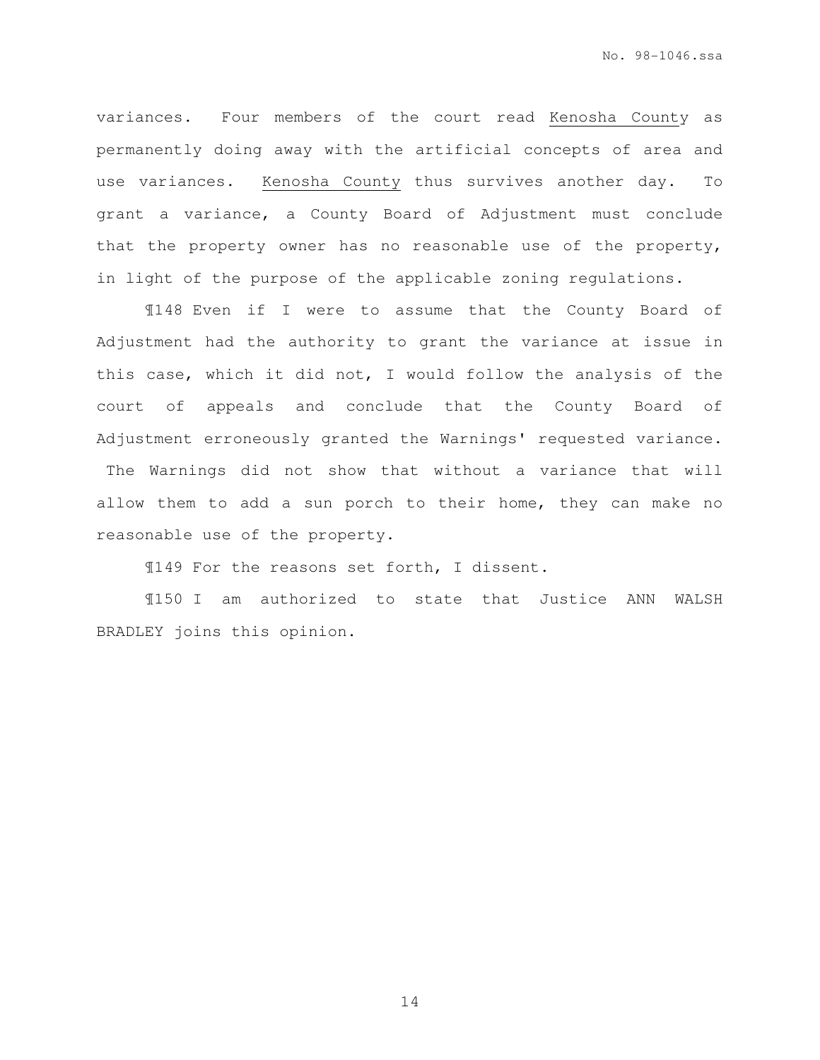variances. Four members of the court read Kenosha County as permanently doing away with the artificial concepts of area and use variances. Kenosha County thus survives another day. To grant a variance, a County Board of Adjustment must conclude that the property owner has no reasonable use of the property, in light of the purpose of the applicable zoning regulations.

¶148 Even if I were to assume that the County Board of Adjustment had the authority to grant the variance at issue in this case, which it did not, I would follow the analysis of the court of appeals and conclude that the County Board of Adjustment erroneously granted the Warnings' requested variance. The Warnings did not show that without a variance that will allow them to add a sun porch to their home, they can make no reasonable use of the property.

¶149 For the reasons set forth, I dissent.

¶150 I am authorized to state that Justice ANN WALSH BRADLEY joins this opinion.